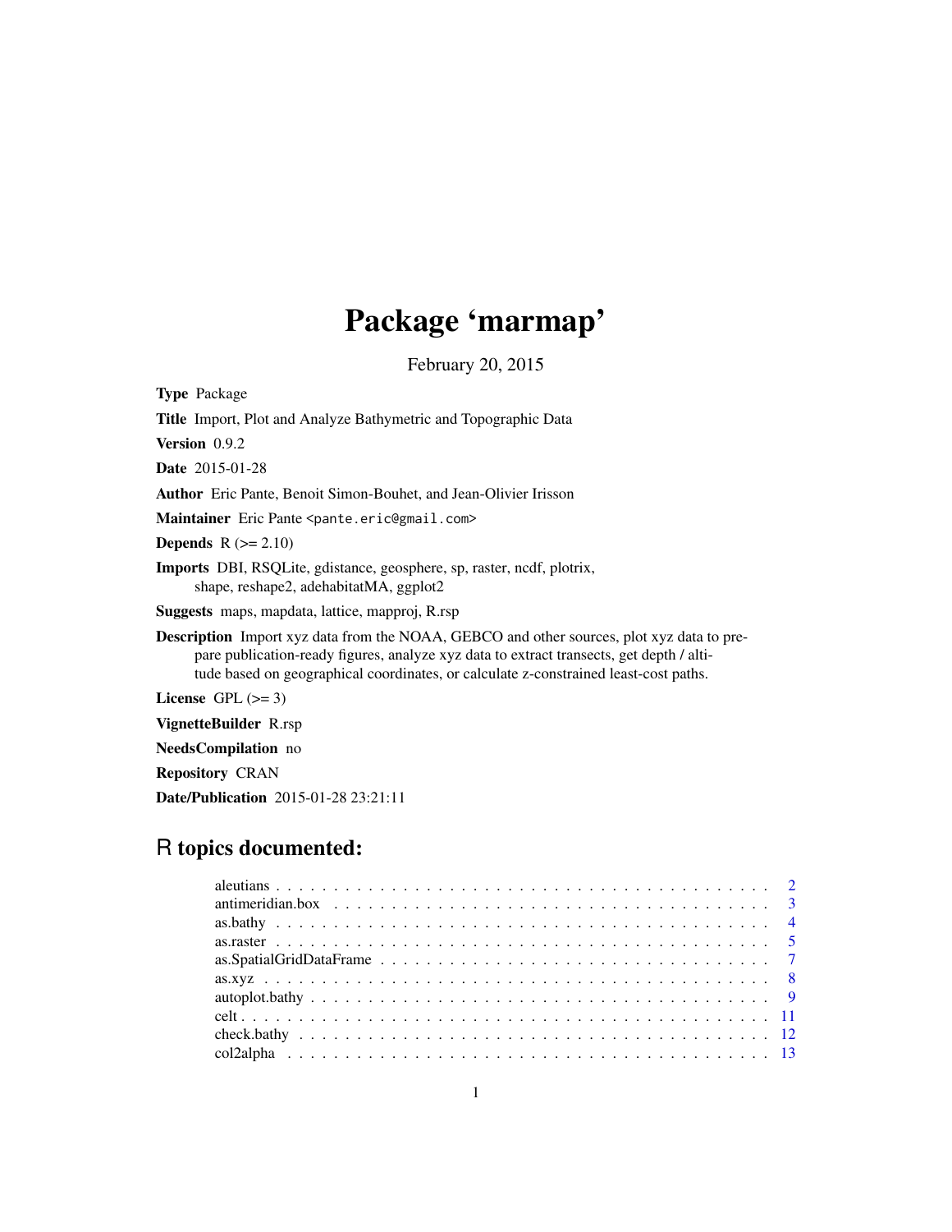# Package 'marmap'

February 20, 2015

**Type** Package

**Title** Import, Plot and Analyze Bathymetric and Topographic Data

**Version** 0.9.2

**Date** 2015-01-28

**Author** Eric Pante, Benoit Simon-Bouhet, and Jean-Olivier Irisson

**Maintainer** Eric Pante <pante.eric@gmail.com>

**Depends** R (>= 2.10)

**Imports** DBI, RSQLite, gdistance, geosphere, sp, raster, ncdf, plotrix, shape, reshape2, adehabitatMA, ggplot2

**Suggests** maps, mapdata, lattice, mapproj, R.rsp

**Description** Import xyz data from the NOAA, GEBCO and other sources, plot xyz data to prepare publication-ready figures, analyze xyz data to extract transects, get depth / altitude based on geographical coordinates, or calculate z-constrained least-cost paths.

**License** GPL (>= 3)

**VignetteBuilder** R.rsp

**NeedsCompilation** no

**Repository** CRAN

**Date/Publication** 2015-01-28 23:21:11

## R topics documented:

- aleutians . . . . . . . . . . . . . . . . . . . . . . . . . . . . . . . . . . . . . . . . . . . 2
- antimeridian.box . . . . . . . . . . . . . . . . . . . . . . . . . . . . . . . . . . . . . . 3
- as.bathy . . . . . . . . . . . . . . . . . . . . . . . . . . . . . . . . . . . . . . . . . . . 4
- as.raster . . . . . . . . . . . . . . . . . . . . . . . . . . . . . . . . . . . . . . . . . . . 5
- as.SpatialGridDataFrame . . . . . . . . . . . . . . . . . . . . . . . . . . . . . . . . . 7
- as.xyz . . . . . . . . . . . . . . . . . . . . . . . . . . . . . . . . . . . . . . . . . . . . 8
- autoplot.bathy . . . . . . . . . . . . . . . . . . . . . . . . . . . . . . . . . . . . . . . 9
- celt . . . . . . . . . . . . . . . . . . . . . . . . . . . . . . . . . . . . . . . . . . . . . 11
- check.bathy . . . . . . . . . . . . . . . . . . . . . . . . . . . . . . . . . . . . . . . . . 12
- col2alpha . . . . . . . . . . . . . . . . . . . . . . . . . . . . . . . . . . . . . . . . . . 13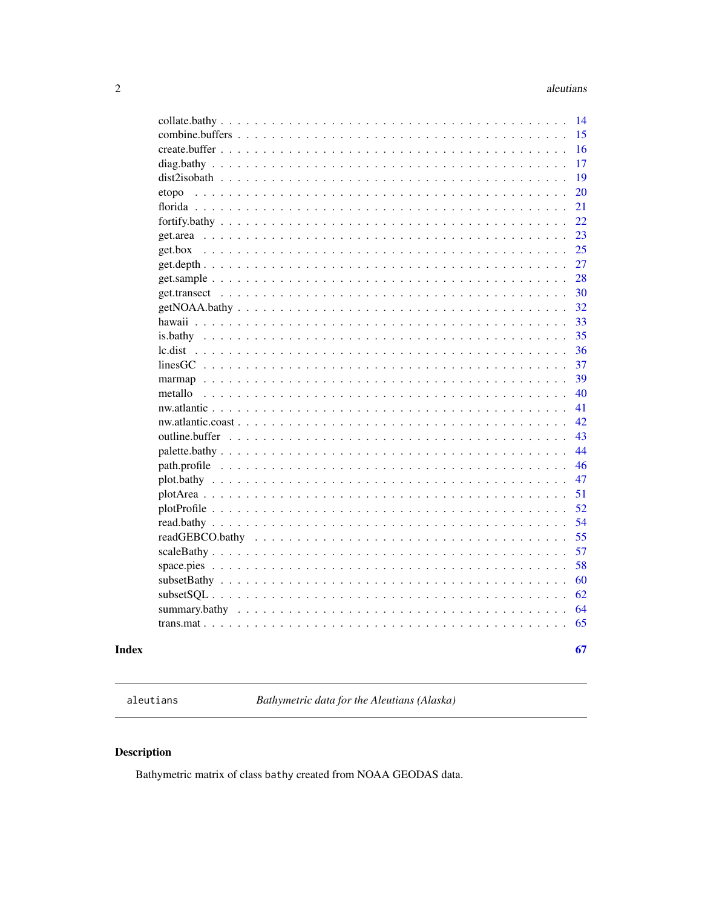collate.bathy . . . . . . . . . . . . . . . . . . . . . . . . . . . . . . . . . . . . . . 14
combine.buffers . . . . . . . . . . . . . . . . . . . . . . . . . . . . . . . . . . . . . 15
create.buffer . . . . . . . . . . . . . . . . . . . . . . . . . . . . . . . . . . . . . . 16
diag.bathy . . . . . . . . . . . . . . . . . . . . . . . . . . . . . . . . . . . . . . . 17
dist2isobath . . . . . . . . . . . . . . . . . . . . . . . . . . . . . . . . . . . . . . 19
etopo . . . . . . . . . . . . . . . . . . . . . . . . . . . . . . . . . . . . . . . . . 20
florida . . . . . . . . . . . . . . . . . . . . . . . . . . . . . . . . . . . . . . . . 21
fortify.bathy . . . . . . . . . . . . . . . . . . . . . . . . . . . . . . . . . . . . . . 22
get.area . . . . . . . . . . . . . . . . . . . . . . . . . . . . . . . . . . . . . . . 23
get.box . . . . . . . . . . . . . . . . . . . . . . . . . . . . . . . . . . . . . . . . 25
get.depth . . . . . . . . . . . . . . . . . . . . . . . . . . . . . . . . . . . . . . . 27
get.sample . . . . . . . . . . . . . . . . . . . . . . . . . . . . . . . . . . . . . . 28
get.transect . . . . . . . . . . . . . . . . . . . . . . . . . . . . . . . . . . . . . . 30
getNOAA.bathy . . . . . . . . . . . . . . . . . . . . . . . . . . . . . . . . . . . . . 32
hawaii . . . . . . . . . . . . . . . . . . . . . . . . . . . . . . . . . . . . . . . . . 33
is.bathy . . . . . . . . . . . . . . . . . . . . . . . . . . . . . . . . . . . . . . . 35
lc.dist . . . . . . . . . . . . . . . . . . . . . . . . . . . . . . . . . . . . . . . . 36
linesGC . . . . . . . . . . . . . . . . . . . . . . . . . . . . . . . . . . . . . . . . 37
marmap . . . . . . . . . . . . . . . . . . . . . . . . . . . . . . . . . . . . . . . . 39
metallo . . . . . . . . . . . . . . . . . . . . . . . . . . . . . . . . . . . . . . . . 40
nw.atlantic . . . . . . . . . . . . . . . . . . . . . . . . . . . . . . . . . . . . . . 41
nw.atlantic.coast . . . . . . . . . . . . . . . . . . . . . . . . . . . . . . . . . . . 42
outline.buffer . . . . . . . . . . . . . . . . . . . . . . . . . . . . . . . . . . . . . 43
palette.bathy . . . . . . . . . . . . . . . . . . . . . . . . . . . . . . . . . . . . . 44
path.profile . . . . . . . . . . . . . . . . . . . . . . . . . . . . . . . . . . . . . . 46
plot.bathy . . . . . . . . . . . . . . . . . . . . . . . . . . . . . . . . . . . . . . . 47
plotArea . . . . . . . . . . . . . . . . . . . . . . . . . . . . . . . . . . . . . . . . 51
plotProfile . . . . . . . . . . . . . . . . . . . . . . . . . . . . . . . . . . . . . . . 52
read.bathy . . . . . . . . . . . . . . . . . . . . . . . . . . . . . . . . . . . . . . . 54
readGEBCO.bathy . . . . . . . . . . . . . . . . . . . . . . . . . . . . . . . . . . . . 55
scaleBathy . . . . . . . . . . . . . . . . . . . . . . . . . . . . . . . . . . . . . . . 57
space.pies . . . . . . . . . . . . . . . . . . . . . . . . . . . . . . . . . . . . . . . 58
subsetBathy . . . . . . . . . . . . . . . . . . . . . . . . . . . . . . . . . . . . . . 60
subsetSQL . . . . . . . . . . . . . . . . . . . . . . . . . . . . . . . . . . . . . . . 62
summary.bathy . . . . . . . . . . . . . . . . . . . . . . . . . . . . . . . . . . . . . 64
trans.mat . . . . . . . . . . . . . . . . . . . . . . . . . . . . . . . . . . . . . . . 65

**Index** **67**

---

`aleutians` *Bathymetric data for the Aleutians (Alaska)*

---

## Description

Bathymetric matrix of class `bathy` created from NOAA GEODAS data.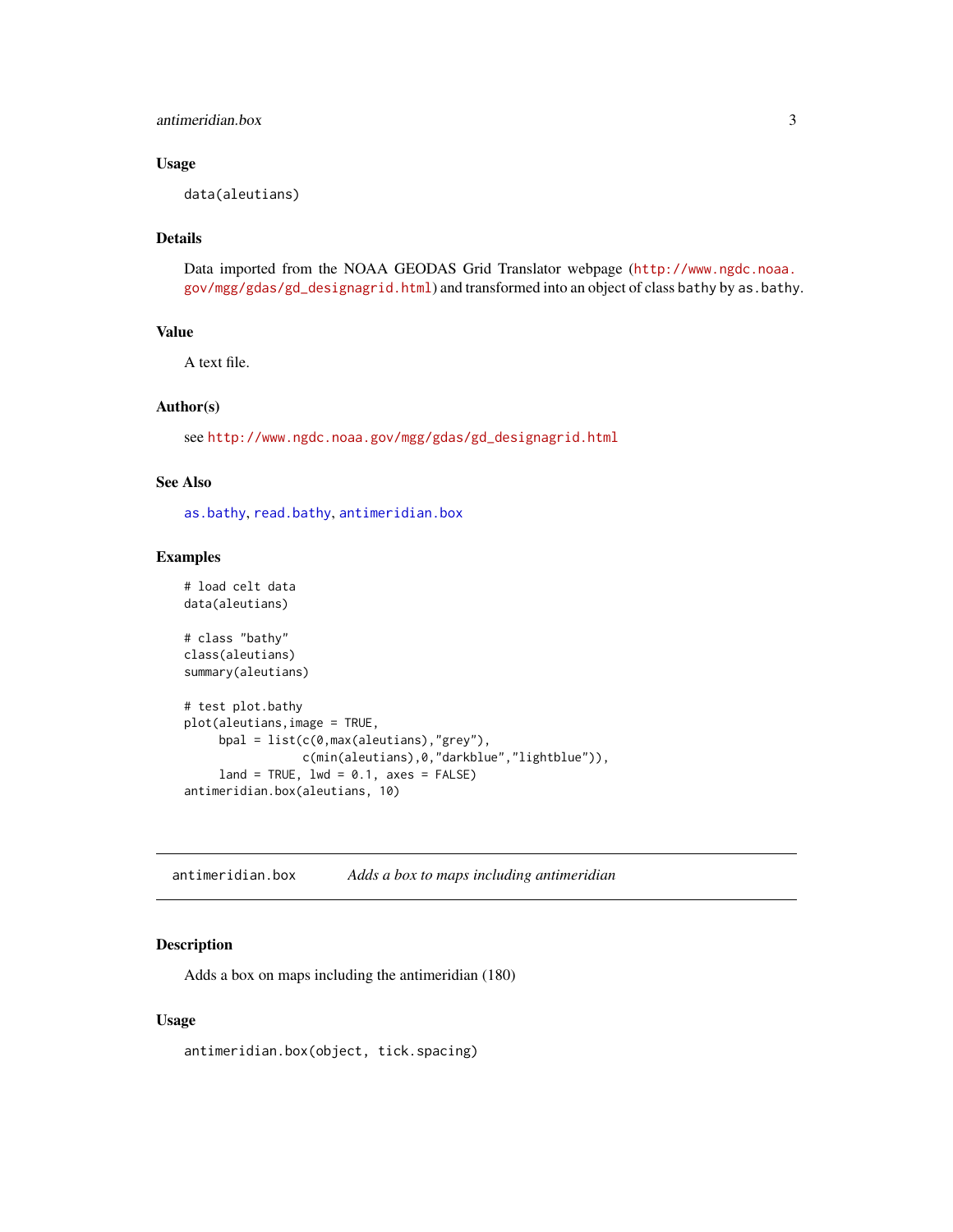### Usage

```
data(aleutians)
```

### Details

Data imported from the NOAA GEODAS Grid Translator webpage (http://www.ngdc.noaa.gov/mgg/gdas/gd_designagrid.html) and transformed into an object of class `bathy` by `as.bathy`.

### Value

A text file.

### Author(s)

see http://www.ngdc.noaa.gov/mgg/gdas/gd_designagrid.html

### See Also

`as.bathy`, `read.bathy`, `antimeridian.box`

### Examples

```
# load celt data
data(aleutians)

# class "bathy"
class(aleutians)
summary(aleutians)

# test plot.bathy
plot(aleutians,image = TRUE,
     bpal = list(c(0,max(aleutians),"grey"),
                 c(min(aleutians),0,"darkblue","lightblue")),
     land = TRUE, lwd = 0.1, axes = FALSE)
antimeridian.box(aleutians, 10)
```

---

## `antimeridian.box` *Adds a box to maps including antimeridian*

### Description

Adds a box on maps including the antimeridian (180)

### Usage

```
antimeridian.box(object, tick.spacing)
```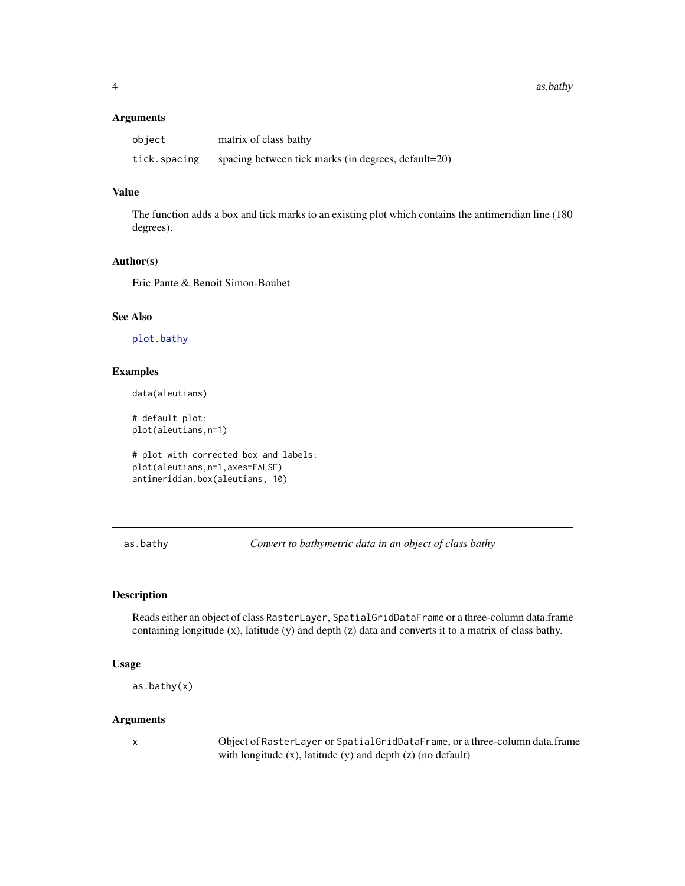### Arguments

| | |
|---|---|
| object | matrix of class bathy |
| tick.spacing | spacing between tick marks (in degrees, default=20) |

### Value

The function adds a box and tick marks to an existing plot which contains the antimeridian line (180 degrees).

### Author(s)

Eric Pante & Benoit Simon-Bouhet

### See Also

plot.bathy

### Examples

```
data(aleutians)

# default plot:
plot(aleutians,n=1)

# plot with corrected box and labels:
plot(aleutians,n=1,axes=FALSE)
antimeridian.box(aleutians, 10)
```

---

## as.bathy — *Convert to bathymetric data in an object of class bathy*

---

### Description

Reads either an object of class `RasterLayer`, `SpatialGridDataFrame` or a three-column data.frame containing longitude (x), latitude (y) and depth (z) data and converts it to a matrix of class bathy.

### Usage

```
as.bathy(x)
```

### Arguments

| | |
|---|---|
| x | Object of `RasterLayer` or `SpatialGridDataFrame`, or a three-column data.frame with longitude (x), latitude (y) and depth (z) (no default) |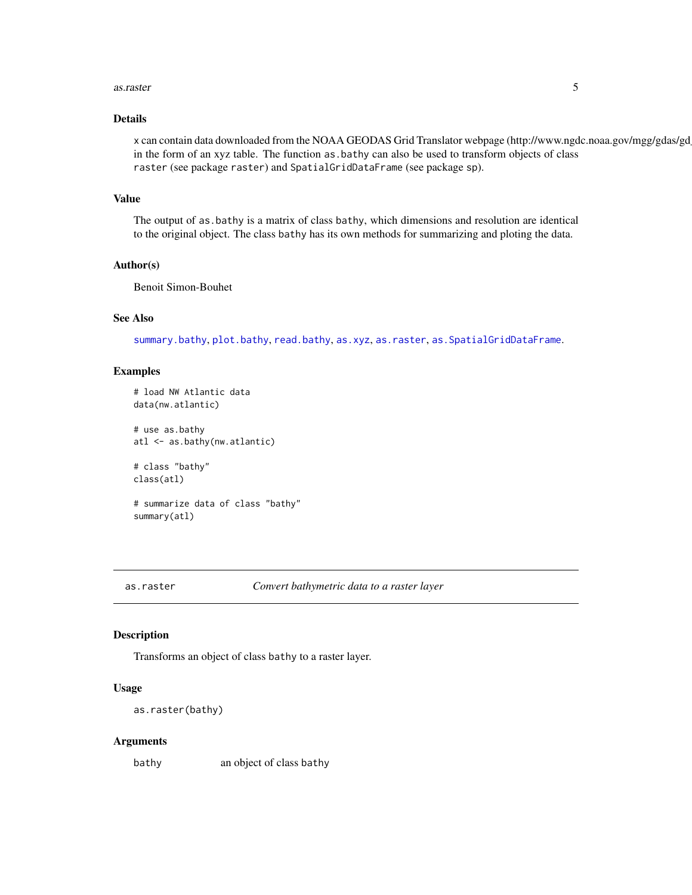## Details

x can contain data downloaded from the NOAA GEODAS Grid Translator webpage (http://www.ngdc.noaa.gov/mgg/gdas/gd in the form of an xyz table. The function `as.bathy` can also be used to transform objects of class `raster` (see package `raster`) and `SpatialGridDataFrame` (see package `sp`).

## Value

The output of `as.bathy` is a matrix of class `bathy`, which dimensions and resolution are identical to the original object. The class `bathy` has its own methods for summarizing and ploting the data.

## Author(s)

Benoit Simon-Bouhet

## See Also

`summary.bathy`, `plot.bathy`, `read.bathy`, `as.xyz`, `as.raster`, `as.SpatialGridDataFrame`.

## Examples

```
# load NW Atlantic data
data(nw.atlantic)

# use as.bathy
atl <- as.bathy(nw.atlantic)

# class "bathy"
class(atl)

# summarize data of class "bathy"
summary(atl)
```

---

# as.raster — *Convert bathymetric data to a raster layer*

## Description

Transforms an object of class `bathy` to a raster layer.

## Usage

```
as.raster(bathy)
```

## Arguments

| | |
|---|---|
| `bathy` | an object of class `bathy` |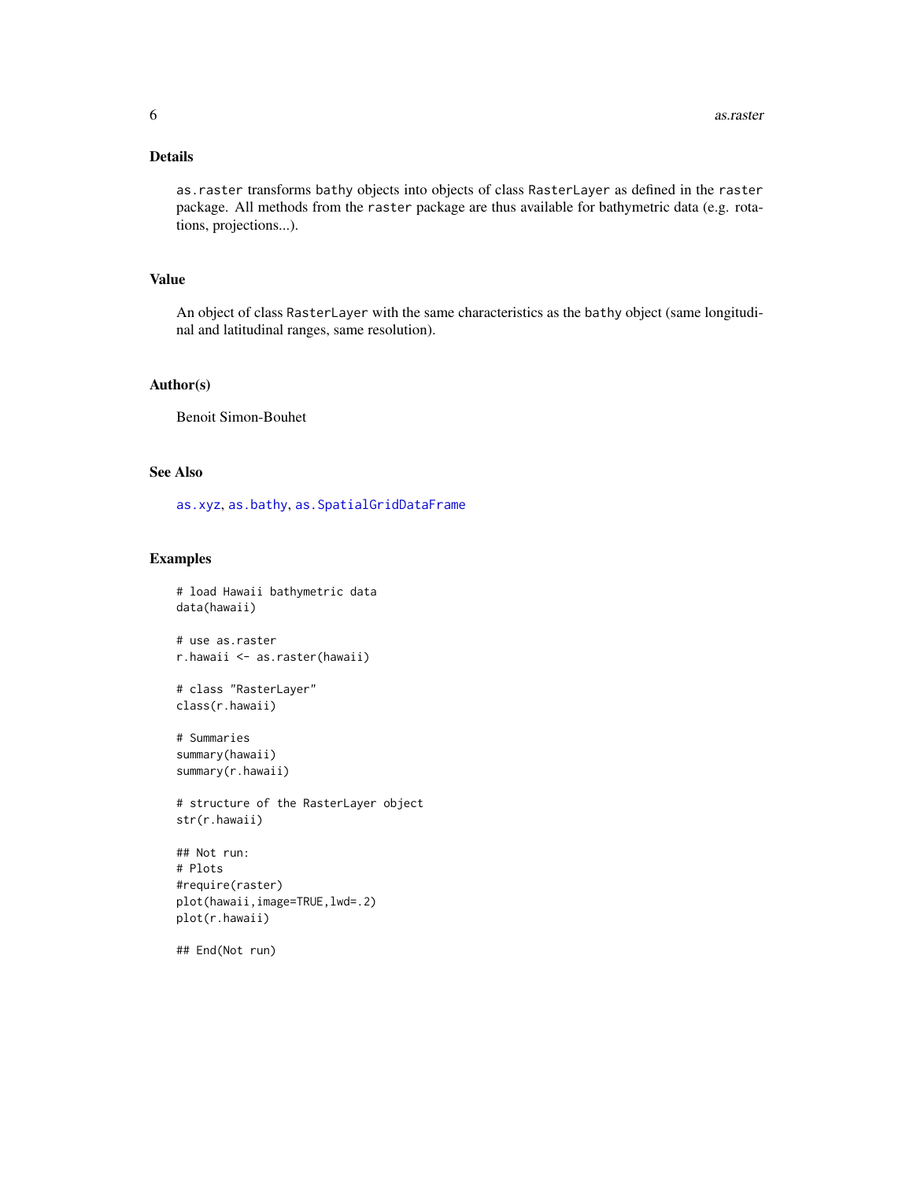## Details

as.raster transforms bathy objects into objects of class RasterLayer as defined in the raster package. All methods from the raster package are thus available for bathymetric data (e.g. rotations, projections...).

## Value

An object of class RasterLayer with the same characteristics as the bathy object (same longitudinal and latitudinal ranges, same resolution).

## Author(s)

Benoit Simon-Bouhet

## See Also

as.xyz, as.bathy, as.SpatialGridDataFrame

## Examples

```
# load Hawaii bathymetric data
data(hawaii)

# use as.raster
r.hawaii <- as.raster(hawaii)

# class "RasterLayer"
class(r.hawaii)

# Summaries
summary(hawaii)
summary(r.hawaii)

# structure of the RasterLayer object
str(r.hawaii)

## Not run:
# Plots
#require(raster)
plot(hawaii,image=TRUE,lwd=.2)
plot(r.hawaii)

## End(Not run)
```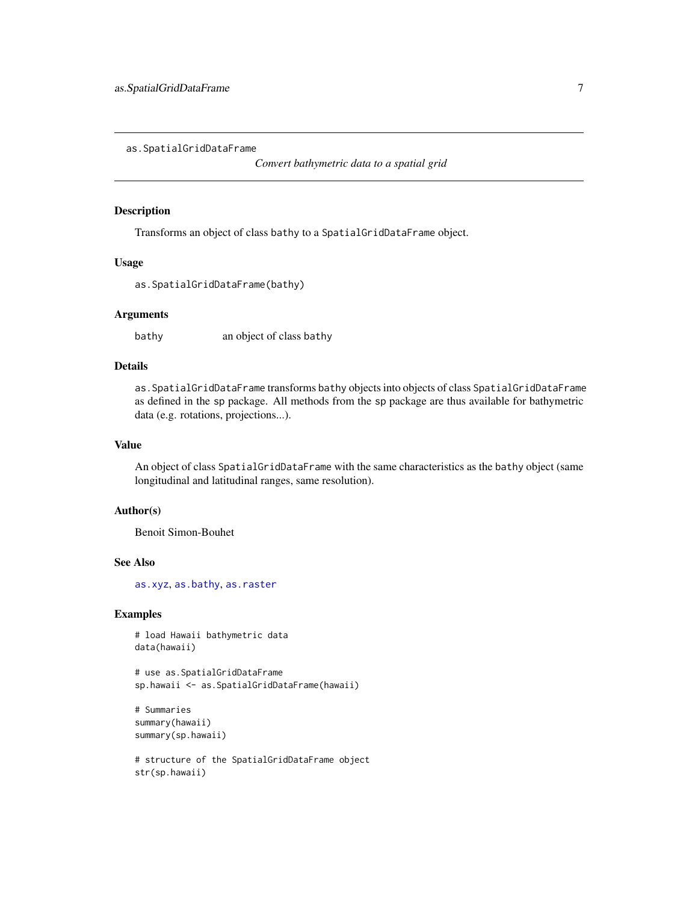as.SpatialGridDataFrame

*Convert bathymetric data to a spatial grid*

## Description

Transforms an object of class `bathy` to a `SpatialGridDataFrame` object.

## Usage

```
as.SpatialGridDataFrame(bathy)
```

## Arguments

| | |
|---|---|
| bathy | an object of class `bathy` |

## Details

`as.SpatialGridDataFrame` transforms `bathy` objects into objects of class `SpatialGridDataFrame` as defined in the `sp` package. All methods from the `sp` package are thus available for bathymetric data (e.g. rotations, projections...).

## Value

An object of class `SpatialGridDataFrame` with the same characteristics as the `bathy` object (same longitudinal and latitudinal ranges, same resolution).

## Author(s)

Benoit Simon-Bouhet

## See Also

`as.xyz`, `as.bathy`, `as.raster`

## Examples

```
# load Hawaii bathymetric data
data(hawaii)

# use as.SpatialGridDataFrame
sp.hawaii <- as.SpatialGridDataFrame(hawaii)

# Summaries
summary(hawaii)
summary(sp.hawaii)

# structure of the SpatialGridDataFrame object
str(sp.hawaii)
```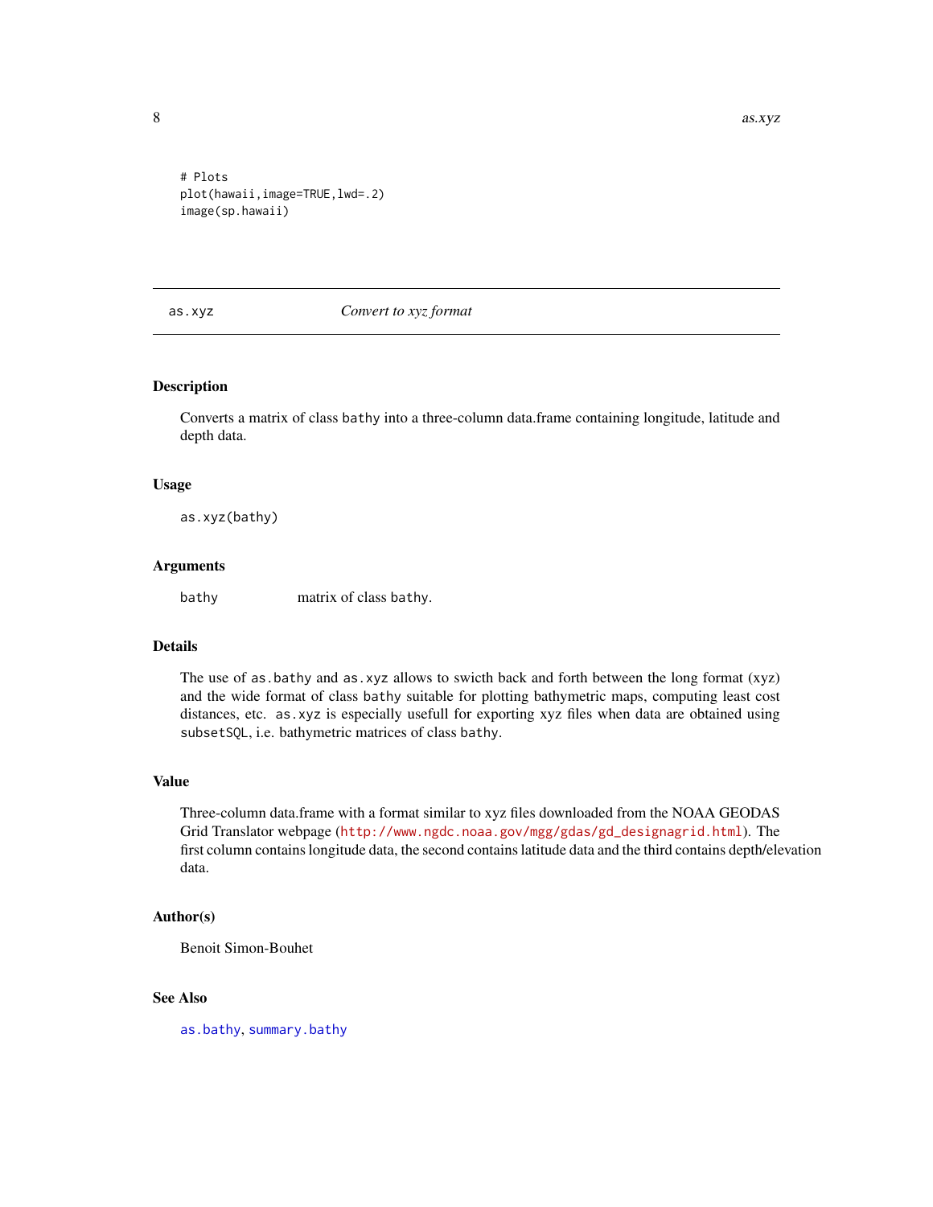```
# Plots
plot(hawaii,image=TRUE,lwd=.2)
image(sp.hawaii)
```

---

## as.xyz — *Convert to xyz format*

---

### Description

Converts a matrix of class bathy into a three-column data.frame containing longitude, latitude and depth data.

### Usage

```
as.xyz(bathy)
```

### Arguments

`bathy` matrix of class `bathy`.

### Details

The use of `as.bathy` and `as.xyz` allows to swicth back and forth between the long format (xyz) and the wide format of class `bathy` suitable for plotting bathymetric maps, computing least cost distances, etc. `as.xyz` is especially usefull for exporting xyz files when data are obtained using `subsetSQL`, i.e. bathymetric matrices of class `bathy`.

### Value

Three-column data.frame with a format similar to xyz files downloaded from the NOAA GEODAS Grid Translator webpage (http://www.ngdc.noaa.gov/mgg/gdas/gd_designagrid.html). The first column contains longitude data, the second contains latitude data and the third contains depth/elevation data.

### Author(s)

Benoit Simon-Bouhet

### See Also

`as.bathy`, `summary.bathy`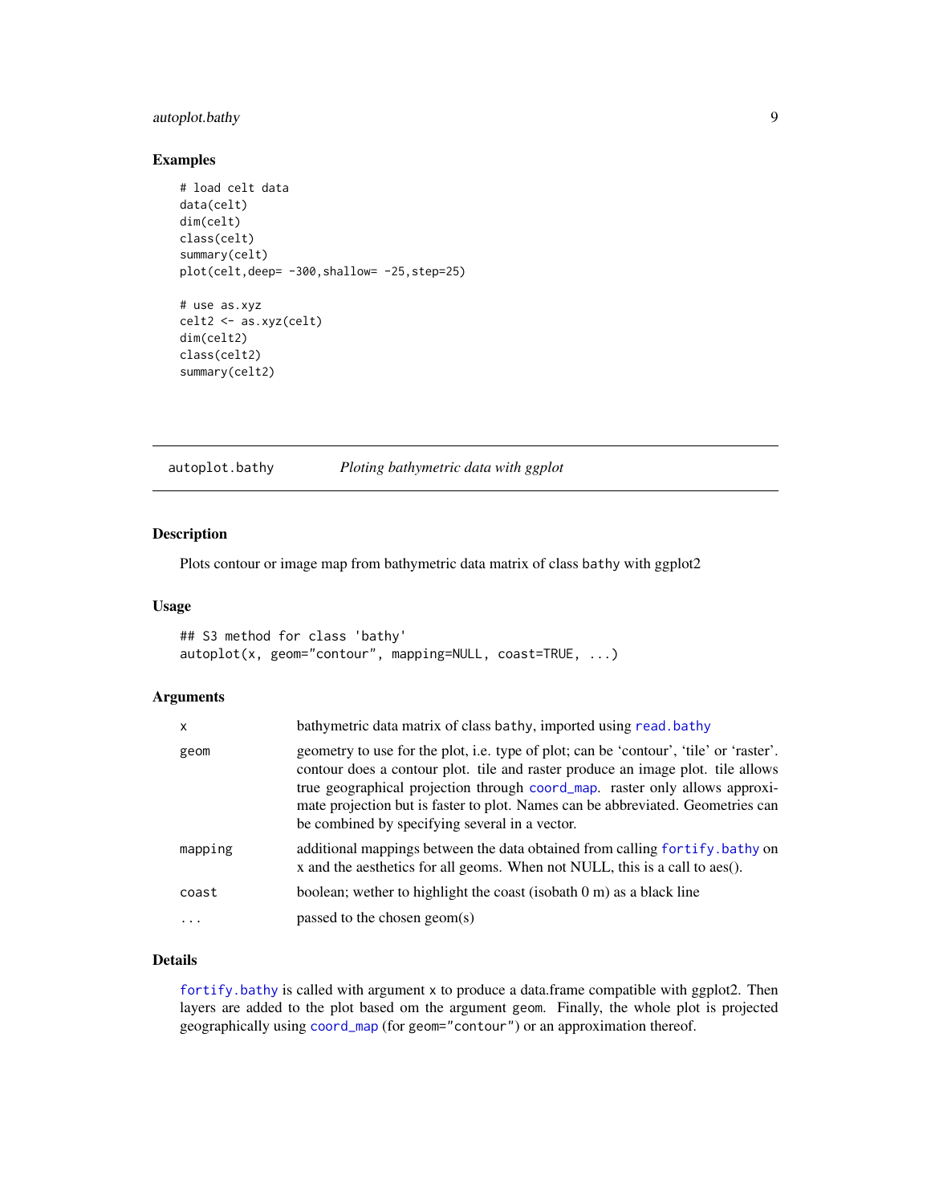## Examples

```
# load celt data
data(celt)
dim(celt)
class(celt)
summary(celt)
plot(celt,deep= -300,shallow= -25,step=25)

# use as.xyz
celt2 <- as.xyz(celt)
dim(celt2)
class(celt2)
summary(celt2)
```

---

# autoplot.bathy — *Ploting bathymetric data with ggplot*

---

## Description

Plots contour or image map from bathymetric data matrix of class bathy with ggplot2

## Usage

```
## S3 method for class 'bathy'
autoplot(x, geom="contour", mapping=NULL, coast=TRUE, ...)
```

## Arguments

| | |
|---|---|
| x | bathymetric data matrix of class bathy, imported using read.bathy |
| geom | geometry to use for the plot, i.e. type of plot; can be 'contour', 'tile' or 'raster'. contour does a contour plot. tile and raster produce an image plot. tile allows true geographical projection through coord_map. raster only allows approximate projection but is faster to plot. Names can be abbreviated. Geometries can be combined by specifying several in a vector. |
| mapping | additional mappings between the data obtained from calling fortify.bathy on x and the aesthetics for all geoms. When not NULL, this is a call to aes(). |
| coast | boolean; wether to highlight the coast (isobath 0 m) as a black line |
| ... | passed to the chosen geom(s) |

## Details

fortify.bathy is called with argument x to produce a data.frame compatible with ggplot2. Then layers are added to the plot based om the argument geom. Finally, the whole plot is projected geographically using coord_map (for geom="contour") or an approximation thereof.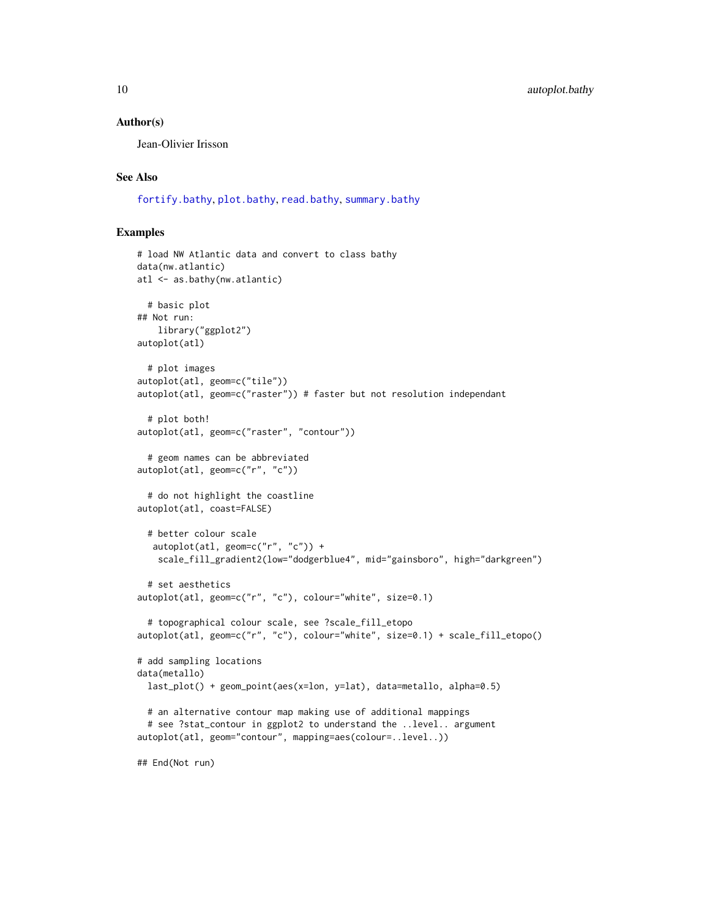### Author(s)

Jean-Olivier Irisson

### See Also

fortify.bathy, plot.bathy, read.bathy, summary.bathy

### Examples

```
# load NW Atlantic data and convert to class bathy
data(nw.atlantic)
atl <- as.bathy(nw.atlantic)

  # basic plot
## Not run:
    library("ggplot2")
autoplot(atl)

  # plot images
autoplot(atl, geom=c("tile"))
autoplot(atl, geom=c("raster")) # faster but not resolution independant

  # plot both!
autoplot(atl, geom=c("raster", "contour"))

  # geom names can be abbreviated
autoplot(atl, geom=c("r", "c"))

  # do not highlight the coastline
autoplot(atl, coast=FALSE)

  # better colour scale
   autoplot(atl, geom=c("r", "c")) +
    scale_fill_gradient2(low="dodgerblue4", mid="gainsboro", high="darkgreen")

  # set aesthetics
autoplot(atl, geom=c("r", "c"), colour="white", size=0.1)

  # topographical colour scale, see ?scale_fill_etopo
autoplot(atl, geom=c("r", "c"), colour="white", size=0.1) + scale_fill_etopo()

# add sampling locations
data(metallo)
  last_plot() + geom_point(aes(x=lon, y=lat), data=metallo, alpha=0.5)

  # an alternative contour map making use of additional mappings
  # see ?stat_contour in ggplot2 to understand the ..level.. argument
autoplot(atl, geom="contour", mapping=aes(colour=..level..))

## End(Not run)
```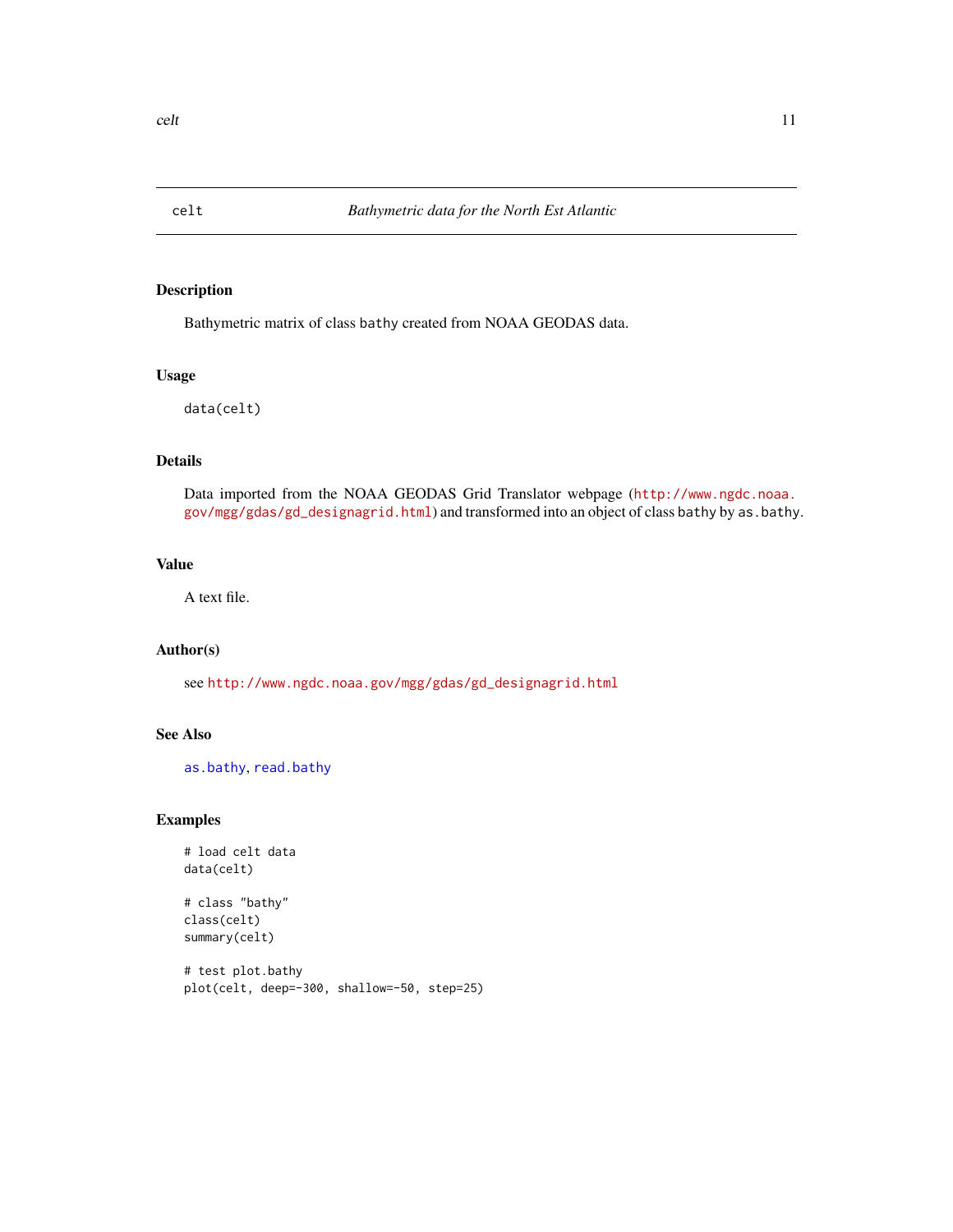celt    *Bathymetric data for the North Est Atlantic*

## Description

Bathymetric matrix of class bathy created from NOAA GEODAS data.

## Usage

```
data(celt)
```

## Details

Data imported from the NOAA GEODAS Grid Translator webpage (http://www.ngdc.noaa.gov/mgg/gdas/gd_designagrid.html) and transformed into an object of class bathy by as.bathy.

## Value

A text file.

## Author(s)

see http://www.ngdc.noaa.gov/mgg/gdas/gd_designagrid.html

## See Also

as.bathy, read.bathy

## Examples

```
# load celt data
data(celt)

# class "bathy"
class(celt)
summary(celt)

# test plot.bathy
plot(celt, deep=-300, shallow=-50, step=25)
```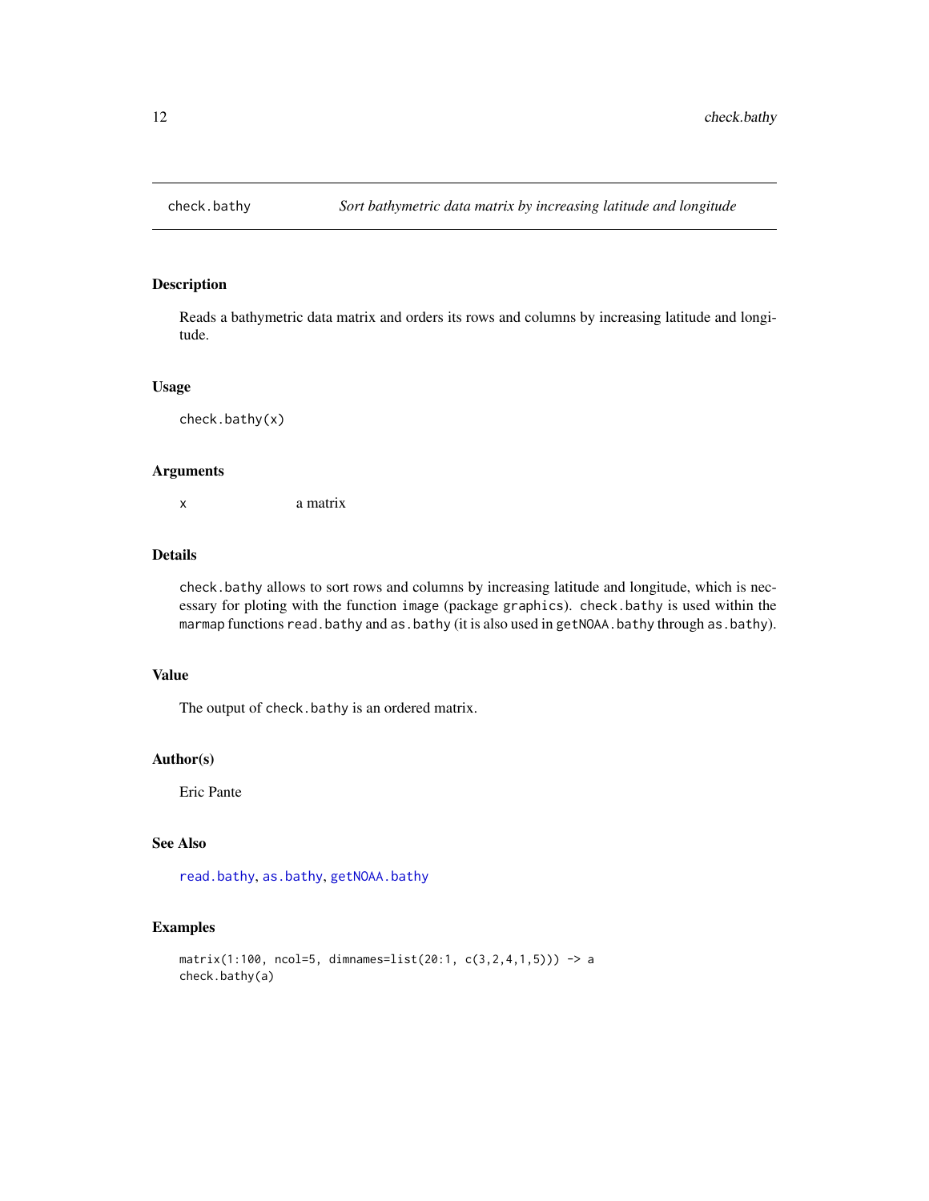# check.bathy

*Sort bathymetric data matrix by increasing latitude and longitude*

## Description

Reads a bathymetric data matrix and orders its rows and columns by increasing latitude and longitude.

## Usage

```
check.bathy(x)
```

## Arguments

| | |
|---|---|
| x | a matrix |

## Details

check.bathy allows to sort rows and columns by increasing latitude and longitude, which is necessary for ploting with the function image (package graphics). check.bathy is used within the marmap functions read.bathy and as.bathy (it is also used in getNOAA.bathy through as.bathy).

## Value

The output of check.bathy is an ordered matrix.

## Author(s)

Eric Pante

## See Also

read.bathy, as.bathy, getNOAA.bathy

## Examples

```
matrix(1:100, ncol=5, dimnames=list(20:1, c(3,2,4,1,5))) -> a
check.bathy(a)
```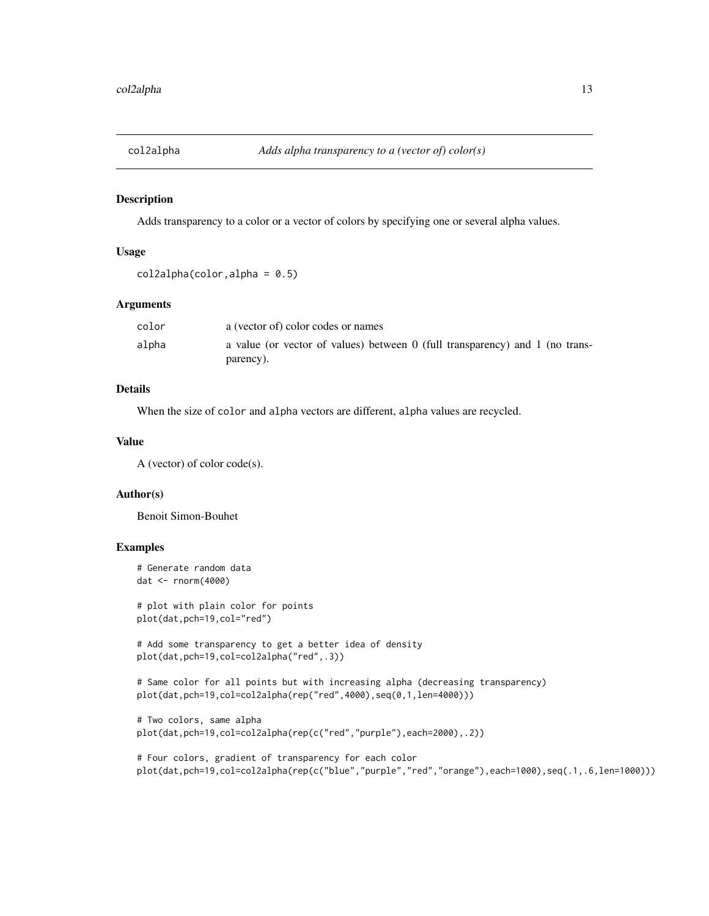# col2alpha — *Adds alpha transparency to a (vector of) color(s)*

## Description

Adds transparency to a color or a vector of colors by specifying one or several alpha values.

## Usage

```
col2alpha(color,alpha = 0.5)
```

## Arguments

| | |
|---|---|
| color | a (vector of) color codes or names |
| alpha | a value (or vector of values) between 0 (full transparency) and 1 (no transparency). |

## Details

When the size of color and alpha vectors are different, alpha values are recycled.

## Value

A (vector) of color code(s).

## Author(s)

Benoit Simon-Bouhet

## Examples

```
# Generate random data
dat <- rnorm(4000)

# plot with plain color for points
plot(dat,pch=19,col="red")

# Add some transparency to get a better idea of density
plot(dat,pch=19,col=col2alpha("red",.3))

# Same color for all points but with increasing alpha (decreasing transparency)
plot(dat,pch=19,col=col2alpha(rep("red",4000),seq(0,1,len=4000)))

# Two colors, same alpha
plot(dat,pch=19,col=col2alpha(rep(c("red","purple"),each=2000),.2))

# Four colors, gradient of transparency for each color
plot(dat,pch=19,col=col2alpha(rep(c("blue","purple","red","orange"),each=1000),seq(.1,.6,len=1000)))
```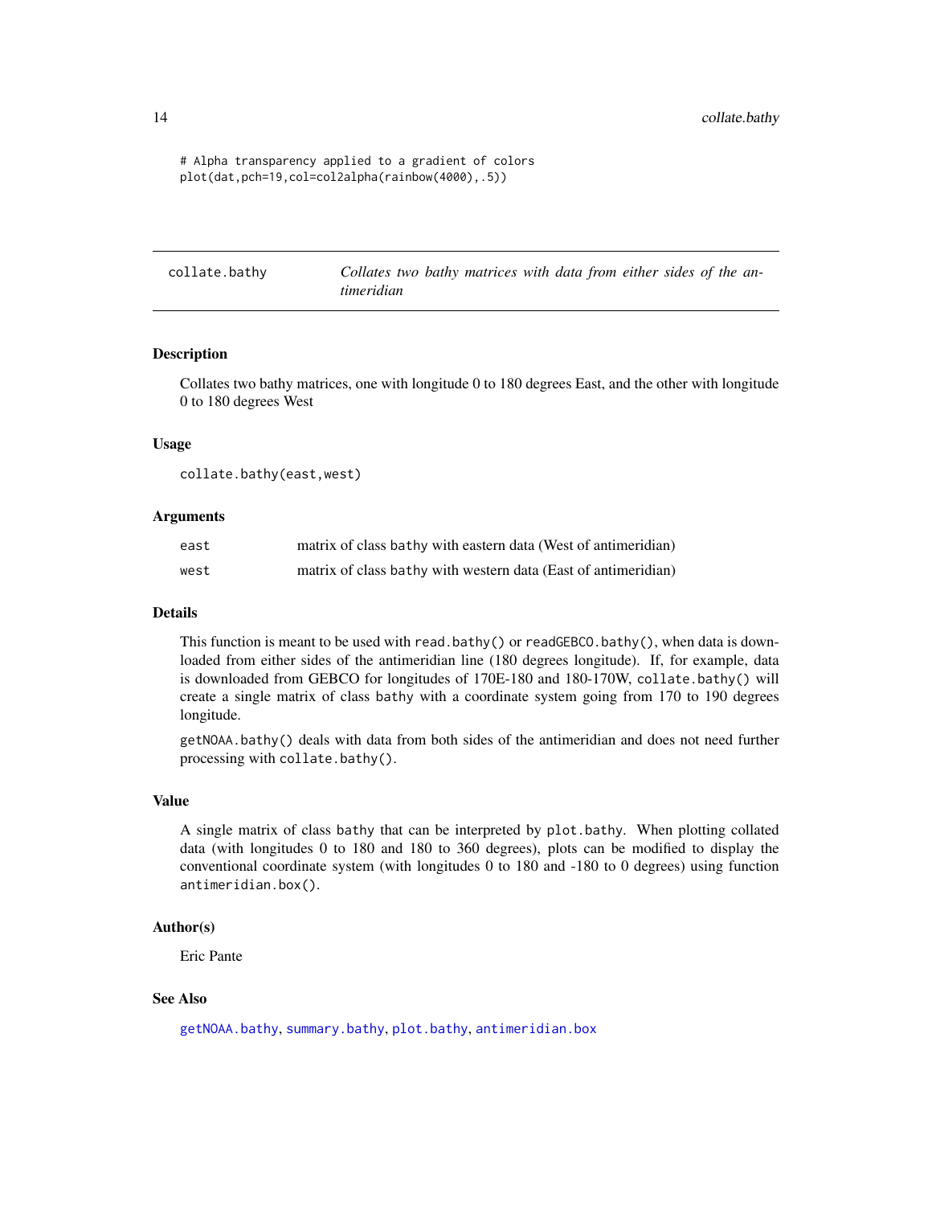```
# Alpha transparency applied to a gradient of colors
plot(dat,pch=19,col=col2alpha(rainbow(4000),.5))
```

---

collate.bathy — *Collates two bathy matrices with data from either sides of the antimeridian*

---

## Description

Collates two bathy matrices, one with longitude 0 to 180 degrees East, and the other with longitude 0 to 180 degrees West

## Usage

```
collate.bathy(east,west)
```

## Arguments

| | |
|---|---|
| east | matrix of class bathy with eastern data (West of antimeridian) |
| west | matrix of class bathy with western data (East of antimeridian) |

## Details

This function is meant to be used with `read.bathy()` or `readGEBCO.bathy()`, when data is downloaded from either sides of the antimeridian line (180 degrees longitude). If, for example, data is downloaded from GEBCO for longitudes of 170E-180 and 180-170W, `collate.bathy()` will create a single matrix of class bathy with a coordinate system going from 170 to 190 degrees longitude.

`getNOAA.bathy()` deals with data from both sides of the antimeridian and does not need further processing with `collate.bathy()`.

## Value

A single matrix of class bathy that can be interpreted by `plot.bathy`. When plotting collated data (with longitudes 0 to 180 and 180 to 360 degrees), plots can be modified to display the conventional coordinate system (with longitudes 0 to 180 and -180 to 0 degrees) using function `antimeridian.box()`.

## Author(s)

Eric Pante

## See Also

`getNOAA.bathy`, `summary.bathy`, `plot.bathy`, `antimeridian.box`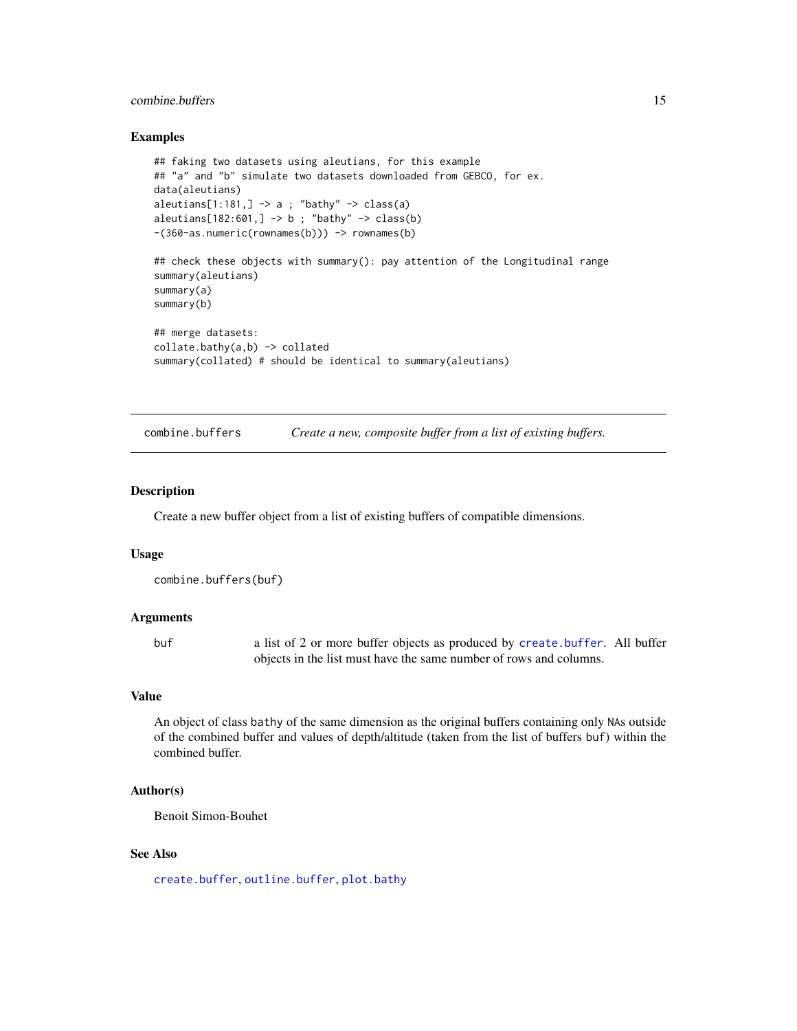## Examples

```
## faking two datasets using aleutians, for this example
## "a" and "b" simulate two datasets downloaded from GEBCO, for ex.
data(aleutians)
aleutians[1:181,] -> a ; "bathy" -> class(a)
aleutians[182:601,] -> b ; "bathy" -> class(b)
-(360-as.numeric(rownames(b))) -> rownames(b)

## check these objects with summary(): pay attention of the Longitudinal range
summary(aleutians)
summary(a)
summary(b)

## merge datasets:
collate.bathy(a,b) -> collated
summary(collated) # should be identical to summary(aleutians)
```

---

# combine.buffers *Create a new, composite buffer from a list of existing buffers.*

---

## Description

Create a new buffer object from a list of existing buffers of compatible dimensions.

## Usage

```
combine.buffers(buf)
```

## Arguments

| | |
|---|---|
| buf | a list of 2 or more buffer objects as produced by create.buffer. All buffer objects in the list must have the same number of rows and columns. |

## Value

An object of class bathy of the same dimension as the original buffers containing only NAs outside of the combined buffer and values of depth/altitude (taken from the list of buffers buf) within the combined buffer.

## Author(s)

Benoit Simon-Bouhet

## See Also

create.buffer, outline.buffer, plot.bathy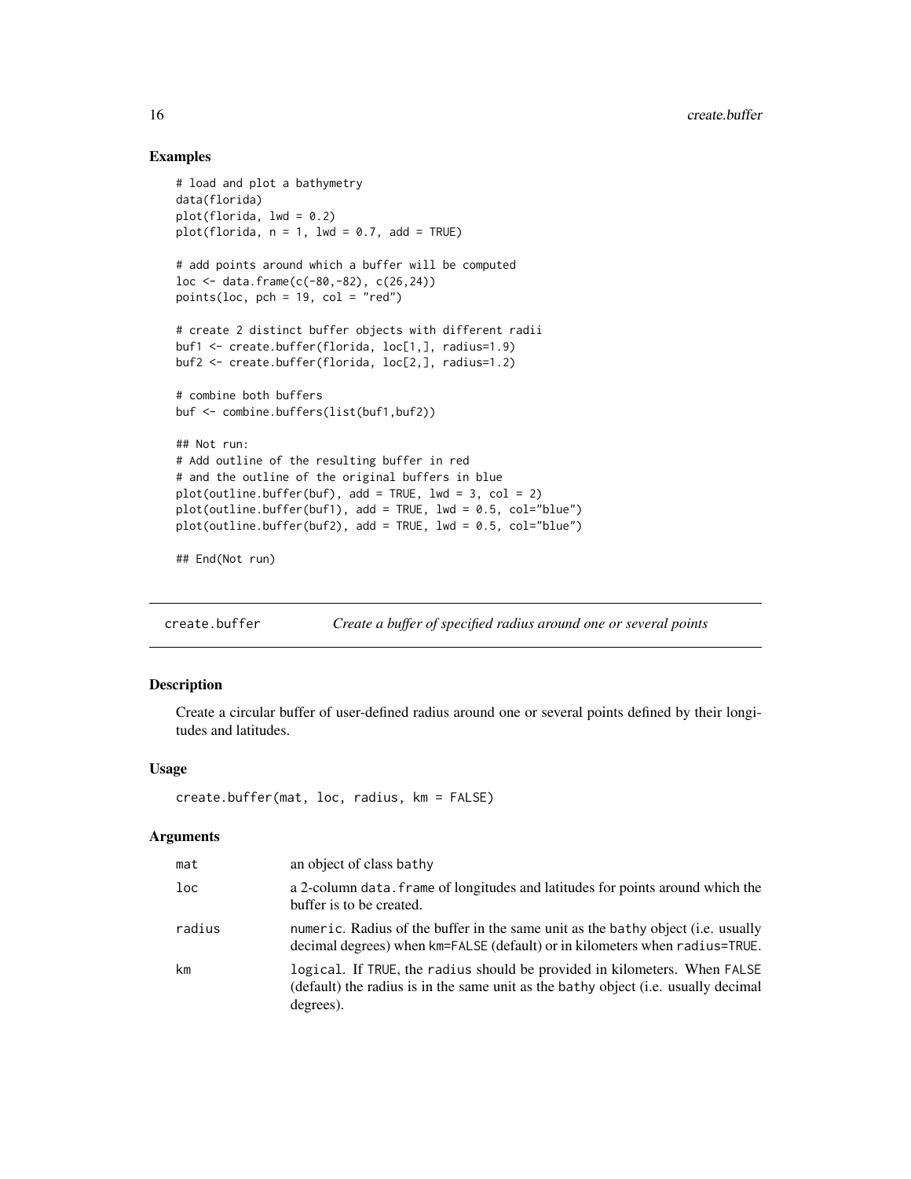## Examples

```
# load and plot a bathymetry
data(florida)
plot(florida, lwd = 0.2)
plot(florida, n = 1, lwd = 0.7, add = TRUE)

# add points around which a buffer will be computed
loc <- data.frame(c(-80,-82), c(26,24))
points(loc, pch = 19, col = "red")

# create 2 distinct buffer objects with different radii
buf1 <- create.buffer(florida, loc[1,], radius=1.9)
buf2 <- create.buffer(florida, loc[2,], radius=1.2)

# combine both buffers
buf <- combine.buffers(list(buf1,buf2))

## Not run:
# Add outline of the resulting buffer in red
# and the outline of the original buffers in blue
plot(outline.buffer(buf), add = TRUE, lwd = 3, col = 2)
plot(outline.buffer(buf1), add = TRUE, lwd = 0.5, col="blue")
plot(outline.buffer(buf2), add = TRUE, lwd = 0.5, col="blue")

## End(Not run)
```

---

# create.buffer *Create a buffer of specified radius around one or several points*

## Description

Create a circular buffer of user-defined radius around one or several points defined by their longitudes and latitudes.

## Usage

```
create.buffer(mat, loc, radius, km = FALSE)
```

## Arguments

| | |
|---|---|
| mat | an object of class bathy |
| loc | a 2-column data.frame of longitudes and latitudes for points around which the buffer is to be created. |
| radius | numeric. Radius of the buffer in the same unit as the bathy object (i.e. usually decimal degrees) when km=FALSE (default) or in kilometers when radius=TRUE. |
| km | logical. If TRUE, the radius should be provided in kilometers. When FALSE (default) the radius is in the same unit as the bathy object (i.e. usually decimal degrees). |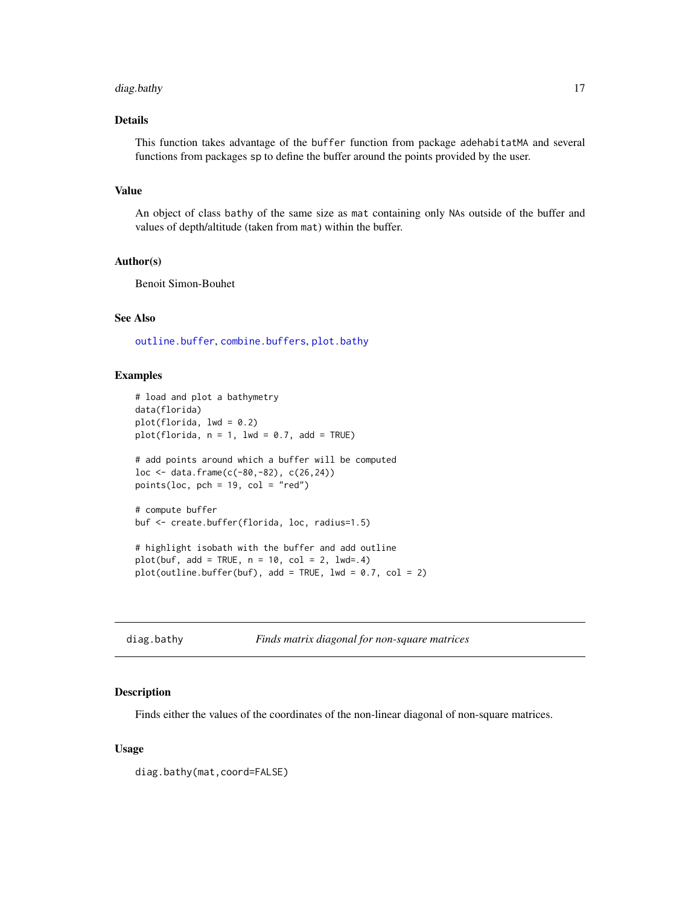### Details

This function takes advantage of the buffer function from package adehabitatMA and several functions from packages sp to define the buffer around the points provided by the user.

### Value

An object of class bathy of the same size as mat containing only NAs outside of the buffer and values of depth/altitude (taken from mat) within the buffer.

### Author(s)

Benoit Simon-Bouhet

### See Also

outline.buffer, combine.buffers, plot.bathy

### Examples

```
# load and plot a bathymetry
data(florida)
plot(florida, lwd = 0.2)
plot(florida, n = 1, lwd = 0.7, add = TRUE)

# add points around which a buffer will be computed
loc <- data.frame(c(-80,-82), c(26,24))
points(loc, pch = 19, col = "red")

# compute buffer
buf <- create.buffer(florida, loc, radius=1.5)

# highlight isobath with the buffer and add outline
plot(buf, add = TRUE, n = 10, col = 2, lwd=.4)
plot(outline.buffer(buf), add = TRUE, lwd = 0.7, col = 2)
```

---

## diag.bathy — *Finds matrix diagonal for non-square matrices*

### Description

Finds either the values of the coordinates of the non-linear diagonal of non-square matrices.

### Usage

```
diag.bathy(mat,coord=FALSE)
```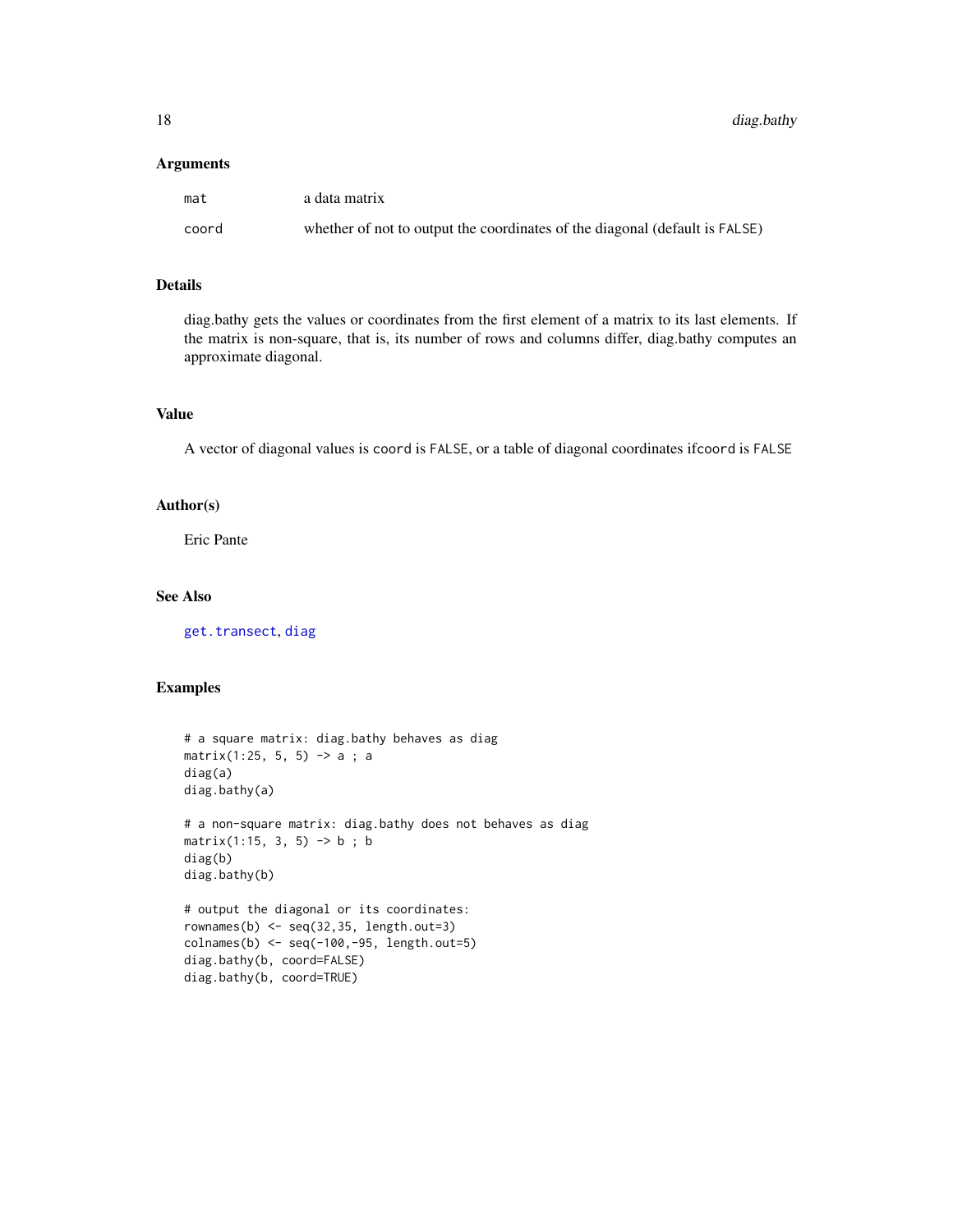### Arguments

| | |
|---|---|
| mat | a data matrix |
| coord | whether of not to output the coordinates of the diagonal (default is FALSE) |

### Details

diag.bathy gets the values or coordinates from the first element of a matrix to its last elements. If the matrix is non-square, that is, its number of rows and columns differ, diag.bathy computes an approximate diagonal.

### Value

A vector of diagonal values is coord is FALSE, or a table of diagonal coordinates ifcoord is FALSE

### Author(s)

Eric Pante

### See Also

get.transect, diag

### Examples

```
# a square matrix: diag.bathy behaves as diag
matrix(1:25, 5, 5) -> a ; a
diag(a)
diag.bathy(a)

# a non-square matrix: diag.bathy does not behaves as diag
matrix(1:15, 3, 5) -> b ; b
diag(b)
diag.bathy(b)

# output the diagonal or its coordinates:
rownames(b) <- seq(32,35, length.out=3)
colnames(b) <- seq(-100,-95, length.out=5)
diag.bathy(b, coord=FALSE)
diag.bathy(b, coord=TRUE)
```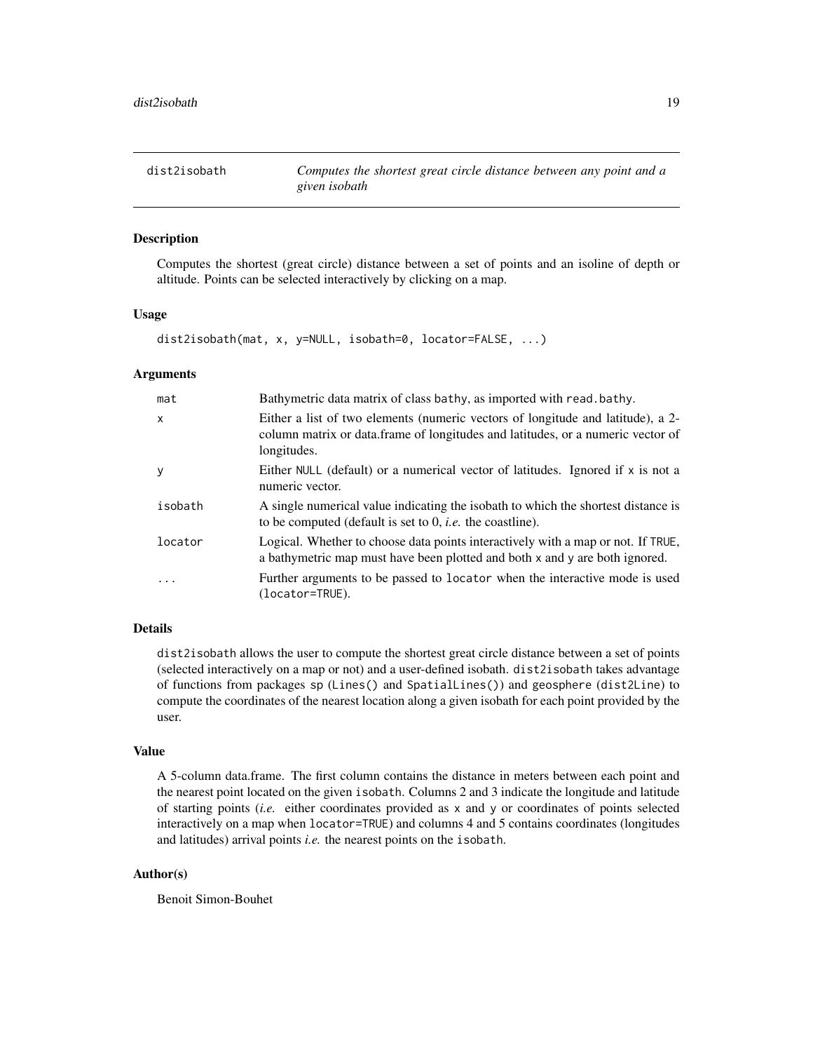dist2isobath *Computes the shortest great circle distance between any point and a given isobath*

## Description

Computes the shortest (great circle) distance between a set of points and an isoline of depth or altitude. Points can be selected interactively by clicking on a map.

## Usage

```
dist2isobath(mat, x, y=NULL, isobath=0, locator=FALSE, ...)
```

## Arguments

| | |
|---|---|
| mat | Bathymetric data matrix of class bathy, as imported with read.bathy. |
| x | Either a list of two elements (numeric vectors of longitude and latitude), a 2-column matrix or data.frame of longitudes and latitudes, or a numeric vector of longitudes. |
| y | Either NULL (default) or a numerical vector of latitudes. Ignored if x is not a numeric vector. |
| isobath | A single numerical value indicating the isobath to which the shortest distance is to be computed (default is set to 0, *i.e.* the coastline). |
| locator | Logical. Whether to choose data points interactively with a map or not. If TRUE, a bathymetric map must have been plotted and both x and y are both ignored. |
| ... | Further arguments to be passed to locator when the interactive mode is used (locator=TRUE). |

## Details

dist2isobath allows the user to compute the shortest great circle distance between a set of points (selected interactively on a map or not) and a user-defined isobath. dist2isobath takes advantage of functions from packages sp (Lines() and SpatialLines()) and geosphere (dist2Line) to compute the coordinates of the nearest location along a given isobath for each point provided by the user.

## Value

A 5-column data.frame. The first column contains the distance in meters between each point and the nearest point located on the given isobath. Columns 2 and 3 indicate the longitude and latitude of starting points (*i.e.* either coordinates provided as x and y or coordinates of points selected interactively on a map when locator=TRUE) and columns 4 and 5 contains coordinates (longitudes and latitudes) arrival points *i.e.* the nearest points on the isobath.

## Author(s)

Benoit Simon-Bouhet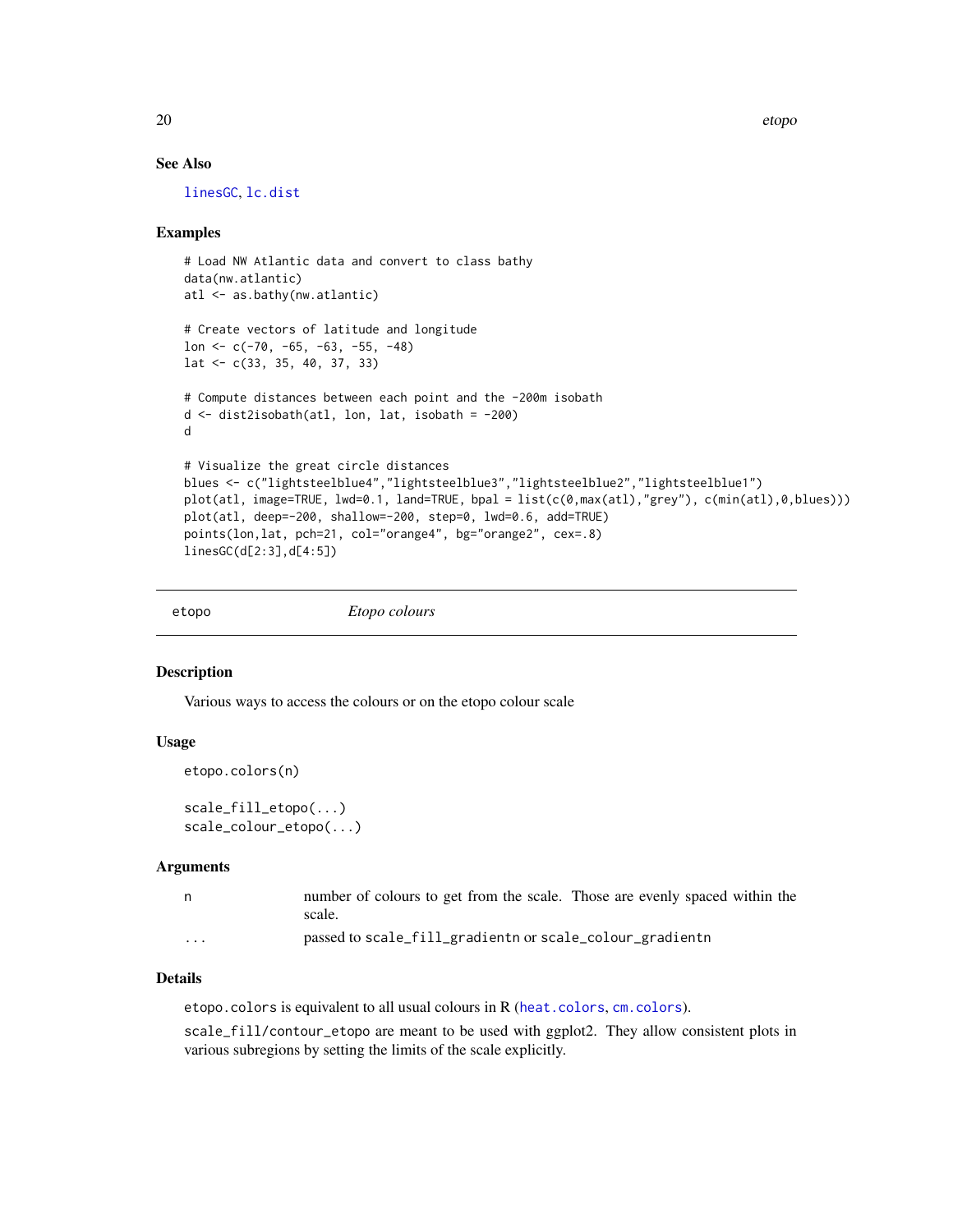## See Also

linesGC, lc.dist

## Examples

```
# Load NW Atlantic data and convert to class bathy
data(nw.atlantic)
atl <- as.bathy(nw.atlantic)

# Create vectors of latitude and longitude
lon <- c(-70, -65, -63, -55, -48)
lat <- c(33, 35, 40, 37, 33)

# Compute distances between each point and the -200m isobath
d <- dist2isobath(atl, lon, lat, isobath = -200)
d

# Visualize the great circle distances
blues <- c("lightsteelblue4","lightsteelblue3","lightsteelblue2","lightsteelblue1")
plot(atl, image=TRUE, lwd=0.1, land=TRUE, bpal = list(c(0,max(atl),"grey"), c(min(atl),0,blues)))
plot(atl, deep=-200, shallow=-200, step=0, lwd=0.6, add=TRUE)
points(lon,lat, pch=21, col="orange4", bg="orange2", cex=.8)
linesGC(d[2:3],d[4:5])
```

---

# etopo *Etopo colours*

## Description

Various ways to access the colours or on the etopo colour scale

## Usage

```
etopo.colors(n)

scale_fill_etopo(...)
scale_colour_etopo(...)
```

## Arguments

| | |
|---|---|
| n | number of colours to get from the scale. Those are evenly spaced within the scale. |
| ... | passed to `scale_fill_gradientn` or `scale_colour_gradientn` |

## Details

`etopo.colors` is equivalent to all usual colours in R (`heat.colors`, `cm.colors`).

`scale_fill/contour_etopo` are meant to be used with ggplot2. They allow consistent plots in various subregions by setting the limits of the scale explicitly.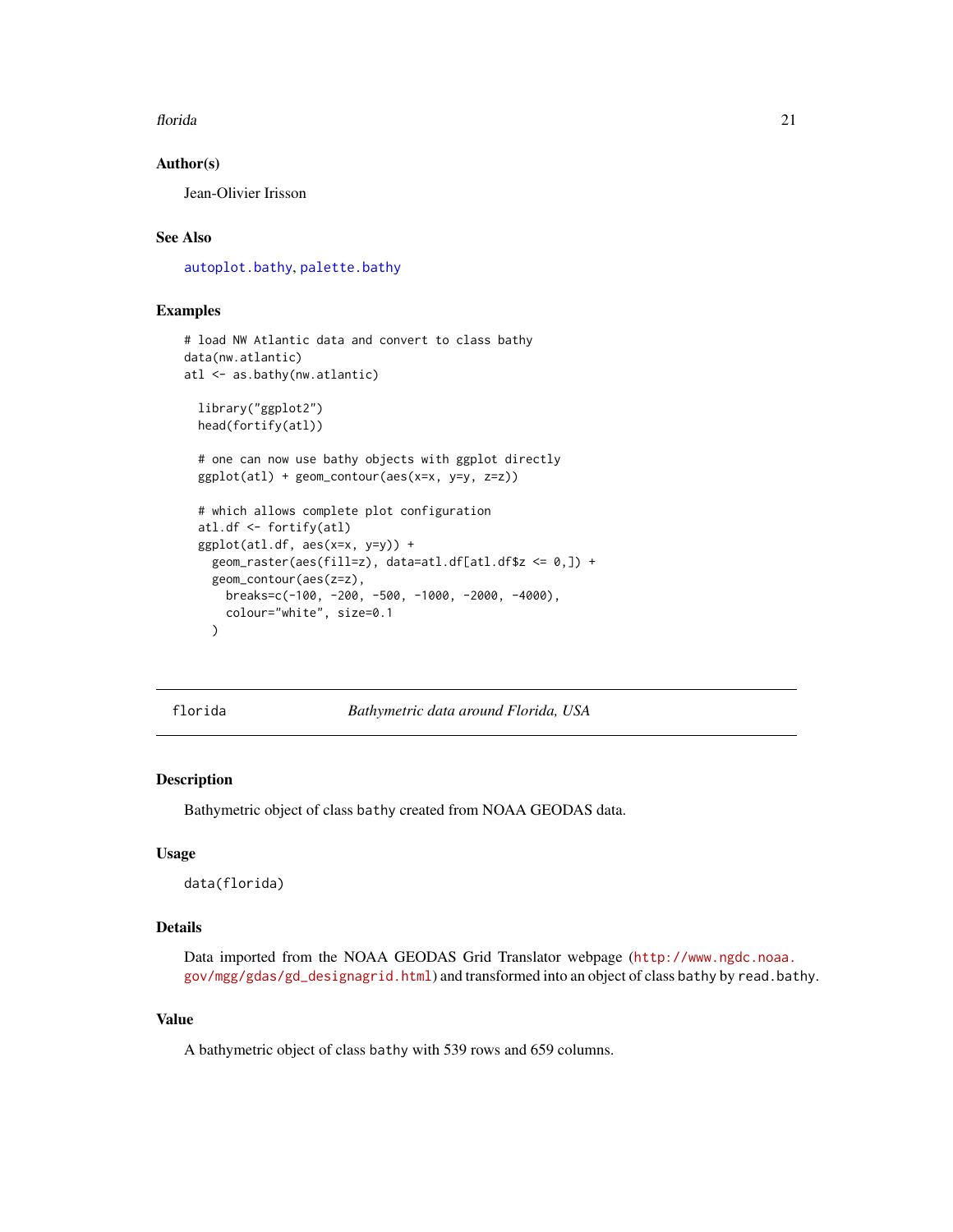### Author(s)

Jean-Olivier Irisson

### See Also

autoplot.bathy, palette.bathy

### Examples

```
# load NW Atlantic data and convert to class bathy
data(nw.atlantic)
atl <- as.bathy(nw.atlantic)

  library("ggplot2")
  head(fortify(atl))

  # one can now use bathy objects with ggplot directly
  ggplot(atl) + geom_contour(aes(x=x, y=y, z=z))

  # which allows complete plot configuration
  atl.df <- fortify(atl)
  ggplot(atl.df, aes(x=x, y=y)) +
    geom_raster(aes(fill=z), data=atl.df[atl.df$z <= 0,]) +
    geom_contour(aes(z=z),
      breaks=c(-100, -200, -500, -1000, -2000, -4000),
      colour="white", size=0.1
    )
```

---

## florida — *Bathymetric data around Florida, USA*

---

### Description

Bathymetric object of class bathy created from NOAA GEODAS data.

### Usage

```
data(florida)
```

### Details

Data imported from the NOAA GEODAS Grid Translator webpage (http://www.ngdc.noaa.gov/mgg/gdas/gd_designagrid.html) and transformed into an object of class bathy by read.bathy.

### Value

A bathymetric object of class bathy with 539 rows and 659 columns.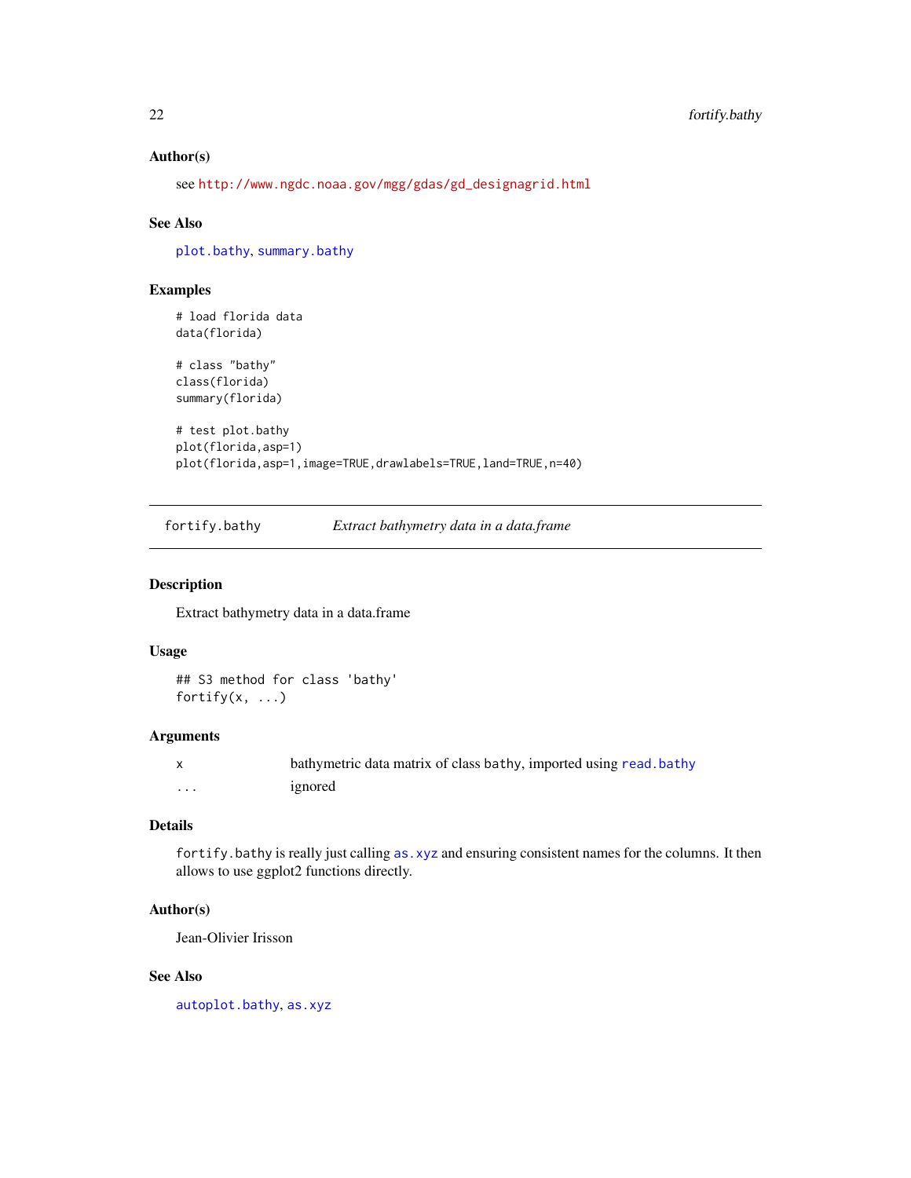### Author(s)

see http://www.ngdc.noaa.gov/mgg/gdas/gd_designagrid.html

### See Also

plot.bathy, summary.bathy

### Examples

```
# load florida data
data(florida)

# class "bathy"
class(florida)
summary(florida)

# test plot.bathy
plot(florida,asp=1)
plot(florida,asp=1,image=TRUE,drawlabels=TRUE,land=TRUE,n=40)
```

---

## fortify.bathy — *Extract bathymetry data in a data.frame*

### Description

Extract bathymetry data in a data.frame

### Usage

```
## S3 method for class 'bathy'
fortify(x, ...)
```

### Arguments

| | |
|---|---|
| x | bathymetric data matrix of class bathy, imported using read.bathy |
| ... | ignored |

### Details

fortify.bathy is really just calling as.xyz and ensuring consistent names for the columns. It then allows to use ggplot2 functions directly.

### Author(s)

Jean-Olivier Irisson

### See Also

autoplot.bathy, as.xyz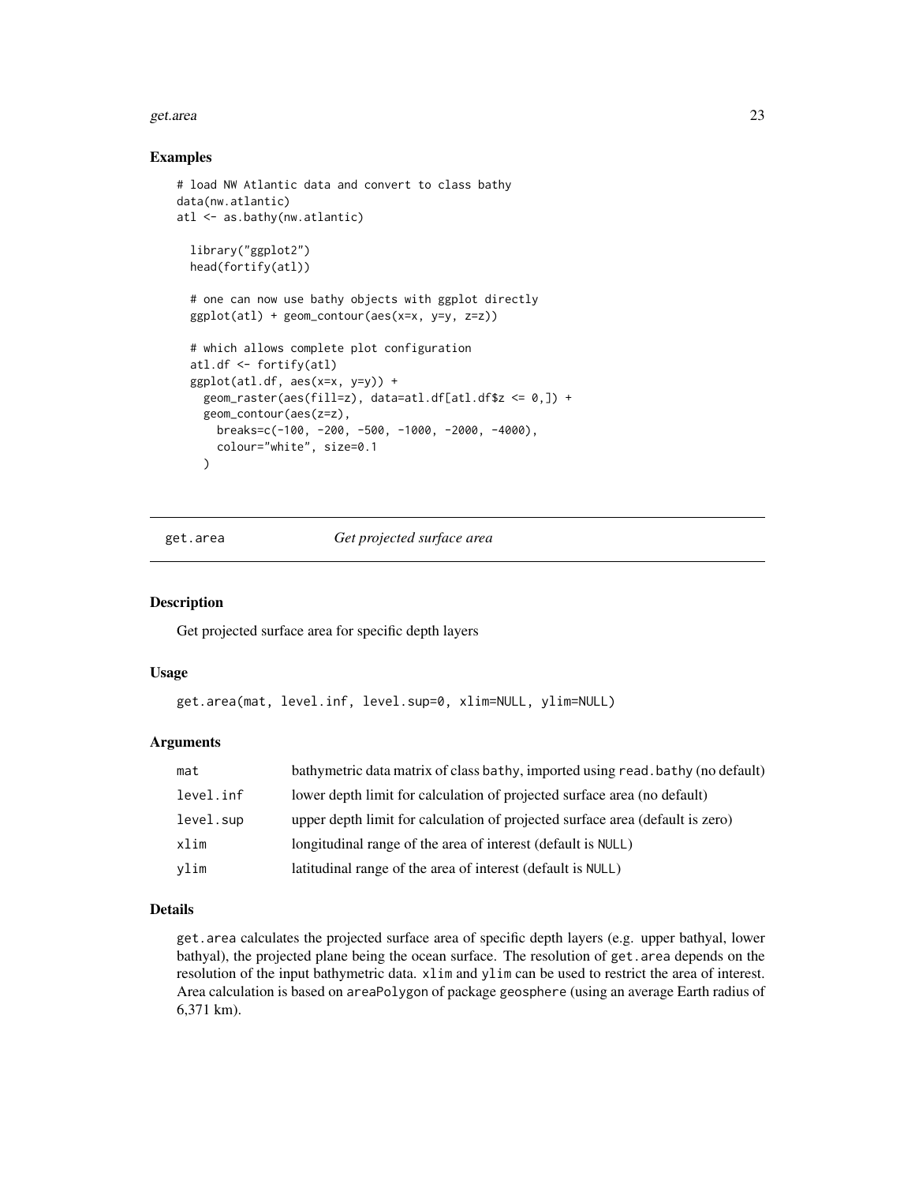## Examples

```
# load NW Atlantic data and convert to class bathy
data(nw.atlantic)
atl <- as.bathy(nw.atlantic)

  library("ggplot2")
  head(fortify(atl))

  # one can now use bathy objects with ggplot directly
  ggplot(atl) + geom_contour(aes(x=x, y=y, z=z))

  # which allows complete plot configuration
  atl.df <- fortify(atl)
  ggplot(atl.df, aes(x=x, y=y)) +
    geom_raster(aes(fill=z), data=atl.df[atl.df$z <= 0,]) +
    geom_contour(aes(z=z),
      breaks=c(-100, -200, -500, -1000, -2000, -4000),
      colour="white", size=0.1
    )
```

---

# get.area *Get projected surface area*

---

## Description

Get projected surface area for specific depth layers

## Usage

```
get.area(mat, level.inf, level.sup=0, xlim=NULL, ylim=NULL)
```

## Arguments

| | |
|---|---|
| mat | bathymetric data matrix of class bathy, imported using read.bathy (no default) |
| level.inf | lower depth limit for calculation of projected surface area (no default) |
| level.sup | upper depth limit for calculation of projected surface area (default is zero) |
| xlim | longitudinal range of the area of interest (default is NULL) |
| ylim | latitudinal range of the area of interest (default is NULL) |

## Details

get.area calculates the projected surface area of specific depth layers (e.g. upper bathyal, lower bathyal), the projected plane being the ocean surface. The resolution of get.area depends on the resolution of the input bathymetric data. xlim and ylim can be used to restrict the area of interest. Area calculation is based on areaPolygon of package geosphere (using an average Earth radius of 6,371 km).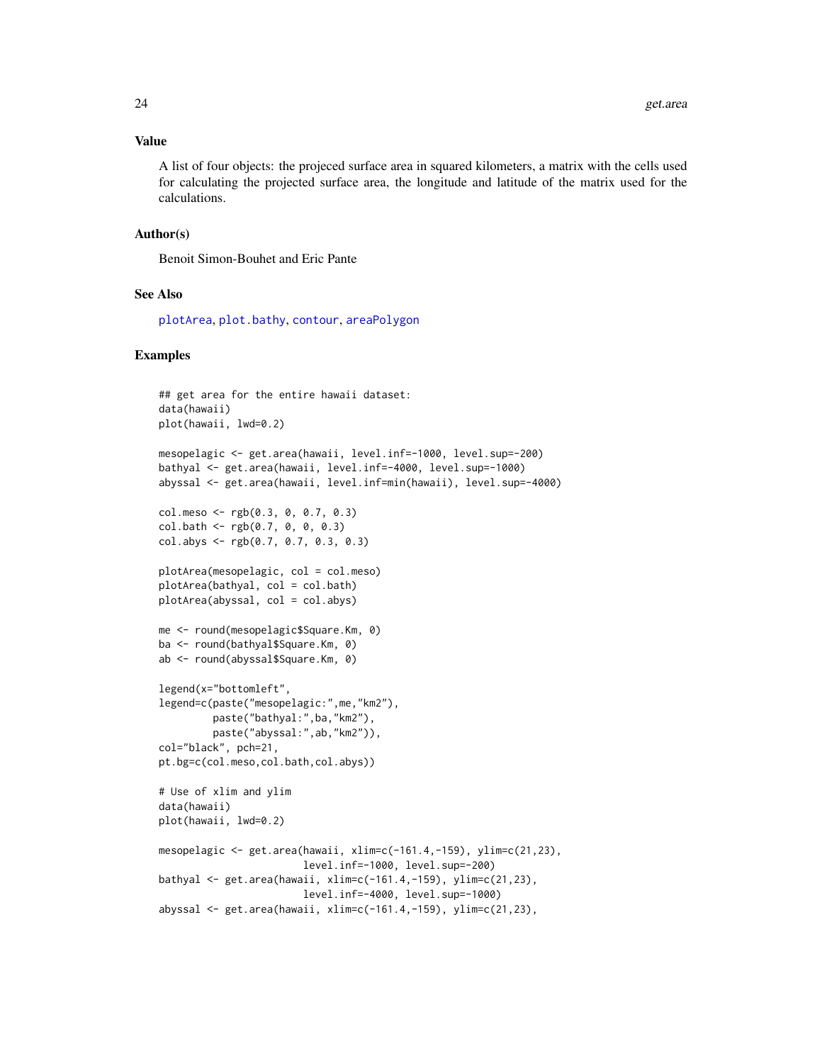### Value

A list of four objects: the projeced surface area in squared kilometers, a matrix with the cells used for calculating the projected surface area, the longitude and latitude of the matrix used for the calculations.

### Author(s)

Benoit Simon-Bouhet and Eric Pante

### See Also

plotArea, plot.bathy, contour, areaPolygon

### Examples

```
## get area for the entire hawaii dataset:
data(hawaii)
plot(hawaii, lwd=0.2)

mesopelagic <- get.area(hawaii, level.inf=-1000, level.sup=-200)
bathyal <- get.area(hawaii, level.inf=-4000, level.sup=-1000)
abyssal <- get.area(hawaii, level.inf=min(hawaii), level.sup=-4000)

col.meso <- rgb(0.3, 0, 0.7, 0.3)
col.bath <- rgb(0.7, 0, 0, 0.3)
col.abys <- rgb(0.7, 0.7, 0.3, 0.3)

plotArea(mesopelagic, col = col.meso)
plotArea(bathyal, col = col.bath)
plotArea(abyssal, col = col.abys)

me <- round(mesopelagic$Square.Km, 0)
ba <- round(bathyal$Square.Km, 0)
ab <- round(abyssal$Square.Km, 0)

legend(x="bottomleft",
legend=c(paste("mesopelagic:",me,"km2"),
         paste("bathyal:",ba,"km2"),
         paste("abyssal:",ab,"km2")),
col="black", pch=21,
pt.bg=c(col.meso,col.bath,col.abys))

# Use of xlim and ylim
data(hawaii)
plot(hawaii, lwd=0.2)

mesopelagic <- get.area(hawaii, xlim=c(-161.4,-159), ylim=c(21,23),
                        level.inf=-1000, level.sup=-200)
bathyal <- get.area(hawaii, xlim=c(-161.4,-159), ylim=c(21,23),
                        level.inf=-4000, level.sup=-1000)
abyssal <- get.area(hawaii, xlim=c(-161.4,-159), ylim=c(21,23),
```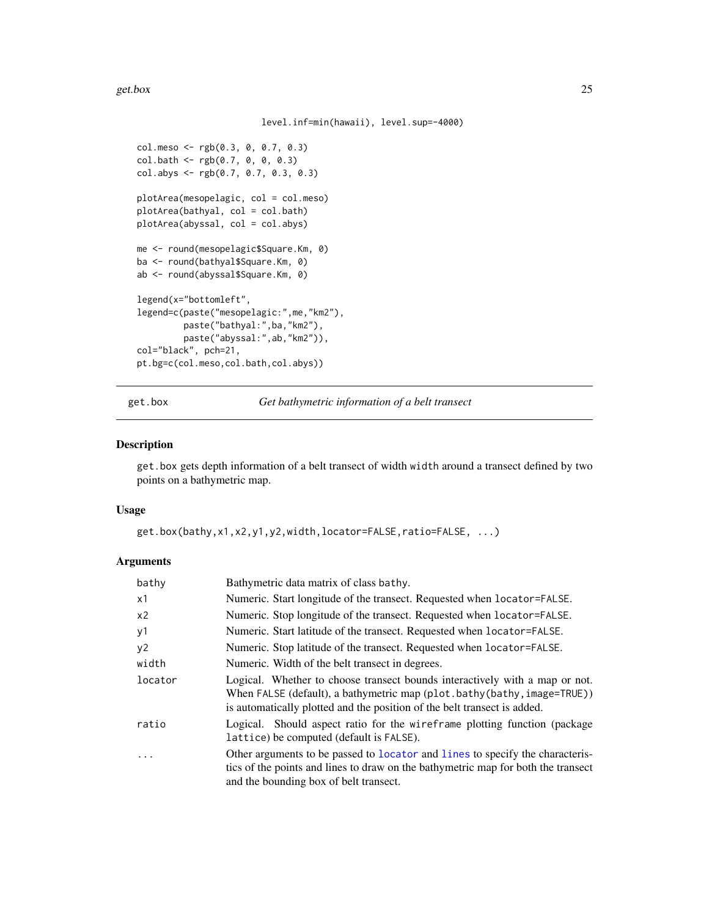```
                         level.inf=min(hawaii), level.sup=-4000)

col.meso <- rgb(0.3, 0, 0.7, 0.3)
col.bath <- rgb(0.7, 0, 0, 0.3)
col.abys <- rgb(0.7, 0.7, 0.3, 0.3)

plotArea(mesopelagic, col = col.meso)
plotArea(bathyal, col = col.bath)
plotArea(abyssal, col = col.abys)

me <- round(mesopelagic$Square.Km, 0)
ba <- round(bathyal$Square.Km, 0)
ab <- round(abyssal$Square.Km, 0)

legend(x="bottomleft",
legend=c(paste("mesopelagic:",me,"km2"),
         paste("bathyal:",ba,"km2"),
         paste("abyssal:",ab,"km2")),
col="black", pch=21,
pt.bg=c(col.meso,col.bath,col.abys))
```

---

## get.box — *Get bathymetric information of a belt transect*

### Description

get.box gets depth information of a belt transect of width width around a transect defined by two points on a bathymetric map.

### Usage

```
get.box(bathy,x1,x2,y1,y2,width,locator=FALSE,ratio=FALSE, ...)
```

### Arguments

| | |
|---|---|
| bathy | Bathymetric data matrix of class bathy. |
| x1 | Numeric. Start longitude of the transect. Requested when locator=FALSE. |
| x2 | Numeric. Stop longitude of the transect. Requested when locator=FALSE. |
| y1 | Numeric. Start latitude of the transect. Requested when locator=FALSE. |
| y2 | Numeric. Stop latitude of the transect. Requested when locator=FALSE. |
| width | Numeric. Width of the belt transect in degrees. |
| locator | Logical. Whether to choose transect bounds interactively with a map or not. When FALSE (default), a bathymetric map (plot.bathy(bathy,image=TRUE)) is automatically plotted and the position of the belt transect is added. |
| ratio | Logical. Should aspect ratio for the wireframe plotting function (package lattice) be computed (default is FALSE). |
| ... | Other arguments to be passed to locator and lines to specify the characteristics of the points and lines to draw on the bathymetric map for both the transect and the bounding box of belt transect. |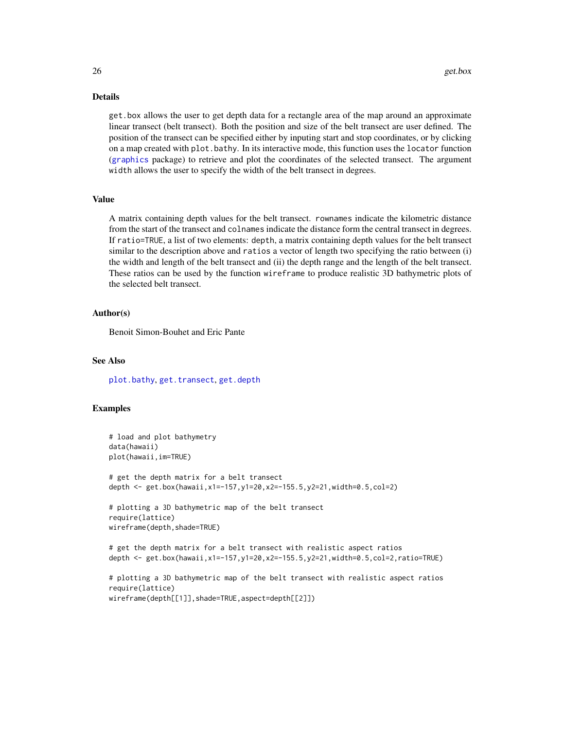## Details

get.box allows the user to get depth data for a rectangle area of the map around an approximate linear transect (belt transect). Both the position and size of the belt transect are user defined. The position of the transect can be specified either by inputing start and stop coordinates, or by clicking on a map created with plot.bathy. In its interactive mode, this function uses the locator function (graphics package) to retrieve and plot the coordinates of the selected transect. The argument width allows the user to specify the width of the belt transect in degrees.

## Value

A matrix containing depth values for the belt transect. rownames indicate the kilometric distance from the start of the transect and colnames indicate the distance form the central transect in degrees. If ratio=TRUE, a list of two elements: depth, a matrix containing depth values for the belt transect similar to the description above and ratios a vector of length two specifying the ratio between (i) the width and length of the belt transect and (ii) the depth range and the length of the belt transect. These ratios can be used by the function wireframe to produce realistic 3D bathymetric plots of the selected belt transect.

## Author(s)

Benoit Simon-Bouhet and Eric Pante

## See Also

plot.bathy, get.transect, get.depth

## Examples

```
# load and plot bathymetry
data(hawaii)
plot(hawaii,im=TRUE)

# get the depth matrix for a belt transect
depth <- get.box(hawaii,x1=-157,y1=20,x2=-155.5,y2=21,width=0.5,col=2)

# plotting a 3D bathymetric map of the belt transect
require(lattice)
wireframe(depth,shade=TRUE)

# get the depth matrix for a belt transect with realistic aspect ratios
depth <- get.box(hawaii,x1=-157,y1=20,x2=-155.5,y2=21,width=0.5,col=2,ratio=TRUE)

# plotting a 3D bathymetric map of the belt transect with realistic aspect ratios
require(lattice)
wireframe(depth[[1]],shade=TRUE,aspect=depth[[2]])
```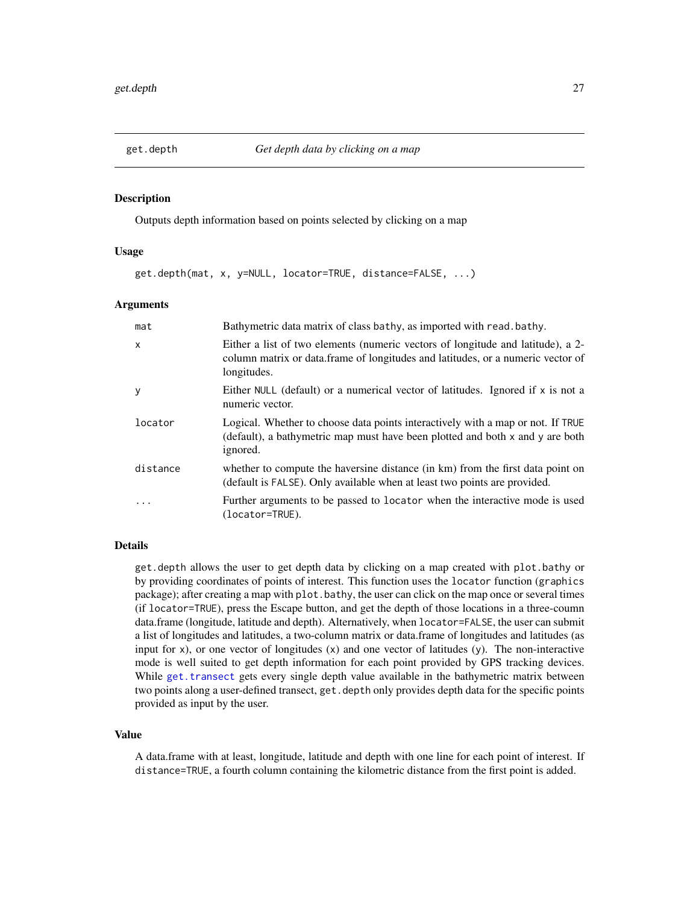## get.depth &nbsp;&nbsp;&nbsp;&nbsp; *Get depth data by clicking on a map*

### Description

Outputs depth information based on points selected by clicking on a map

### Usage

```
get.depth(mat, x, y=NULL, locator=TRUE, distance=FALSE, ...)
```

### Arguments

| | |
|---|---|
| `mat` | Bathymetric data matrix of class `bathy`, as imported with `read.bathy`. |
| `x` | Either a list of two elements (numeric vectors of longitude and latitude), a 2-column matrix or data.frame of longitudes and latitudes, or a numeric vector of longitudes. |
| `y` | Either `NULL` (default) or a numerical vector of latitudes. Ignored if `x` is not a numeric vector. |
| `locator` | Logical. Whether to choose data points interactively with a map or not. If `TRUE` (default), a bathymetric map must have been plotted and both `x` and `y` are both ignored. |
| `distance` | whether to compute the haversine distance (in km) from the first data point on (default is `FALSE`). Only available when at least two points are provided. |
| `...` | Further arguments to be passed to `locator` when the interactive mode is used (`locator=TRUE`). |

### Details

`get.depth` allows the user to get depth data by clicking on a map created with `plot.bathy` or by providing coordinates of points of interest. This function uses the `locator` function (`graphics` package); after creating a map with `plot.bathy`, the user can click on the map once or several times (if `locator=TRUE`), press the Escape button, and get the depth of those locations in a three-coumn data.frame (longitude, latitude and depth). Alternatively, when `locator=FALSE`, the user can submit a list of longitudes and latitudes, a two-column matrix or data.frame of longitudes and latitudes (as input for `x`), or one vector of longitudes (`x`) and one vector of latitudes (`y`). The non-interactive mode is well suited to get depth information for each point provided by GPS tracking devices. While `get.transect` gets every single depth value available in the bathymetric matrix between two points along a user-defined transect, `get.depth` only provides depth data for the specific points provided as input by the user.

### Value

A data.frame with at least, longitude, latitude and depth with one line for each point of interest. If `distance=TRUE`, a fourth column containing the kilometric distance from the first point is added.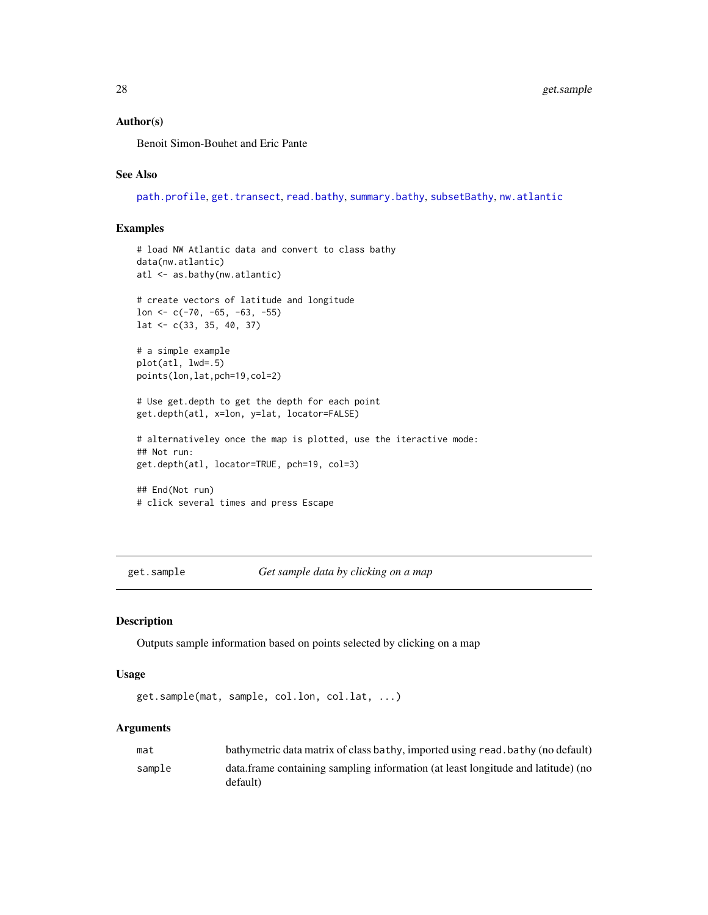### Author(s)

Benoit Simon-Bouhet and Eric Pante

### See Also

path.profile, get.transect, read.bathy, summary.bathy, subsetBathy, nw.atlantic

### Examples

```
# load NW Atlantic data and convert to class bathy
data(nw.atlantic)
atl <- as.bathy(nw.atlantic)

# create vectors of latitude and longitude
lon <- c(-70, -65, -63, -55)
lat <- c(33, 35, 40, 37)

# a simple example
plot(atl, lwd=.5)
points(lon,lat,pch=19,col=2)

# Use get.depth to get the depth for each point
get.depth(atl, x=lon, y=lat, locator=FALSE)

# alternativeley once the map is plotted, use the iteractive mode:
## Not run:
get.depth(atl, locator=TRUE, pch=19, col=3)

## End(Not run)
# click several times and press Escape
```

## get.sample *Get sample data by clicking on a map*

### Description

Outputs sample information based on points selected by clicking on a map

### Usage

```
get.sample(mat, sample, col.lon, col.lat, ...)
```

### Arguments

| | |
|---|---|
| mat | bathymetric data matrix of class bathy, imported using read.bathy (no default) |
| sample | data.frame containing sampling information (at least longitude and latitude) (no default) |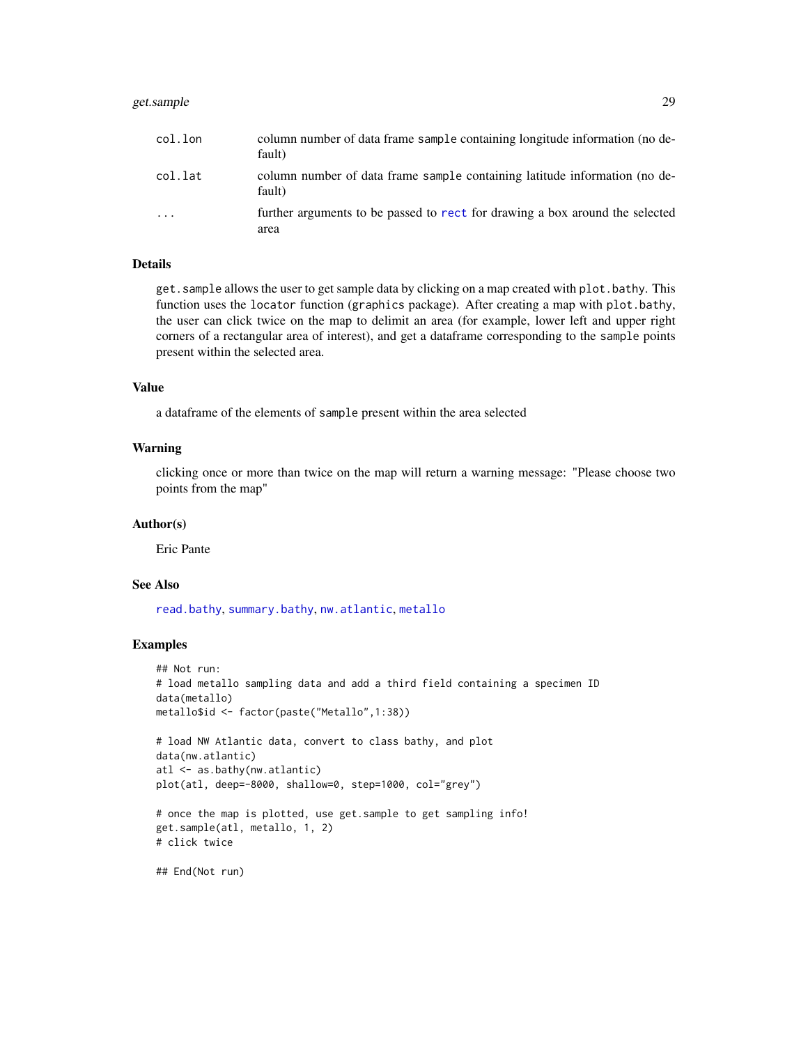| | |
|---|---|
| col.lon | column number of data frame sample containing longitude information (no default) |
| col.lat | column number of data frame sample containing latitude information (no default) |
| ... | further arguments to be passed to rect for drawing a box around the selected area |

## Details

get.sample allows the user to get sample data by clicking on a map created with plot.bathy. This function uses the locator function (graphics package). After creating a map with plot.bathy, the user can click twice on the map to delimit an area (for example, lower left and upper right corners of a rectangular area of interest), and get a dataframe corresponding to the sample points present within the selected area.

## Value

a dataframe of the elements of sample present within the area selected

## Warning

clicking once or more than twice on the map will return a warning message: "Please choose two points from the map"

## Author(s)

Eric Pante

## See Also

read.bathy, summary.bathy, nw.atlantic, metallo

## Examples

```
## Not run:
# load metallo sampling data and add a third field containing a specimen ID
data(metallo)
metallo$id <- factor(paste("Metallo",1:38))

# load NW Atlantic data, convert to class bathy, and plot
data(nw.atlantic)
atl <- as.bathy(nw.atlantic)
plot(atl, deep=-8000, shallow=0, step=1000, col="grey")

# once the map is plotted, use get.sample to get sampling info!
get.sample(atl, metallo, 1, 2)
# click twice

## End(Not run)
```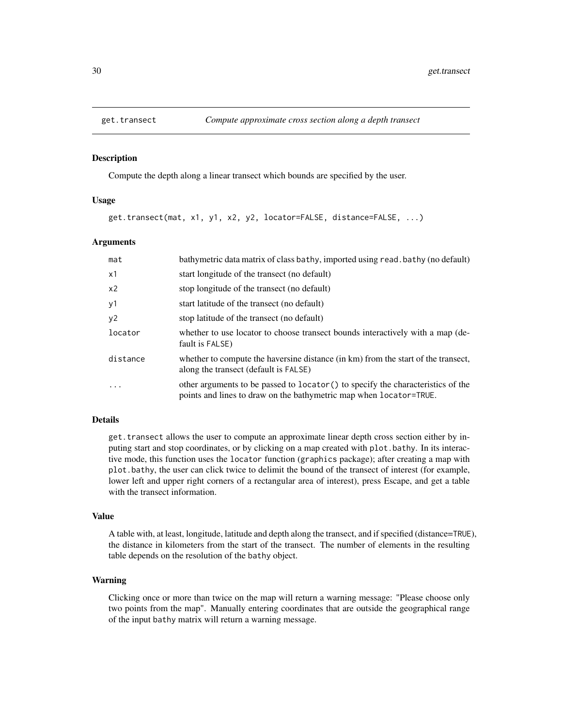get.transect *Compute approximate cross section along a depth transect*

## Description

Compute the depth along a linear transect which bounds are specified by the user.

## Usage

```
get.transect(mat, x1, y1, x2, y2, locator=FALSE, distance=FALSE, ...)
```

## Arguments

| | |
|---|---|
| mat | bathymetric data matrix of class bathy, imported using read.bathy (no default) |
| x1 | start longitude of the transect (no default) |
| x2 | stop longitude of the transect (no default) |
| y1 | start latitude of the transect (no default) |
| y2 | stop latitude of the transect (no default) |
| locator | whether to use locator to choose transect bounds interactively with a map (default is FALSE) |
| distance | whether to compute the haversine distance (in km) from the start of the transect, along the transect (default is FALSE) |
| ... | other arguments to be passed to locator() to specify the characteristics of the points and lines to draw on the bathymetric map when locator=TRUE. |

## Details

get.transect allows the user to compute an approximate linear depth cross section either by inputing start and stop coordinates, or by clicking on a map created with plot.bathy. In its interactive mode, this function uses the locator function (graphics package); after creating a map with plot.bathy, the user can click twice to delimit the bound of the transect of interest (for example, lower left and upper right corners of a rectangular area of interest), press Escape, and get a table with the transect information.

## Value

A table with, at least, longitude, latitude and depth along the transect, and if specified (distance=TRUE), the distance in kilometers from the start of the transect. The number of elements in the resulting table depends on the resolution of the bathy object.

## Warning

Clicking once or more than twice on the map will return a warning message: "Please choose only two points from the map". Manually entering coordinates that are outside the geographical range of the input bathy matrix will return a warning message.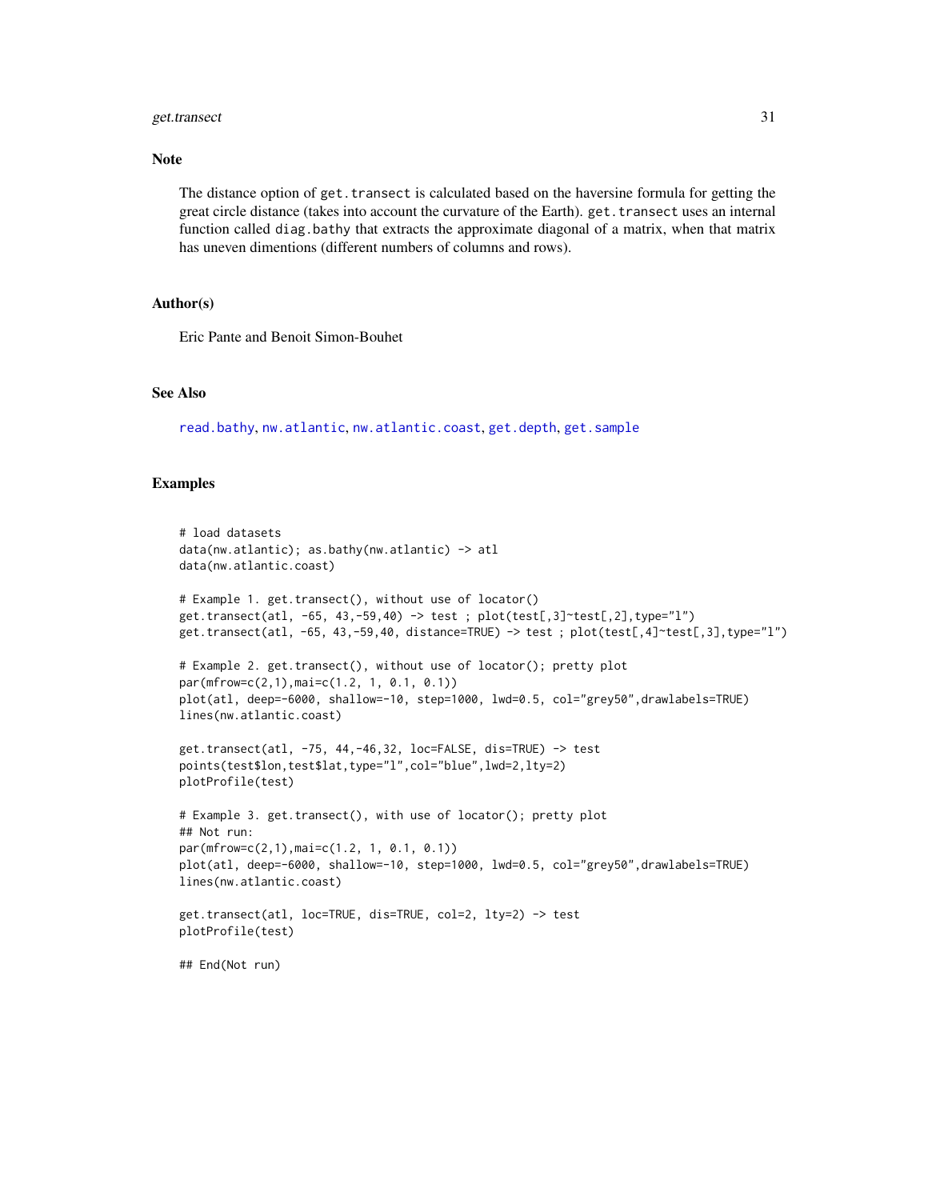## Note

The distance option of `get.transect` is calculated based on the haversine formula for getting the great circle distance (takes into account the curvature of the Earth). `get.transect` uses an internal function called `diag.bathy` that extracts the approximate diagonal of a matrix, when that matrix has uneven dimentions (different numbers of columns and rows).

## Author(s)

Eric Pante and Benoit Simon-Bouhet

## See Also

read.bathy, nw.atlantic, nw.atlantic.coast, get.depth, get.sample

## Examples

```
# load datasets
data(nw.atlantic); as.bathy(nw.atlantic) -> atl
data(nw.atlantic.coast)

# Example 1. get.transect(), without use of locator()
get.transect(atl, -65, 43,-59,40) -> test ; plot(test[,3]~test[,2],type="l")
get.transect(atl, -65, 43,-59,40, distance=TRUE) -> test ; plot(test[,4]~test[,3],type="l")

# Example 2. get.transect(), without use of locator(); pretty plot
par(mfrow=c(2,1),mai=c(1.2, 1, 0.1, 0.1))
plot(atl, deep=-6000, shallow=-10, step=1000, lwd=0.5, col="grey50",drawlabels=TRUE)
lines(nw.atlantic.coast)

get.transect(atl, -75, 44,-46,32, loc=FALSE, dis=TRUE) -> test
points(test$lon,test$lat,type="l",col="blue",lwd=2,lty=2)
plotProfile(test)

# Example 3. get.transect(), with use of locator(); pretty plot
## Not run:
par(mfrow=c(2,1),mai=c(1.2, 1, 0.1, 0.1))
plot(atl, deep=-6000, shallow=-10, step=1000, lwd=0.5, col="grey50",drawlabels=TRUE)
lines(nw.atlantic.coast)

get.transect(atl, loc=TRUE, dis=TRUE, col=2, lty=2) -> test
plotProfile(test)

## End(Not run)
```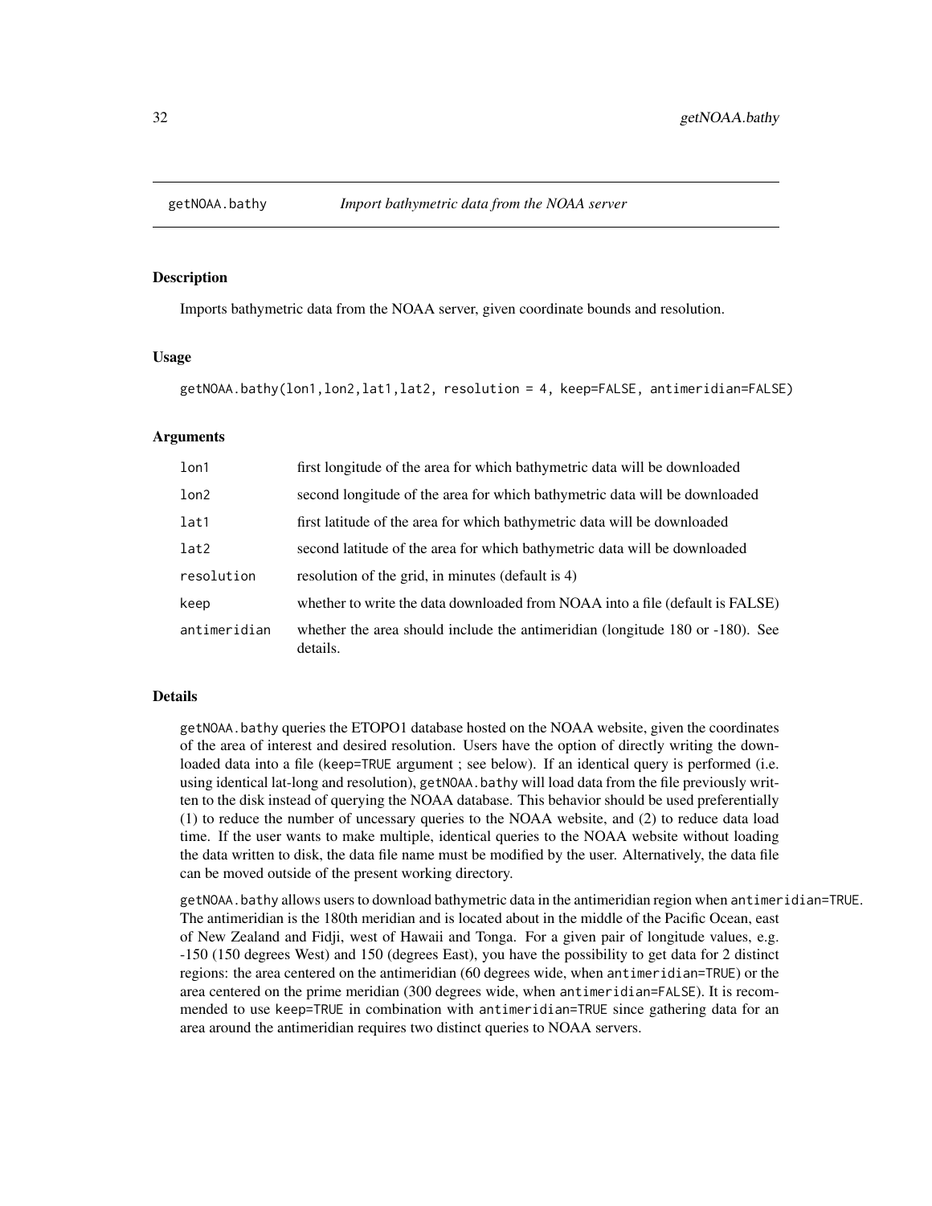## getNOAA.bathy *Import bathymetric data from the NOAA server*

### Description

Imports bathymetric data from the NOAA server, given coordinate bounds and resolution.

### Usage

```
getNOAA.bathy(lon1,lon2,lat1,lat2, resolution = 4, keep=FALSE, antimeridian=FALSE)
```

### Arguments

| | |
|---|---|
| lon1 | first longitude of the area for which bathymetric data will be downloaded |
| lon2 | second longitude of the area for which bathymetric data will be downloaded |
| lat1 | first latitude of the area for which bathymetric data will be downloaded |
| lat2 | second latitude of the area for which bathymetric data will be downloaded |
| resolution | resolution of the grid, in minutes (default is 4) |
| keep | whether to write the data downloaded from NOAA into a file (default is FALSE) |
| antimeridian | whether the area should include the antimeridian (longitude 180 or -180). See details. |

### Details

getNOAA.bathy queries the ETOPO1 database hosted on the NOAA website, given the coordinates of the area of interest and desired resolution. Users have the option of directly writing the downloaded data into a file (keep=TRUE argument ; see below). If an identical query is performed (i.e. using identical lat-long and resolution), getNOAA.bathy will load data from the file previously written to the disk instead of querying the NOAA database. This behavior should be used preferentially (1) to reduce the number of uncessary queries to the NOAA website, and (2) to reduce data load time. If the user wants to make multiple, identical queries to the NOAA website without loading the data written to disk, the data file name must be modified by the user. Alternatively, the data file can be moved outside of the present working directory.

getNOAA.bathy allows users to download bathymetric data in the antimeridian region when antimeridian=TRUE. The antimeridian is the 180th meridian and is located about in the middle of the Pacific Ocean, east of New Zealand and Fidji, west of Hawaii and Tonga. For a given pair of longitude values, e.g. -150 (150 degrees West) and 150 (degrees East), you have the possibility to get data for 2 distinct regions: the area centered on the antimeridian (60 degrees wide, when antimeridian=TRUE) or the area centered on the prime meridian (300 degrees wide, when antimeridian=FALSE). It is recommended to use keep=TRUE in combination with antimeridian=TRUE since gathering data for an area around the antimeridian requires two distinct queries to NOAA servers.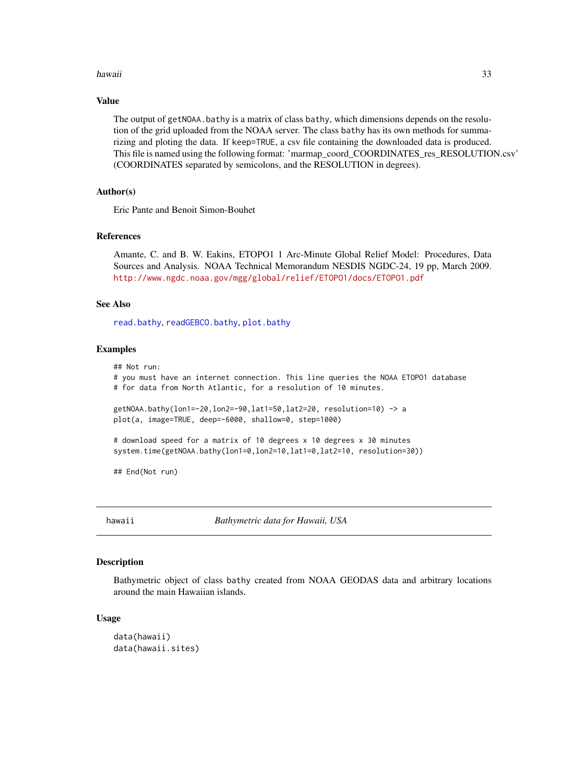## Value

The output of getNOAA.bathy is a matrix of class bathy, which dimensions depends on the resolution of the grid uploaded from the NOAA server. The class bathy has its own methods for summarizing and ploting the data. If keep=TRUE, a csv file containing the downloaded data is produced. This file is named using the following format: 'marmap_coord_COORDINATES_res_RESOLUTION.csv' (COORDINATES separated by semicolons, and the RESOLUTION in degrees).

## Author(s)

Eric Pante and Benoit Simon-Bouhet

## References

Amante, C. and B. W. Eakins, ETOPO1 1 Arc-Minute Global Relief Model: Procedures, Data Sources and Analysis. NOAA Technical Memorandum NESDIS NGDC-24, 19 pp, March 2009. http://www.ngdc.noaa.gov/mgg/global/relief/ETOPO1/docs/ETOPO1.pdf

## See Also

read.bathy, readGEBCO.bathy, plot.bathy

## Examples

```
## Not run:
# you must have an internet connection. This line queries the NOAA ETOPO1 database
# for data from North Atlantic, for a resolution of 10 minutes.

getNOAA.bathy(lon1=-20,lon2=-90,lat1=50,lat2=20, resolution=10) -> a
plot(a, image=TRUE, deep=-6000, shallow=0, step=1000)

# download speed for a matrix of 10 degrees x 10 degrees x 30 minutes
system.time(getNOAA.bathy(lon1=0,lon2=10,lat1=0,lat2=10, resolution=30))

## End(Not run)
```

# hawaii *Bathymetric data for Hawaii, USA*

## Description

Bathymetric object of class bathy created from NOAA GEODAS data and arbitrary locations around the main Hawaiian islands.

## Usage

```
data(hawaii)
data(hawaii.sites)
```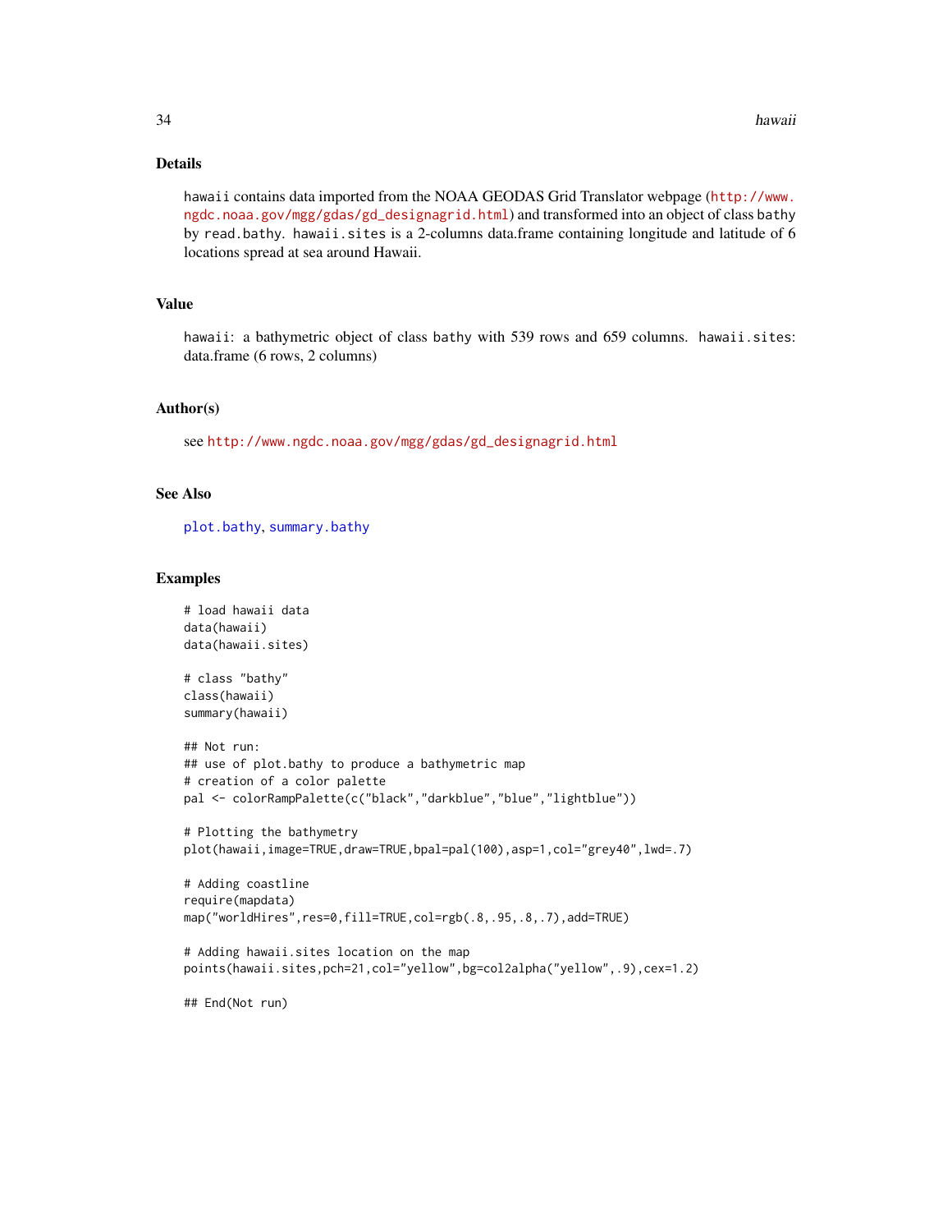## Details

hawaii contains data imported from the NOAA GEODAS Grid Translator webpage (http://www.ngdc.noaa.gov/mgg/gdas/gd_designagrid.html) and transformed into an object of class bathy by read.bathy. hawaii.sites is a 2-columns data.frame containing longitude and latitude of 6 locations spread at sea around Hawaii.

## Value

hawaii: a bathymetric object of class bathy with 539 rows and 659 columns. hawaii.sites: data.frame (6 rows, 2 columns)

## Author(s)

see http://www.ngdc.noaa.gov/mgg/gdas/gd_designagrid.html

## See Also

plot.bathy, summary.bathy

## Examples

```
# load hawaii data
data(hawaii)
data(hawaii.sites)

# class "bathy"
class(hawaii)
summary(hawaii)

## Not run:
## use of plot.bathy to produce a bathymetric map
# creation of a color palette
pal <- colorRampPalette(c("black","darkblue","blue","lightblue"))

# Plotting the bathymetry
plot(hawaii,image=TRUE,draw=TRUE,bpal=pal(100),asp=1,col="grey40",lwd=.7)

# Adding coastline
require(mapdata)
map("worldHires",res=0,fill=TRUE,col=rgb(.8,.95,.8,.7),add=TRUE)

# Adding hawaii.sites location on the map
points(hawaii.sites,pch=21,col="yellow",bg=col2alpha("yellow",.9),cex=1.2)

## End(Not run)
```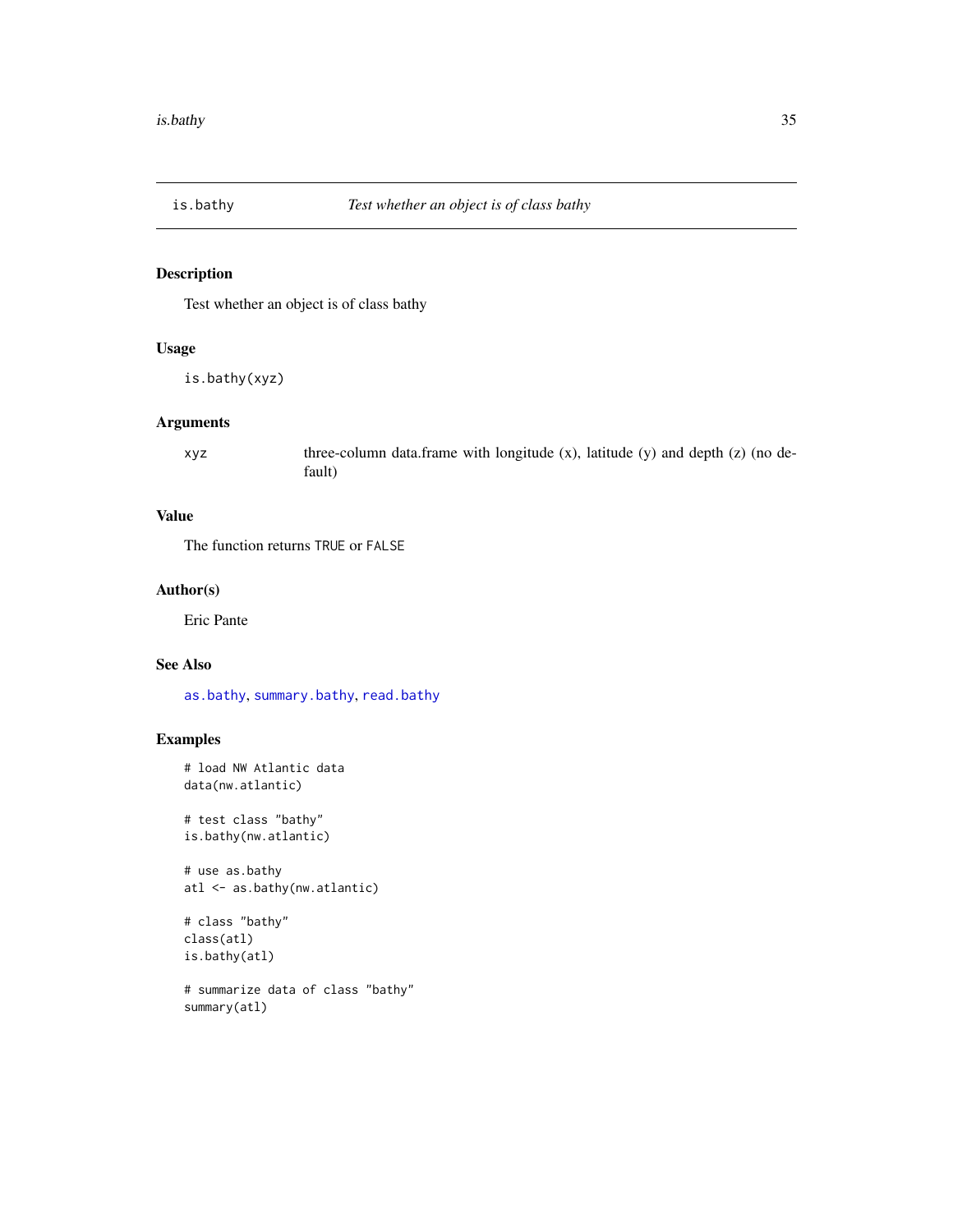# is.bathy — *Test whether an object is of class bathy*

## Description

Test whether an object is of class bathy

## Usage

```
is.bathy(xyz)
```

## Arguments

| | |
|---|---|
| xyz | three-column data.frame with longitude (x), latitude (y) and depth (z) (no default) |

## Value

The function returns TRUE or FALSE

## Author(s)

Eric Pante

## See Also

as.bathy, summary.bathy, read.bathy

## Examples

```
# load NW Atlantic data
data(nw.atlantic)

# test class "bathy"
is.bathy(nw.atlantic)

# use as.bathy
atl <- as.bathy(nw.atlantic)

# class "bathy"
class(atl)
is.bathy(atl)

# summarize data of class "bathy"
summary(atl)
```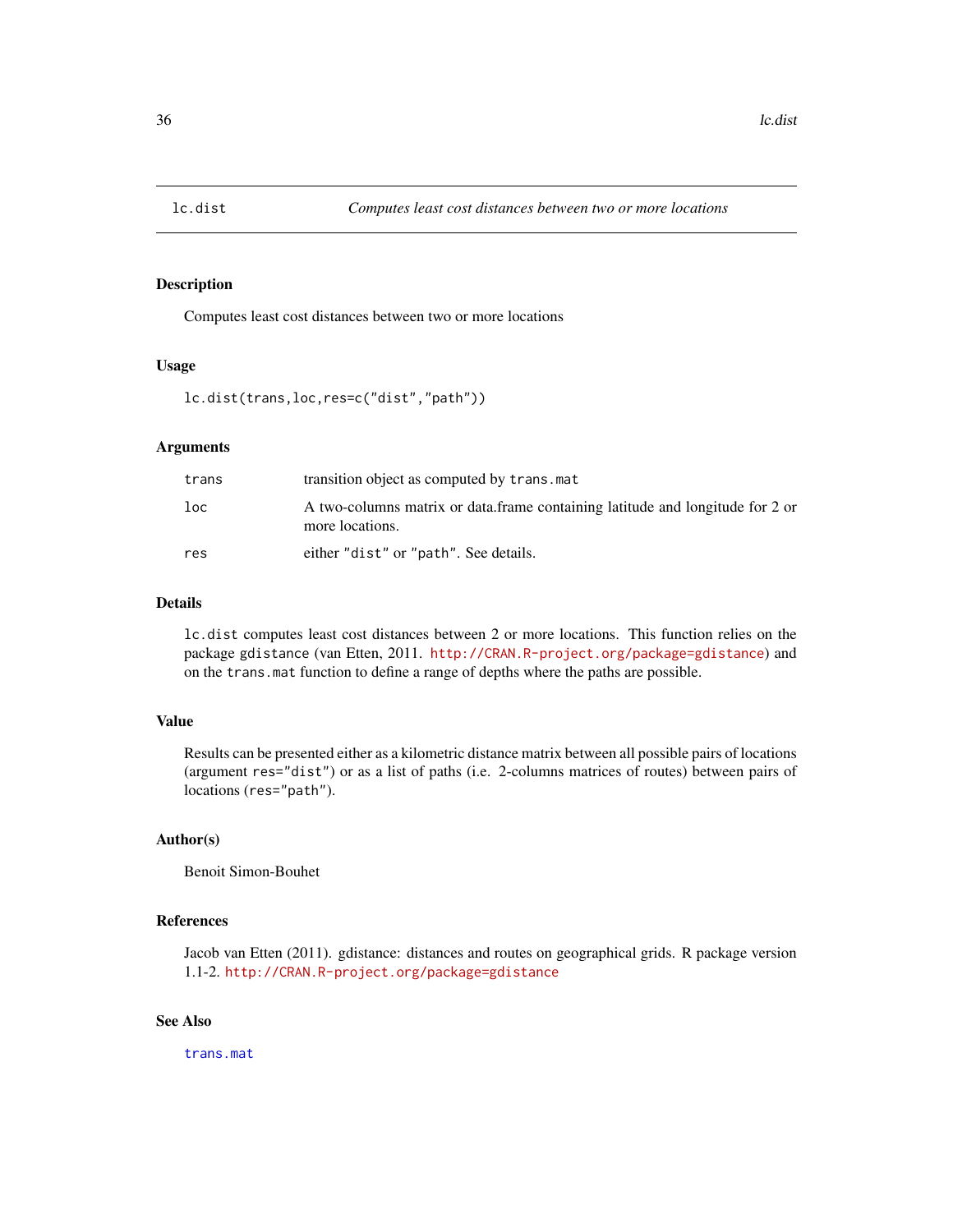## lc.dist — *Computes least cost distances between two or more locations*

### Description

Computes least cost distances between two or more locations

### Usage

```
lc.dist(trans,loc,res=c("dist","path"))
```

### Arguments

| | |
|---|---|
| `trans` | transition object as computed by `trans.mat` |
| `loc` | A two-columns matrix or data.frame containing latitude and longitude for 2 or more locations. |
| `res` | either `"dist"` or `"path"`. See details. |

### Details

`lc.dist` computes least cost distances between 2 or more locations. This function relies on the package `gdistance` (van Etten, 2011. http://CRAN.R-project.org/package=gdistance) and on the `trans.mat` function to define a range of depths where the paths are possible.

### Value

Results can be presented either as a kilometric distance matrix between all possible pairs of locations (argument `res="dist"`) or as a list of paths (i.e. 2-columns matrices of routes) between pairs of locations (`res="path"`).

### Author(s)

Benoit Simon-Bouhet

### References

Jacob van Etten (2011). gdistance: distances and routes on geographical grids. R package version 1.1-2. http://CRAN.R-project.org/package=gdistance

### See Also

`trans.mat`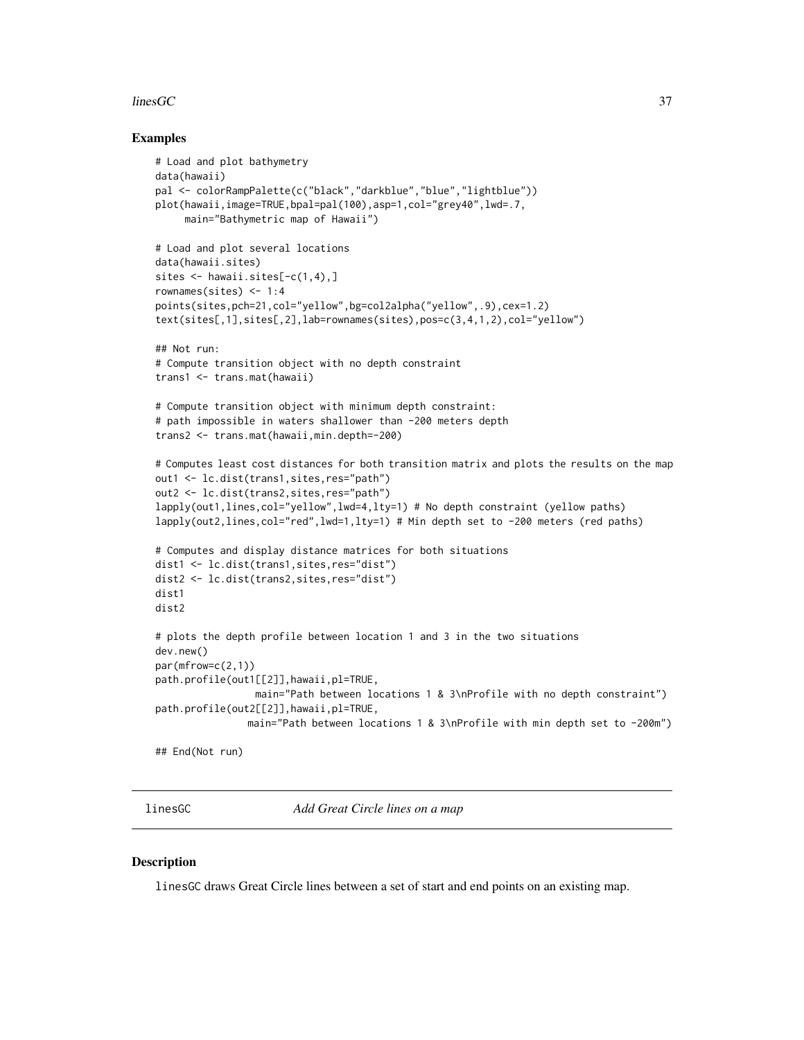## Examples

```
# Load and plot bathymetry
data(hawaii)
pal <- colorRampPalette(c("black","darkblue","blue","lightblue"))
plot(hawaii,image=TRUE,bpal=pal(100),asp=1,col="grey40",lwd=.7,
     main="Bathymetric map of Hawaii")

# Load and plot several locations
data(hawaii.sites)
sites <- hawaii.sites[-c(1,4),]
rownames(sites) <- 1:4
points(sites,pch=21,col="yellow",bg=col2alpha("yellow",.9),cex=1.2)
text(sites[,1],sites[,2],lab=rownames(sites),pos=c(3,4,1,2),col="yellow")

## Not run:
# Compute transition object with no depth constraint
trans1 <- trans.mat(hawaii)

# Compute transition object with minimum depth constraint:
# path impossible in waters shallower than -200 meters depth
trans2 <- trans.mat(hawaii,min.depth=-200)

# Computes least cost distances for both transition matrix and plots the results on the map
out1 <- lc.dist(trans1,sites,res="path")
out2 <- lc.dist(trans2,sites,res="path")
lapply(out1,lines,col="yellow",lwd=4,lty=1) # No depth constraint (yellow paths)
lapply(out2,lines,col="red",lwd=1,lty=1) # Min depth set to -200 meters (red paths)

# Computes and display distance matrices for both situations
dist1 <- lc.dist(trans1,sites,res="dist")
dist2 <- lc.dist(trans2,sites,res="dist")
dist1
dist2

# plots the depth profile between location 1 and 3 in the two situations
dev.new()
par(mfrow=c(2,1))
path.profile(out1[[2]],hawaii,pl=TRUE,
               main="Path between locations 1 & 3\nProfile with no depth constraint")
path.profile(out2[[2]],hawaii,pl=TRUE,
              main="Path between locations 1 & 3\nProfile with min depth set to -200m")

## End(Not run)
```

---

linesGC *Add Great Circle lines on a map*

---

## Description

linesGC draws Great Circle lines between a set of start and end points on an existing map.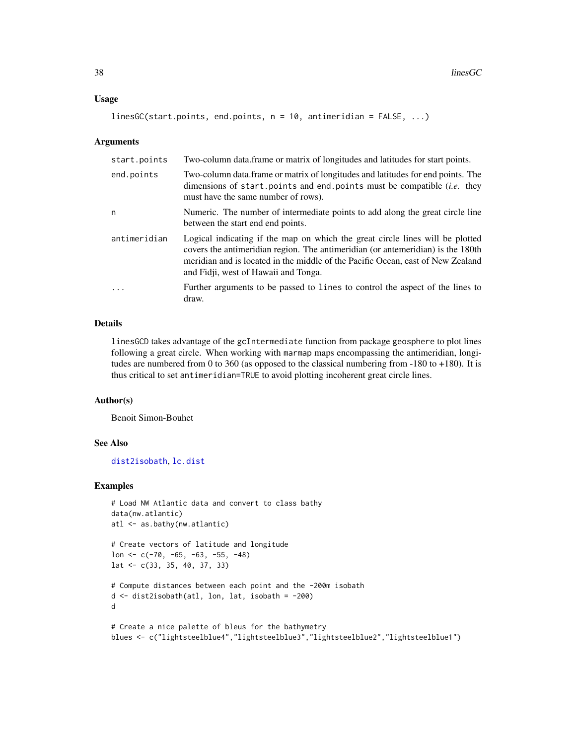### Usage

```
linesGC(start.points, end.points, n = 10, antimeridian = FALSE, ...)
```

### Arguments

| | |
|---|---|
| start.points | Two-column data.frame or matrix of longitudes and latitudes for start points. |
| end.points | Two-column data.frame or matrix of longitudes and latitudes for end points. The dimensions of start.points and end.points must be compatible (*i.e.* they must have the same number of rows). |
| n | Numeric. The number of intermediate points to add along the great circle line between the start end end points. |
| antimeridian | Logical indicating if the map on which the great circle lines will be plotted covers the antimeridian region. The antimeridian (or antemeridian) is the 180th meridian and is located in the middle of the Pacific Ocean, east of New Zealand and Fidji, west of Hawaii and Tonga. |
| ... | Further arguments to be passed to lines to control the aspect of the lines to draw. |

### Details

linesGCD takes advantage of the gcIntermediate function from package geosphere to plot lines following a great circle. When working with marmap maps encompassing the antimeridian, longitudes are numbered from 0 to 360 (as opposed to the classical numbering from -180 to +180). It is thus critical to set antimeridian=TRUE to avoid plotting incoherent great circle lines.

### Author(s)

Benoit Simon-Bouhet

### See Also

dist2isobath, lc.dist

### Examples

```
# Load NW Atlantic data and convert to class bathy
data(nw.atlantic)
atl <- as.bathy(nw.atlantic)

# Create vectors of latitude and longitude
lon <- c(-70, -65, -63, -55, -48)
lat <- c(33, 35, 40, 37, 33)

# Compute distances between each point and the -200m isobath
d <- dist2isobath(atl, lon, lat, isobath = -200)
d

# Create a nice palette of bleus for the bathymetry
blues <- c("lightsteelblue4","lightsteelblue3","lightsteelblue2","lightsteelblue1")
```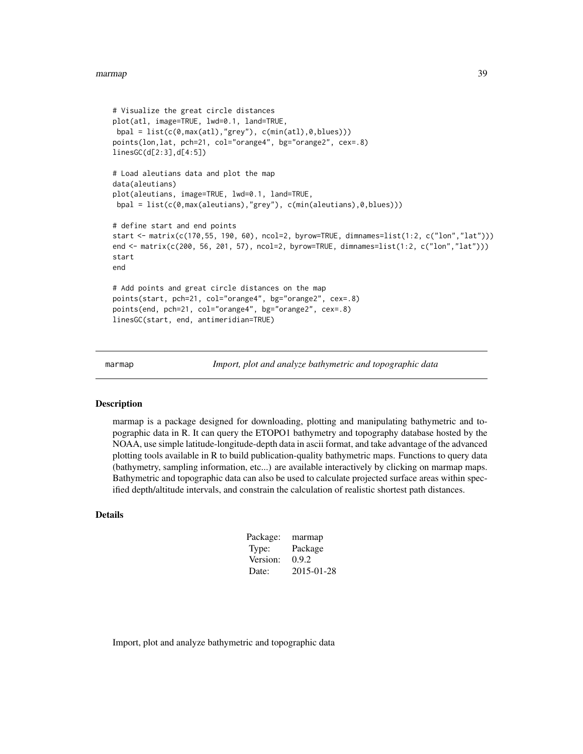```
# Visualize the great circle distances
plot(atl, image=TRUE, lwd=0.1, land=TRUE,
 bpal = list(c(0,max(atl),"grey"), c(min(atl),0,blues)))
points(lon,lat, pch=21, col="orange4", bg="orange2", cex=.8)
linesGC(d[2:3],d[4:5])

# Load aleutians data and plot the map
data(aleutians)
plot(aleutians, image=TRUE, lwd=0.1, land=TRUE,
 bpal = list(c(0,max(aleutians),"grey"), c(min(aleutians),0,blues)))

# define start and end points
start <- matrix(c(170,55, 190, 60), ncol=2, byrow=TRUE, dimnames=list(1:2, c("lon","lat")))
end <- matrix(c(200, 56, 201, 57), ncol=2, byrow=TRUE, dimnames=list(1:2, c("lon","lat")))
start
end

# Add points and great circle distances on the map
points(start, pch=21, col="orange4", bg="orange2", cex=.8)
points(end, pch=21, col="orange4", bg="orange2", cex=.8)
linesGC(start, end, antimeridian=TRUE)
```

## marmap *Import, plot and analyze bathymetric and topographic data*

### Description

marmap is a package designed for downloading, plotting and manipulating bathymetric and topographic data in R. It can query the ETOPO1 bathymetry and topography database hosted by the NOAA, use simple latitude-longitude-depth data in ascii format, and take advantage of the advanced plotting tools available in R to build publication-quality bathymetric maps. Functions to query data (bathymetry, sampling information, etc...) are available interactively by clicking on marmap maps. Bathymetric and topographic data can also be used to calculate projected surface areas within specified depth/altitude intervals, and constrain the calculation of realistic shortest path distances.

### Details

| | |
|---|---|
| Package: | marmap |
| Type: | Package |
| Version: | 0.9.2 |
| Date: | 2015-01-28 |

Import, plot and analyze bathymetric and topographic data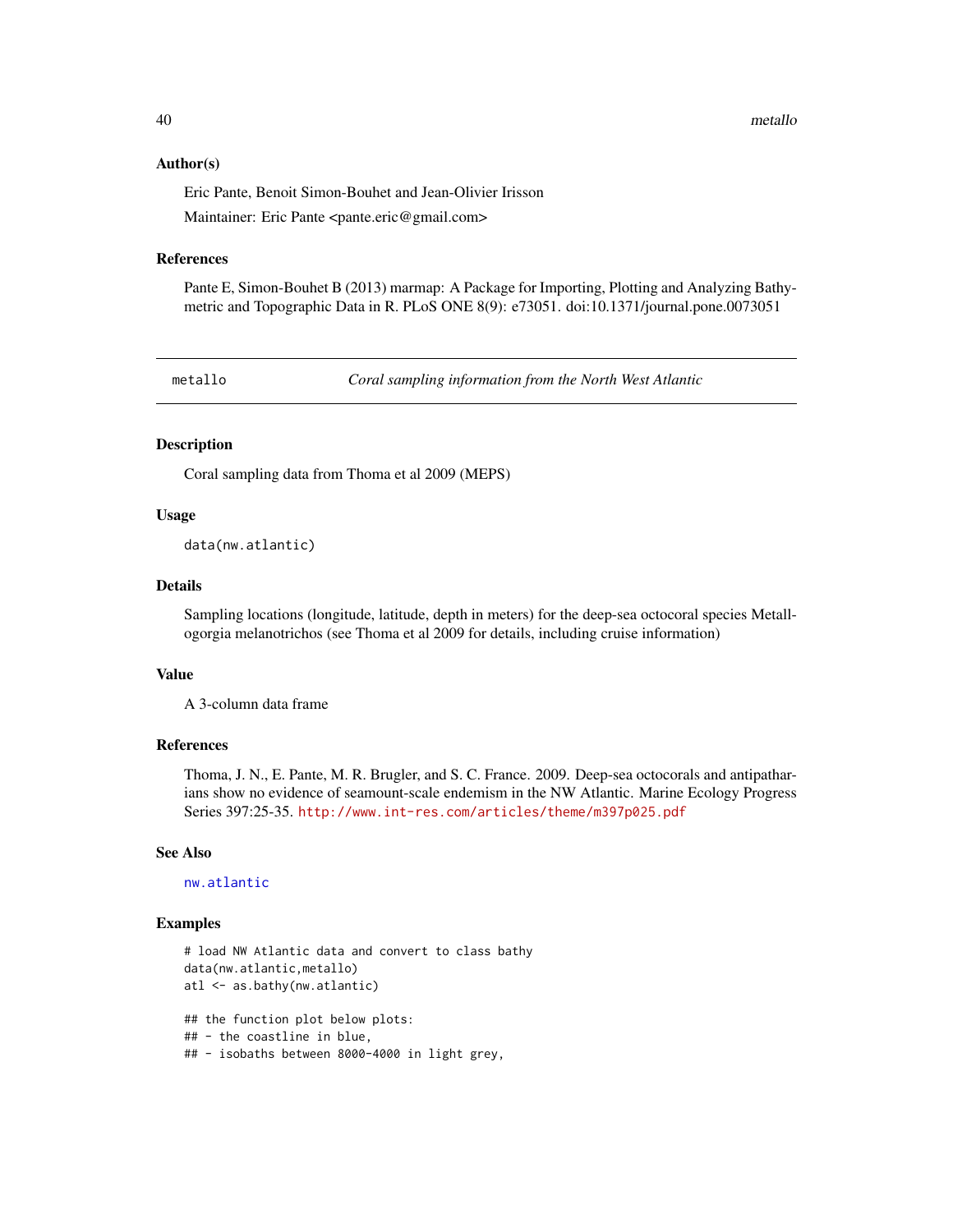### Author(s)

Eric Pante, Benoit Simon-Bouhet and Jean-Olivier Irisson

Maintainer: Eric Pante <pante.eric@gmail.com>

### References

Pante E, Simon-Bouhet B (2013) marmap: A Package for Importing, Plotting and Analyzing Bathymetric and Topographic Data in R. PLoS ONE 8(9): e73051. doi:10.1371/journal.pone.0073051

---

## metallo — *Coral sampling information from the North West Atlantic*

---

### Description

Coral sampling data from Thoma et al 2009 (MEPS)

### Usage

```
data(nw.atlantic)
```

### Details

Sampling locations (longitude, latitude, depth in meters) for the deep-sea octocoral species Metallogorgia melanotrichos (see Thoma et al 2009 for details, including cruise information)

### Value

A 3-column data frame

### References

Thoma, J. N., E. Pante, M. R. Brugler, and S. C. France. 2009. Deep-sea octocorals and antipatharians show no evidence of seamount-scale endemism in the NW Atlantic. Marine Ecology Progress Series 397:25-35. http://www.int-res.com/articles/theme/m397p025.pdf

### See Also

nw.atlantic

### Examples

```
# load NW Atlantic data and convert to class bathy
data(nw.atlantic,metallo)
atl <- as.bathy(nw.atlantic)

## the function plot below plots:
## - the coastline in blue,
## - isobaths between 8000-4000 in light grey,
```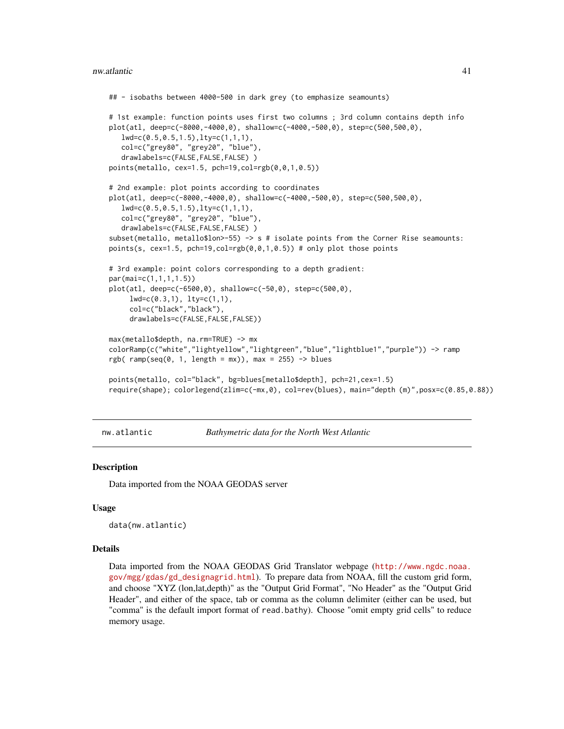```
## - isobaths between 4000-500 in dark grey (to emphasize seamounts)

# 1st example: function points uses first two columns ; 3rd column contains depth info
plot(atl, deep=c(-8000,-4000,0), shallow=c(-4000,-500,0), step=c(500,500,0),
   lwd=c(0.5,0.5,1.5),lty=c(1,1,1),
   col=c("grey80", "grey20", "blue"),
   drawlabels=c(FALSE,FALSE,FALSE) )
points(metallo, cex=1.5, pch=19,col=rgb(0,0,1,0.5))

# 2nd example: plot points according to coordinates
plot(atl, deep=c(-8000,-4000,0), shallow=c(-4000,-500,0), step=c(500,500,0),
   lwd=c(0.5,0.5,1.5),lty=c(1,1,1),
   col=c("grey80", "grey20", "blue"),
   drawlabels=c(FALSE,FALSE,FALSE) )
subset(metallo, metallo$lon>-55) -> s # isolate points from the Corner Rise seamounts:
points(s, cex=1.5, pch=19,col=rgb(0,0,1,0.5)) # only plot those points

# 3rd example: point colors corresponding to a depth gradient:
par(mai=c(1,1,1,1.5))
plot(atl, deep=c(-6500,0), shallow=c(-50,0), step=c(500,0),
     lwd=c(0.3,1), lty=c(1,1),
     col=c("black","black"),
     drawlabels=c(FALSE,FALSE,FALSE))

max(metallo$depth, na.rm=TRUE) -> mx
colorRamp(c("white","lightyellow","lightgreen","blue","lightblue1","purple")) -> ramp
rgb( ramp(seq(0, 1, length = mx)), max = 255) -> blues

points(metallo, col="black", bg=blues[metallo$depth], pch=21,cex=1.5)
require(shape); colorlegend(zlim=c(-mx,0), col=rev(blues), main="depth (m)",posx=c(0.85,0.88))
```

---

## nw.atlantic — *Bathymetric data for the North West Atlantic*

### Description

Data imported from the NOAA GEODAS server

### Usage

```
data(nw.atlantic)
```

### Details

Data imported from the NOAA GEODAS Grid Translator webpage (http://www.ngdc.noaa.gov/mgg/gdas/gd_designagrid.html). To prepare data from NOAA, fill the custom grid form, and choose "XYZ (lon,lat,depth)" as the "Output Grid Format", "No Header" as the "Output Grid Header", and either of the space, tab or comma as the column delimiter (either can be used, but "comma" is the default import format of `read.bathy`). Choose "omit empty grid cells" to reduce memory usage.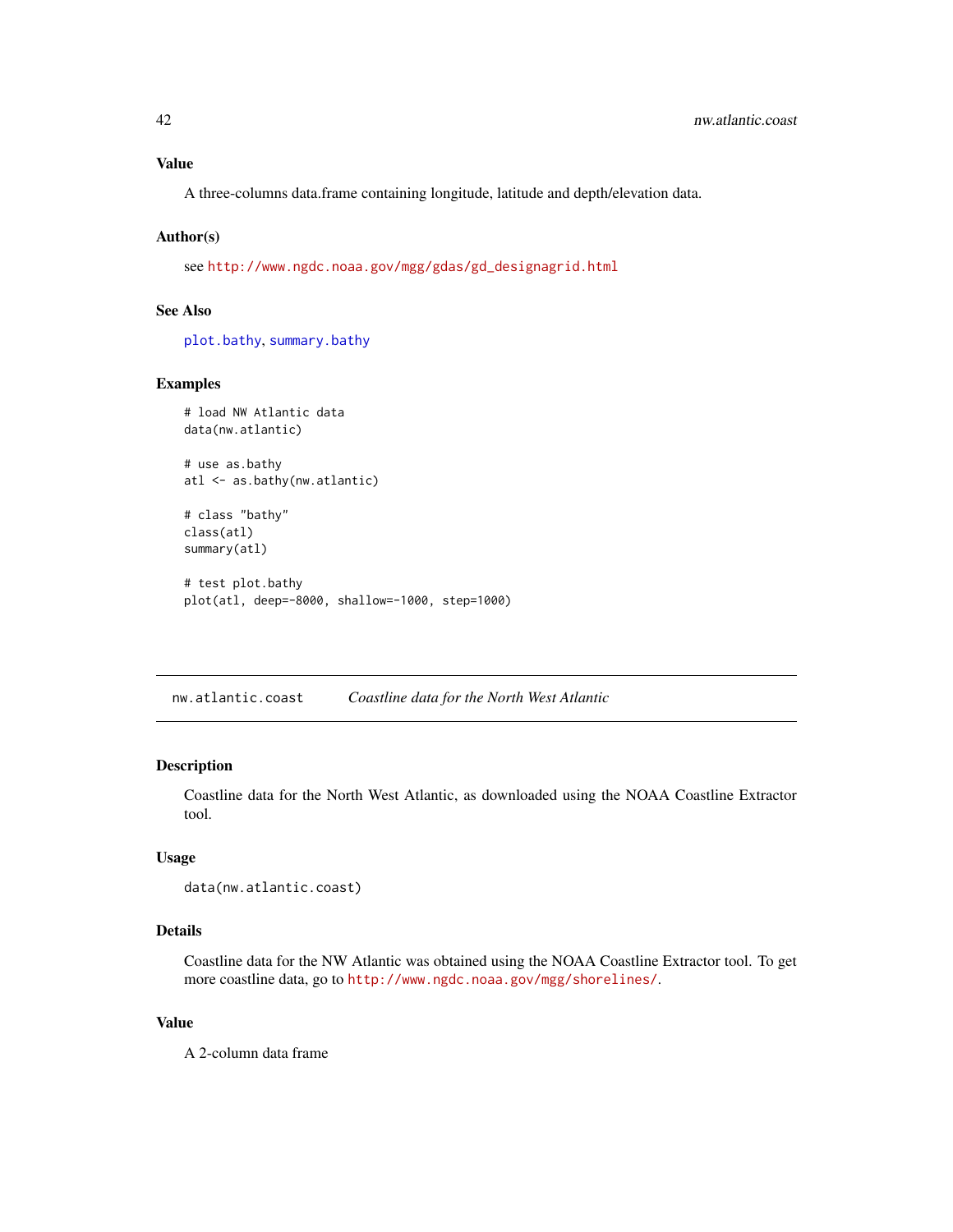### Value

A three-columns data.frame containing longitude, latitude and depth/elevation data.

### Author(s)

see http://www.ngdc.noaa.gov/mgg/gdas/gd_designagrid.html

### See Also

plot.bathy, summary.bathy

### Examples

```
# load NW Atlantic data
data(nw.atlantic)

# use as.bathy
atl <- as.bathy(nw.atlantic)

# class "bathy"
class(atl)
summary(atl)

# test plot.bathy
plot(atl, deep=-8000, shallow=-1000, step=1000)
```

---

## nw.atlantic.coast    *Coastline data for the North West Atlantic*

---

### Description

Coastline data for the North West Atlantic, as downloaded using the NOAA Coastline Extractor tool.

### Usage

```
data(nw.atlantic.coast)
```

### Details

Coastline data for the NW Atlantic was obtained using the NOAA Coastline Extractor tool. To get more coastline data, go to http://www.ngdc.noaa.gov/mgg/shorelines/.

### Value

A 2-column data frame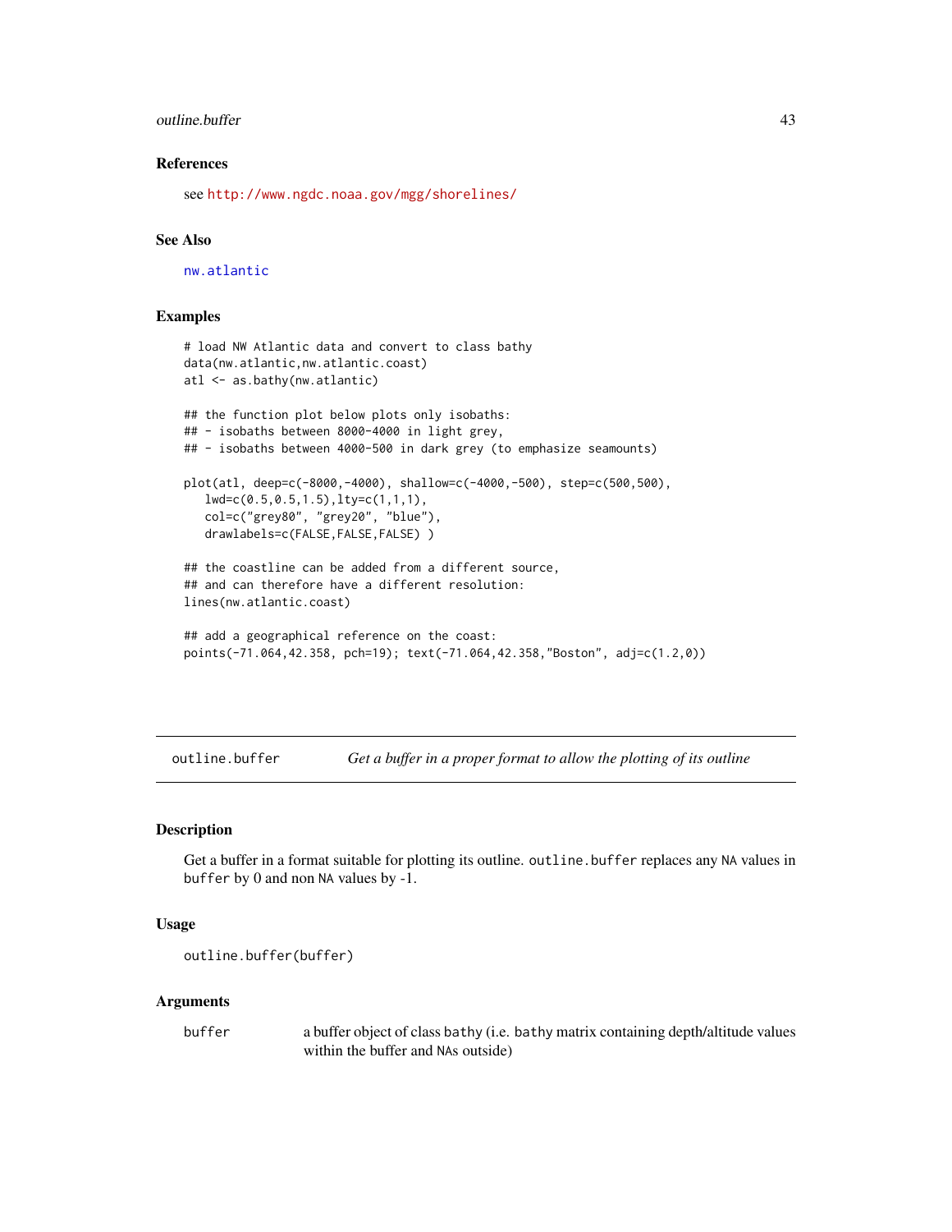### References

see http://www.ngdc.noaa.gov/mgg/shorelines/

### See Also

nw.atlantic

### Examples

```
# load NW Atlantic data and convert to class bathy
data(nw.atlantic,nw.atlantic.coast)
atl <- as.bathy(nw.atlantic)

## the function plot below plots only isobaths:
## - isobaths between 8000-4000 in light grey,
## - isobaths between 4000-500 in dark grey (to emphasize seamounts)

plot(atl, deep=c(-8000,-4000), shallow=c(-4000,-500), step=c(500,500),
   lwd=c(0.5,0.5,1.5),lty=c(1,1,1),
   col=c("grey80", "grey20", "blue"),
   drawlabels=c(FALSE,FALSE,FALSE) )

## the coastline can be added from a different source,
## and can therefore have a different resolution:
lines(nw.atlantic.coast)

## add a geographical reference on the coast:
points(-71.064,42.358, pch=19); text(-71.064,42.358,"Boston", adj=c(1.2,0))
```

---

## outline.buffer — *Get a buffer in a proper format to allow the plotting of its outline*

### Description

Get a buffer in a format suitable for plotting its outline. `outline.buffer` replaces any `NA` values in `buffer` by 0 and non `NA` values by -1.

### Usage

```
outline.buffer(buffer)
```

### Arguments

| | |
|---|---|
| `buffer` | a buffer object of class `bathy` (i.e. `bathy` matrix containing depth/altitude values within the buffer and `NA`s outside) |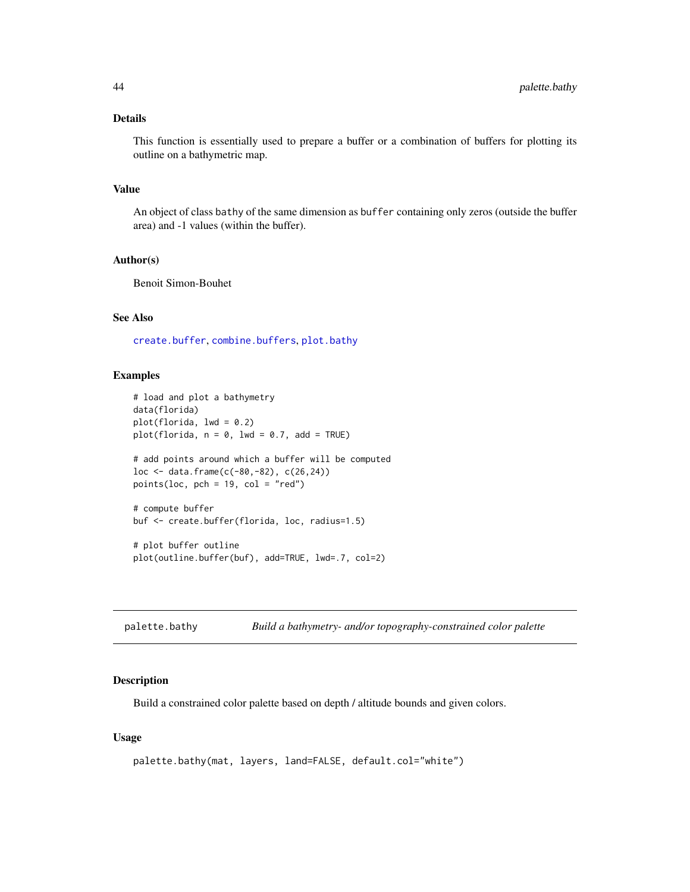### Details

This function is essentially used to prepare a buffer or a combination of buffers for plotting its outline on a bathymetric map.

### Value

An object of class bathy of the same dimension as buffer containing only zeros (outside the buffer area) and -1 values (within the buffer).

### Author(s)

Benoit Simon-Bouhet

### See Also

create.buffer, combine.buffers, plot.bathy

### Examples

```
# load and plot a bathymetry
data(florida)
plot(florida, lwd = 0.2)
plot(florida, n = 0, lwd = 0.7, add = TRUE)

# add points around which a buffer will be computed
loc <- data.frame(c(-80,-82), c(26,24))
points(loc, pch = 19, col = "red")

# compute buffer
buf <- create.buffer(florida, loc, radius=1.5)

# plot buffer outline
plot(outline.buffer(buf), add=TRUE, lwd=.7, col=2)
```

---

## palette.bathy — *Build a bathymetry- and/or topography-constrained color palette*

### Description

Build a constrained color palette based on depth / altitude bounds and given colors.

### Usage

```
palette.bathy(mat, layers, land=FALSE, default.col="white")
```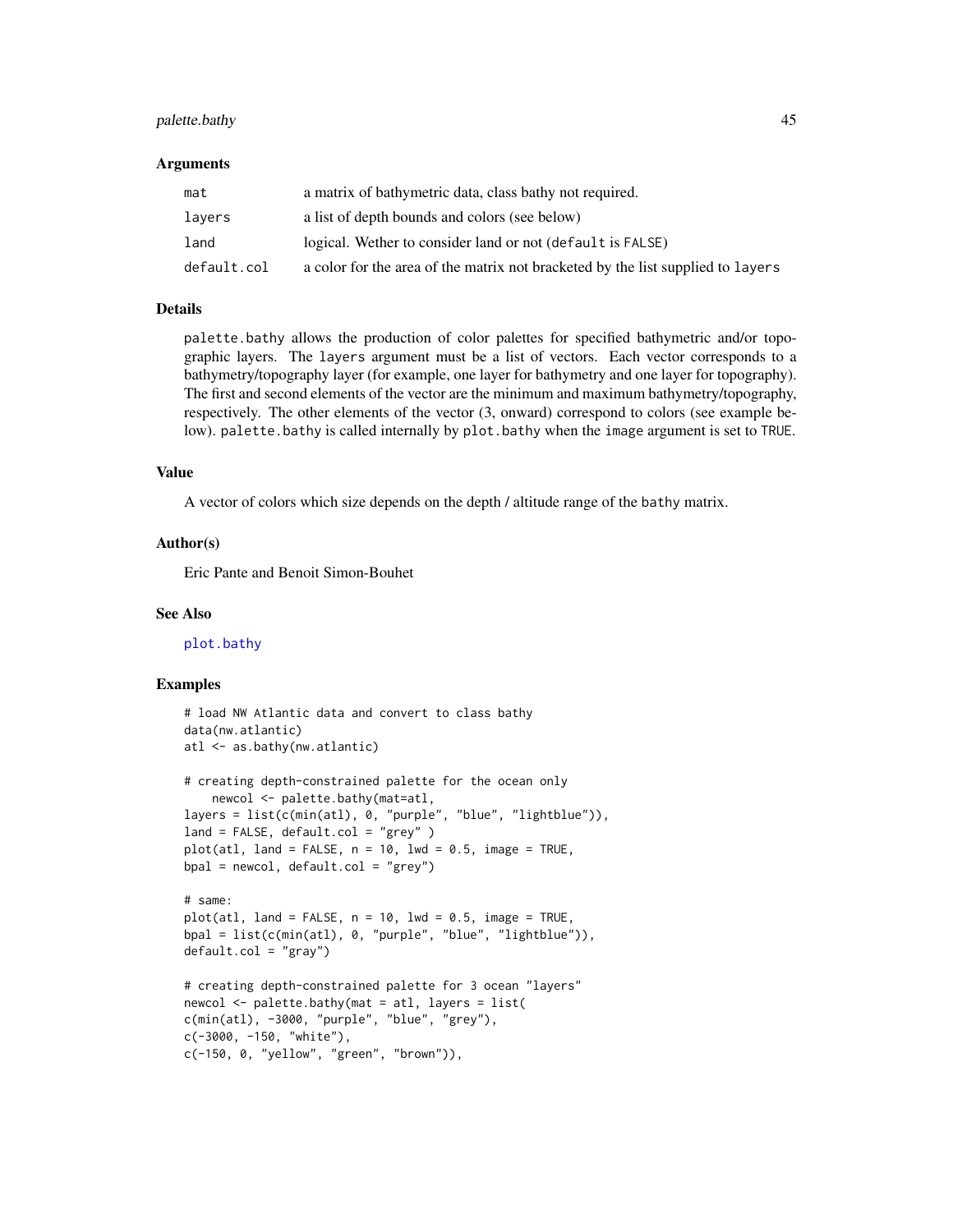### Arguments

| | |
|---|---|
| `mat` | a matrix of bathymetric data, class bathy not required. |
| `layers` | a list of depth bounds and colors (see below) |
| `land` | logical. Wether to consider land or not (`default` is `FALSE`) |
| `default.col` | a color for the area of the matrix not bracketed by the list supplied to `layers` |

### Details

`palette.bathy` allows the production of color palettes for specified bathymetric and/or topographic layers. The `layers` argument must be a list of vectors. Each vector corresponds to a bathymetry/topography layer (for example, one layer for bathymetry and one layer for topography). The first and second elements of the vector are the minimum and maximum bathymetry/topography, respectively. The other elements of the vector (3, onward) correspond to colors (see example below). `palette.bathy` is called internally by `plot.bathy` when the `image` argument is set to `TRUE`.

### Value

A vector of colors which size depends on the depth / altitude range of the `bathy` matrix.

### Author(s)

Eric Pante and Benoit Simon-Bouhet

### See Also

`plot.bathy`

### Examples

```
# load NW Atlantic data and convert to class bathy
data(nw.atlantic)
atl <- as.bathy(nw.atlantic)

# creating depth-constrained palette for the ocean only
    newcol <- palette.bathy(mat=atl,
layers = list(c(min(atl), 0, "purple", "blue", "lightblue")),
land = FALSE, default.col = "grey" )
plot(atl, land = FALSE, n = 10, lwd = 0.5, image = TRUE,
bpal = newcol, default.col = "grey")

# same:
plot(atl, land = FALSE, n = 10, lwd = 0.5, image = TRUE,
bpal = list(c(min(atl), 0, "purple", "blue", "lightblue")),
default.col = "gray")

# creating depth-constrained palette for 3 ocean "layers"
newcol <- palette.bathy(mat = atl, layers = list(
c(min(atl), -3000, "purple", "blue", "grey"),
c(-3000, -150, "white"),
c(-150, 0, "yellow", "green", "brown")),
```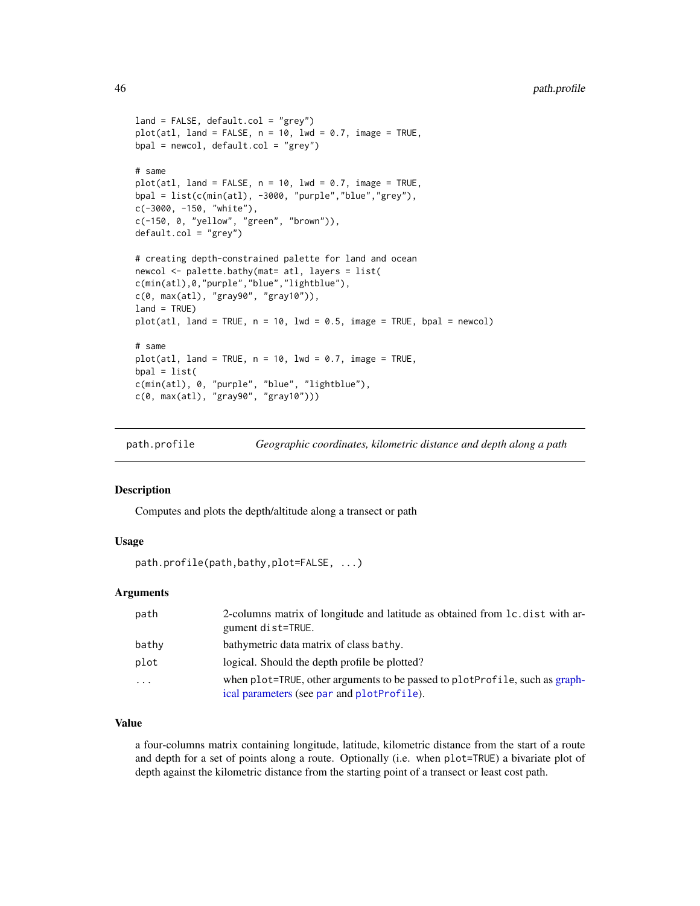```
land = FALSE, default.col = "grey")
plot(atl, land = FALSE, n = 10, lwd = 0.7, image = TRUE,
bpal = newcol, default.col = "grey")

# same
plot(atl, land = FALSE, n = 10, lwd = 0.7, image = TRUE,
bpal = list(c(min(atl), -3000, "purple","blue","grey"),
c(-3000, -150, "white"),
c(-150, 0, "yellow", "green", "brown")),
default.col = "grey")

# creating depth-constrained palette for land and ocean
newcol <- palette.bathy(mat= atl, layers = list(
c(min(atl),0,"purple","blue","lightblue"),
c(0, max(atl), "gray90", "gray10")),
land = TRUE)
plot(atl, land = TRUE, n = 10, lwd = 0.5, image = TRUE, bpal = newcol)

# same
plot(atl, land = TRUE, n = 10, lwd = 0.7, image = TRUE,
bpal = list(
c(min(atl), 0, "purple", "blue", "lightblue"),
c(0, max(atl), "gray90", "gray10")))
```

## path.profile — *Geographic coordinates, kilometric distance and depth along a path*

### Description

Computes and plots the depth/altitude along a transect or path

### Usage

```
path.profile(path,bathy,plot=FALSE, ...)
```

### Arguments

| | |
|---|---|
| `path` | 2-columns matrix of longitude and latitude as obtained from `lc.dist` with argument `dist=TRUE`. |
| `bathy` | bathymetric data matrix of class `bathy`. |
| `plot` | logical. Should the depth profile be plotted? |
| `...` | when `plot=TRUE`, other arguments to be passed to `plotProfile`, such as graphical parameters (see `par` and `plotProfile`). |

### Value

a four-columns matrix containing longitude, latitude, kilometric distance from the start of a route and depth for a set of points along a route. Optionally (i.e. when `plot=TRUE`) a bivariate plot of depth against the kilometric distance from the starting point of a transect or least cost path.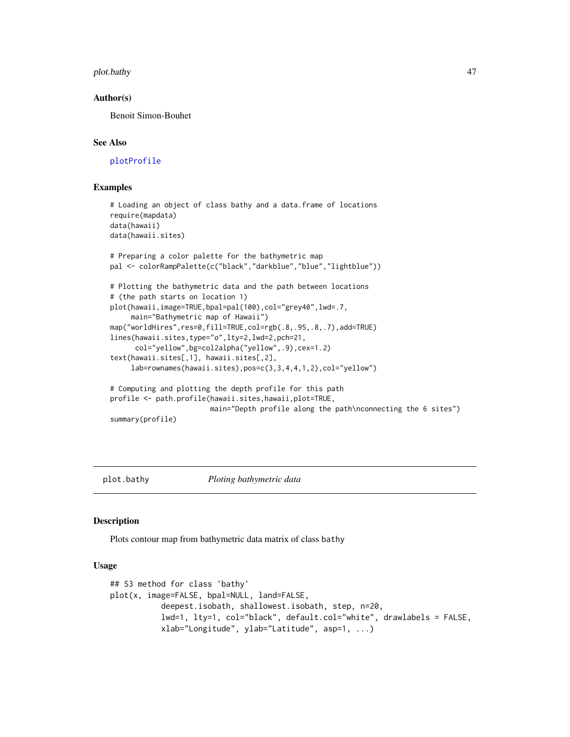### Author(s)

Benoit Simon-Bouhet

### See Also

plotProfile

### Examples

```
# Loading an object of class bathy and a data.frame of locations
require(mapdata)
data(hawaii)
data(hawaii.sites)

# Preparing a color palette for the bathymetric map
pal <- colorRampPalette(c("black","darkblue","blue","lightblue"))

# Plotting the bathymetric data and the path between locations
# (the path starts on location 1)
plot(hawaii,image=TRUE,bpal=pal(100),col="grey40",lwd=.7,
     main="Bathymetric map of Hawaii")
map("worldHires",res=0,fill=TRUE,col=rgb(.8,.95,.8,.7),add=TRUE)
lines(hawaii.sites,type="o",lty=2,lwd=2,pch=21,
      col="yellow",bg=col2alpha("yellow",.9),cex=1.2)
text(hawaii.sites[,1], hawaii.sites[,2],
     lab=rownames(hawaii.sites),pos=c(3,3,4,4,1,2),col="yellow")

# Computing and plotting the depth profile for this path
profile <- path.profile(hawaii.sites,hawaii,plot=TRUE,
                        main="Depth profile along the path\nconnecting the 6 sites")
summary(profile)
```

---

## plot.bathy *Ploting bathymetric data*

### Description

Plots contour map from bathymetric data matrix of class bathy

### Usage

```
## S3 method for class 'bathy'
plot(x, image=FALSE, bpal=NULL, land=FALSE,
          deepest.isobath, shallowest.isobath, step, n=20,
          lwd=1, lty=1, col="black", default.col="white", drawlabels = FALSE,
          xlab="Longitude", ylab="Latitude", asp=1, ...)
```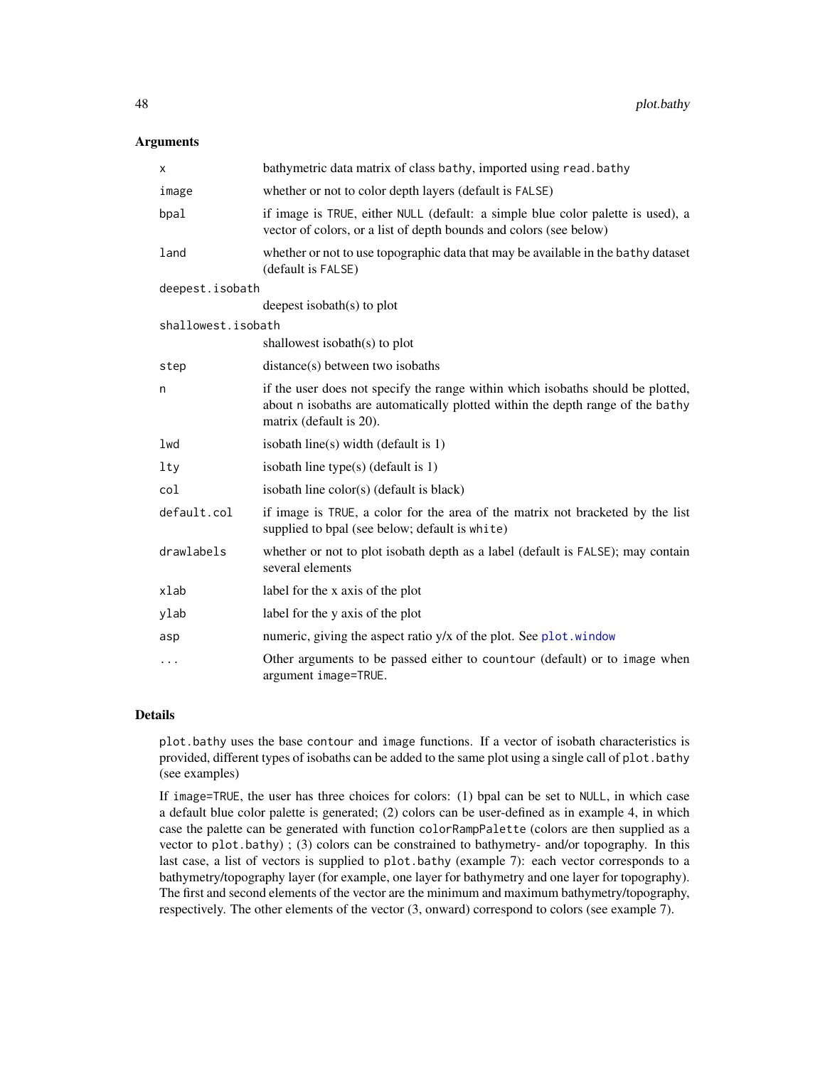## Arguments

| | |
|---|---|
| x | bathymetric data matrix of class bathy, imported using read.bathy |
| image | whether or not to color depth layers (default is FALSE) |
| bpal | if image is TRUE, either NULL (default: a simple blue color palette is used), a vector of colors, or a list of depth bounds and colors (see below) |
| land | whether or not to use topographic data that may be available in the bathy dataset (default is FALSE) |
| deepest.isobath | deepest isobath(s) to plot |
| shallowest.isobath | shallowest isobath(s) to plot |
| step | distance(s) between two isobaths |
| n | if the user does not specify the range within which isobaths should be plotted, about n isobaths are automatically plotted within the depth range of the bathy matrix (default is 20). |
| lwd | isobath line(s) width (default is 1) |
| lty | isobath line type(s) (default is 1) |
| col | isobath line color(s) (default is black) |
| default.col | if image is TRUE, a color for the area of the matrix not bracketed by the list supplied to bpal (see below; default is white) |
| drawlabels | whether or not to plot isobath depth as a label (default is FALSE); may contain several elements |
| xlab | label for the x axis of the plot |
| ylab | label for the y axis of the plot |
| asp | numeric, giving the aspect ratio y/x of the plot. See plot.window |
| ... | Other arguments to be passed either to countour (default) or to image when argument image=TRUE. |

## Details

plot.bathy uses the base contour and image functions. If a vector of isobath characteristics is provided, different types of isobaths can be added to the same plot using a single call of plot.bathy (see examples)

If image=TRUE, the user has three choices for colors: (1) bpal can be set to NULL, in which case a default blue color palette is generated; (2) colors can be user-defined as in example 4, in which case the palette can be generated with function colorRampPalette (colors are then supplied as a vector to plot.bathy) ; (3) colors can be constrained to bathymetry- and/or topography. In this last case, a list of vectors is supplied to plot.bathy (example 7): each vector corresponds to a bathymetry/topography layer (for example, one layer for bathymetry and one layer for topography). The first and second elements of the vector are the minimum and maximum bathymetry/topography, respectively. The other elements of the vector (3, onward) correspond to colors (see example 7).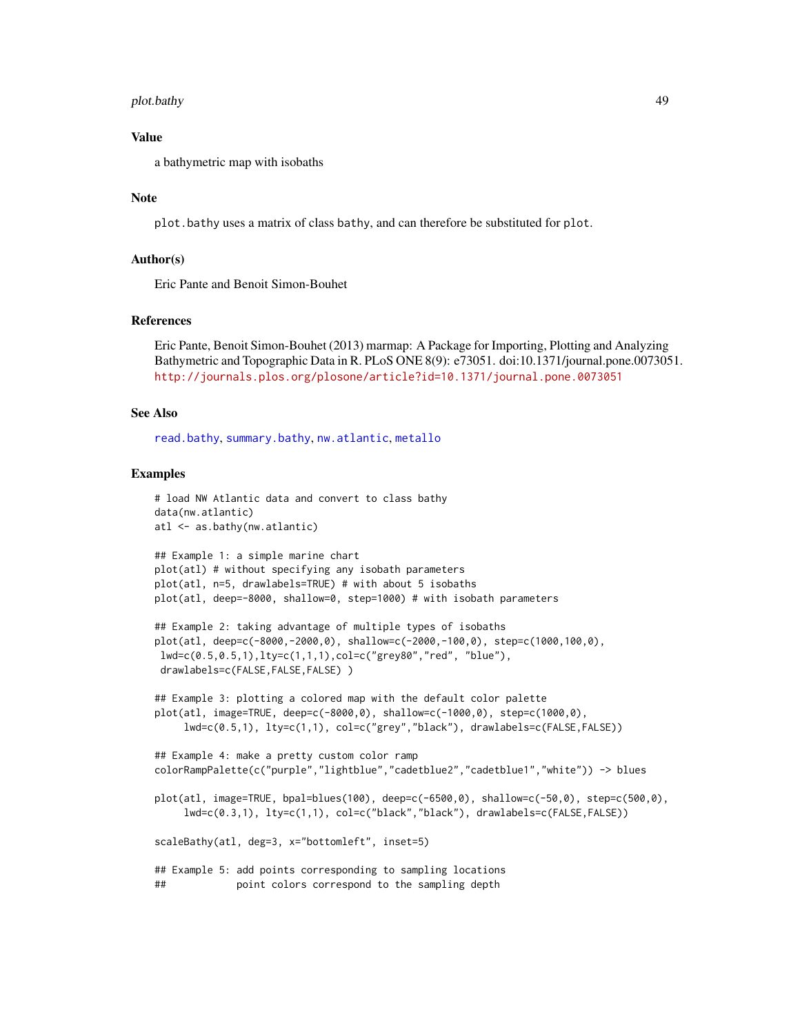## Value

a bathymetric map with isobaths

## Note

plot.bathy uses a matrix of class bathy, and can therefore be substituted for plot.

## Author(s)

Eric Pante and Benoit Simon-Bouhet

## References

Eric Pante, Benoit Simon-Bouhet (2013) marmap: A Package for Importing, Plotting and Analyzing Bathymetric and Topographic Data in R. PLoS ONE 8(9): e73051. doi:10.1371/journal.pone.0073051. http://journals.plos.org/plosone/article?id=10.1371/journal.pone.0073051

## See Also

read.bathy, summary.bathy, nw.atlantic, metallo

## Examples

```
# load NW Atlantic data and convert to class bathy
data(nw.atlantic)
atl <- as.bathy(nw.atlantic)

## Example 1: a simple marine chart
plot(atl) # without specifying any isobath parameters
plot(atl, n=5, drawlabels=TRUE) # with about 5 isobaths
plot(atl, deep=-8000, shallow=0, step=1000) # with isobath parameters

## Example 2: taking advantage of multiple types of isobaths
plot(atl, deep=c(-8000,-2000,0), shallow=c(-2000,-100,0), step=c(1000,100,0),
 lwd=c(0.5,0.5,1),lty=c(1,1,1),col=c("grey80","red", "blue"),
 drawlabels=c(FALSE,FALSE,FALSE) )

## Example 3: plotting a colored map with the default color palette
plot(atl, image=TRUE, deep=c(-8000,0), shallow=c(-1000,0), step=c(1000,0),
     lwd=c(0.5,1), lty=c(1,1), col=c("grey","black"), drawlabels=c(FALSE,FALSE))

## Example 4: make a pretty custom color ramp
colorRampPalette(c("purple","lightblue","cadetblue2","cadetblue1","white")) -> blues

plot(atl, image=TRUE, bpal=blues(100), deep=c(-6500,0), shallow=c(-50,0), step=c(500,0),
     lwd=c(0.3,1), lty=c(1,1), col=c("black","black"), drawlabels=c(FALSE,FALSE))

scaleBathy(atl, deg=3, x="bottomleft", inset=5)

## Example 5: add points corresponding to sampling locations
##            point colors correspond to the sampling depth
```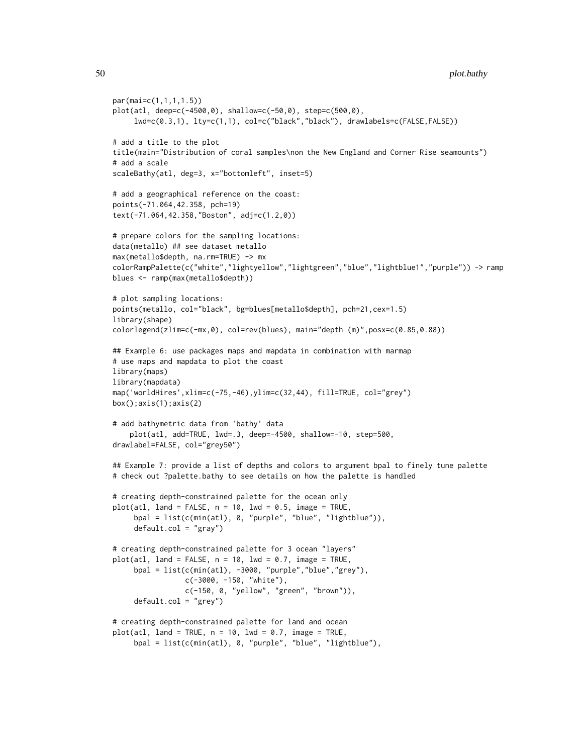```
par(mai=c(1,1,1,1.5))
plot(atl, deep=c(-4500,0), shallow=c(-50,0), step=c(500,0),
     lwd=c(0.3,1), lty=c(1,1), col=c("black","black"), drawlabels=c(FALSE,FALSE))

# add a title to the plot
title(main="Distribution of coral samples\non the New England and Corner Rise seamounts")
# add a scale
scaleBathy(atl, deg=3, x="bottomleft", inset=5)

# add a geographical reference on the coast:
points(-71.064,42.358, pch=19)
text(-71.064,42.358,"Boston", adj=c(1.2,0))

# prepare colors for the sampling locations:
data(metallo) ## see dataset metallo
max(metallo$depth, na.rm=TRUE) -> mx
colorRampPalette(c("white","lightyellow","lightgreen","blue","lightblue1","purple")) -> ramp
blues <- ramp(max(metallo$depth))

# plot sampling locations:
points(metallo, col="black", bg=blues[metallo$depth], pch=21,cex=1.5)
library(shape)
colorlegend(zlim=c(-mx,0), col=rev(blues), main="depth (m)",posx=c(0.85,0.88))

## Example 6: use packages maps and mapdata in combination with marmap
# use maps and mapdata to plot the coast
library(maps)
library(mapdata)
map('worldHires',xlim=c(-75,-46),ylim=c(32,44), fill=TRUE, col="grey")
box();axis(1);axis(2)

# add bathymetric data from 'bathy' data
    plot(atl, add=TRUE, lwd=.3, deep=-4500, shallow=-10, step=500,
drawlabel=FALSE, col="grey50")

## Example 7: provide a list of depths and colors to argument bpal to finely tune palette
# check out ?palette.bathy to see details on how the palette is handled

# creating depth-constrained palette for the ocean only
plot(atl, land = FALSE, n = 10, lwd = 0.5, image = TRUE,
     bpal = list(c(min(atl), 0, "purple", "blue", "lightblue")),
     default.col = "gray")

# creating depth-constrained palette for 3 ocean "layers"
plot(atl, land = FALSE, n = 10, lwd = 0.7, image = TRUE,
     bpal = list(c(min(atl), -3000, "purple","blue","grey"),
                 c(-3000, -150, "white"),
                 c(-150, 0, "yellow", "green", "brown")),
     default.col = "grey")

# creating depth-constrained palette for land and ocean
plot(atl, land = TRUE, n = 10, lwd = 0.7, image = TRUE,
     bpal = list(c(min(atl), 0, "purple", "blue", "lightblue"),
```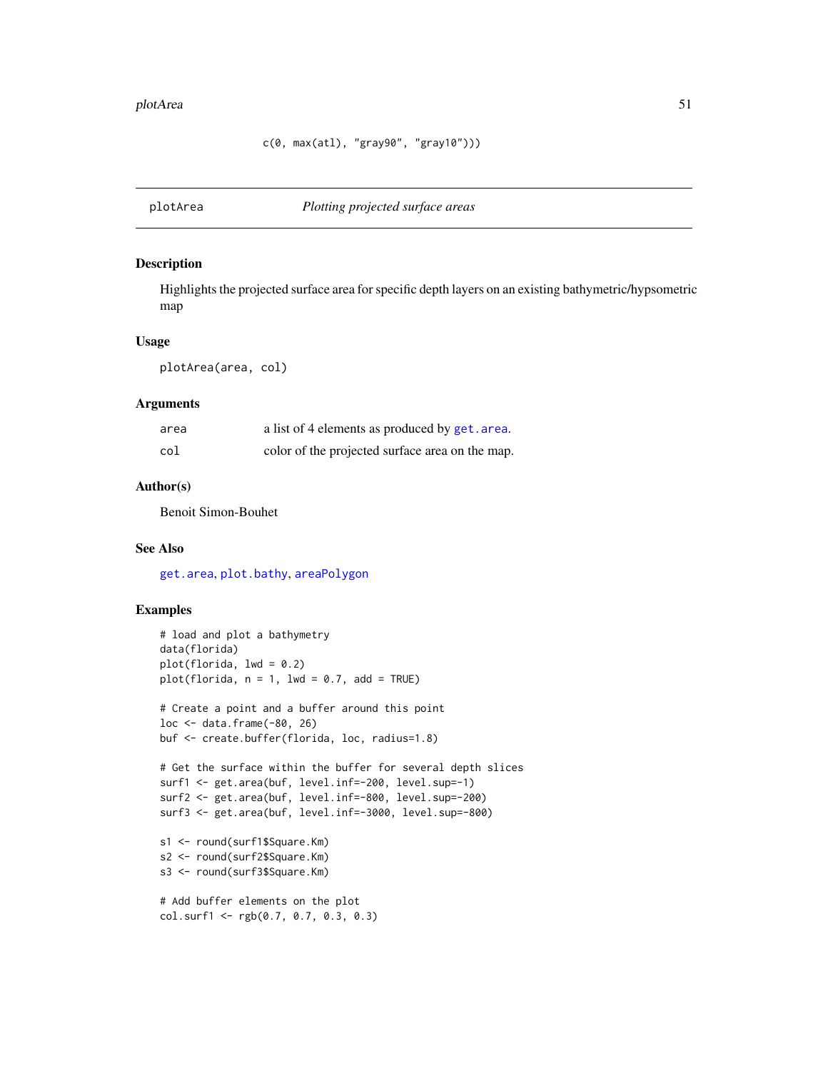```
c(0, max(atl), "gray90", "gray10")))
```

# plotArea — *Plotting projected surface areas*

## Description

Highlights the projected surface area for specific depth layers on an existing bathymetric/hypsometric map

## Usage

```
plotArea(area, col)
```

## Arguments

| | |
|---|---|
| area | a list of 4 elements as produced by get.area. |
| col | color of the projected surface area on the map. |

## Author(s)

Benoit Simon-Bouhet

## See Also

get.area, plot.bathy, areaPolygon

## Examples

```
# load and plot a bathymetry
data(florida)
plot(florida, lwd = 0.2)
plot(florida, n = 1, lwd = 0.7, add = TRUE)

# Create a point and a buffer around this point
loc <- data.frame(-80, 26)
buf <- create.buffer(florida, loc, radius=1.8)

# Get the surface within the buffer for several depth slices
surf1 <- get.area(buf, level.inf=-200, level.sup=-1)
surf2 <- get.area(buf, level.inf=-800, level.sup=-200)
surf3 <- get.area(buf, level.inf=-3000, level.sup=-800)

s1 <- round(surf1$Square.Km)
s2 <- round(surf2$Square.Km)
s3 <- round(surf3$Square.Km)

# Add buffer elements on the plot
col.surf1 <- rgb(0.7, 0.7, 0.3, 0.3)
```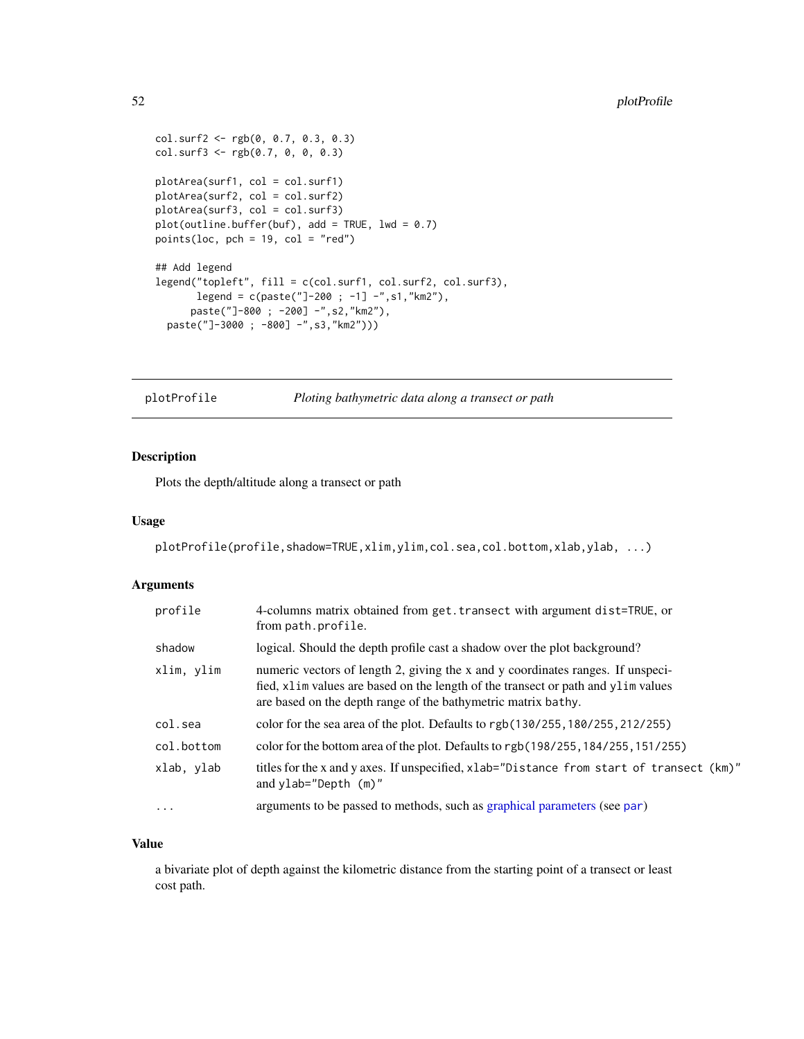```
col.surf2 <- rgb(0, 0.7, 0.3, 0.3)
col.surf3 <- rgb(0.7, 0, 0, 0.3)

plotArea(surf1, col = col.surf1)
plotArea(surf2, col = col.surf2)
plotArea(surf3, col = col.surf3)
plot(outline.buffer(buf), add = TRUE, lwd = 0.7)
points(loc, pch = 19, col = "red")

## Add legend
legend("topleft", fill = c(col.surf1, col.surf2, col.surf3),
       legend = c(paste("]-200 ; -1] -",s1,"km2"),
      paste("]-800 ; -200] -",s2,"km2"),
  paste("]-3000 ; -800] -",s3,"km2")))
```

---

## plotProfile — *Ploting bathymetric data along a transect or path*

### Description

Plots the depth/altitude along a transect or path

### Usage

```
plotProfile(profile,shadow=TRUE,xlim,ylim,col.sea,col.bottom,xlab,ylab, ...)
```

### Arguments

| | |
|---|---|
| `profile` | 4-columns matrix obtained from `get.transect` with argument `dist=TRUE`, or from `path.profile`. |
| `shadow` | logical. Should the depth profile cast a shadow over the plot background? |
| `xlim, ylim` | numeric vectors of length 2, giving the x and y coordinates ranges. If unspecified, `xlim` values are based on the length of the transect or path and `ylim` values are based on the depth range of the bathymetric matrix `bathy`. |
| `col.sea` | color for the sea area of the plot. Defaults to `rgb(130/255,180/255,212/255)` |
| `col.bottom` | color for the bottom area of the plot. Defaults to `rgb(198/255,184/255,151/255)` |
| `xlab, ylab` | titles for the x and y axes. If unspecified, `xlab="Distance from start of transect (km)"` and `ylab="Depth (m)"` |
| `...` | arguments to be passed to methods, such as graphical parameters (see `par`) |

### Value

a bivariate plot of depth against the kilometric distance from the starting point of a transect or least cost path.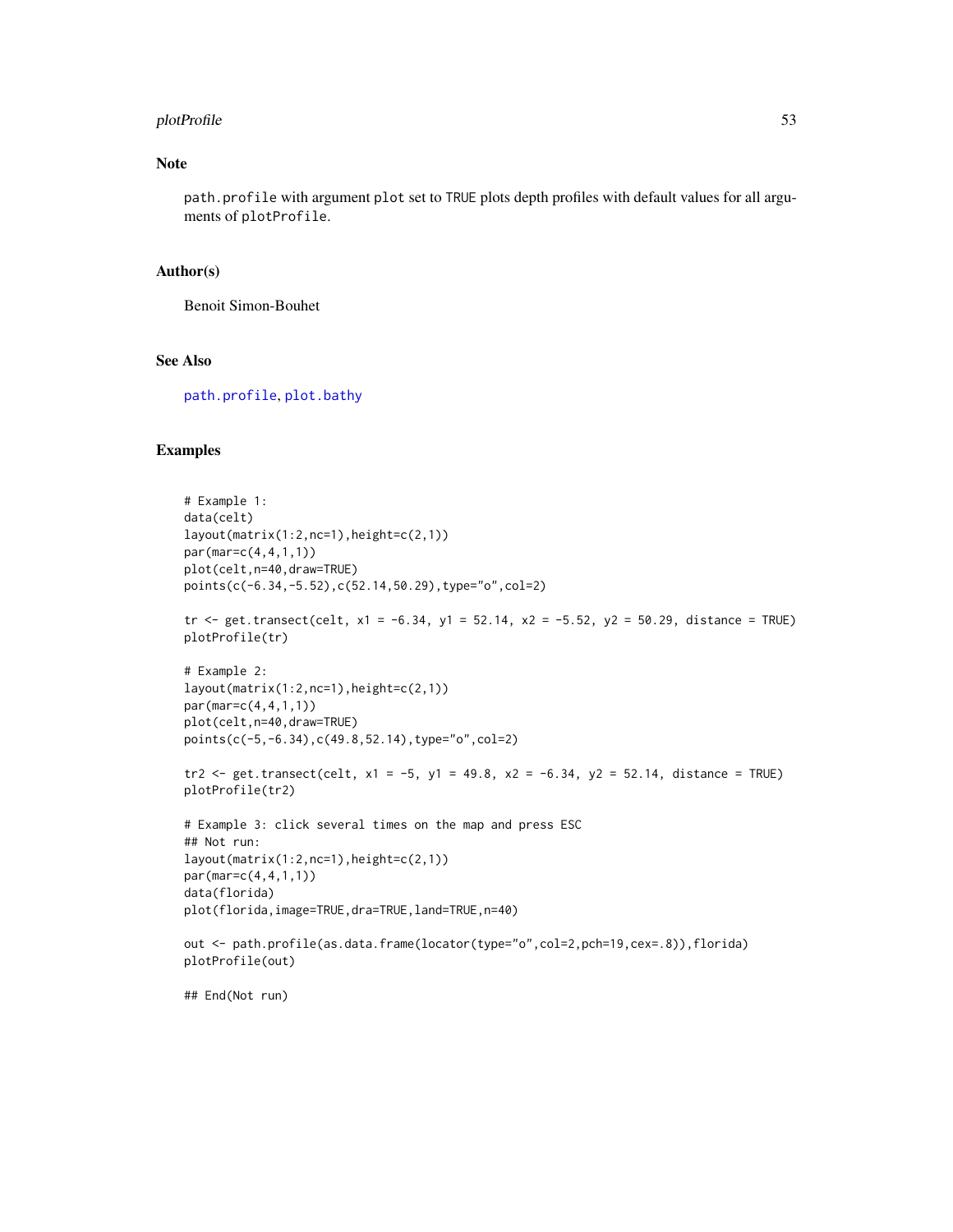## Note

path.profile with argument plot set to TRUE plots depth profiles with default values for all arguments of plotProfile.

## Author(s)

Benoit Simon-Bouhet

## See Also

path.profile, plot.bathy

## Examples

```
# Example 1:
data(celt)
layout(matrix(1:2,nc=1),height=c(2,1))
par(mar=c(4,4,1,1))
plot(celt,n=40,draw=TRUE)
points(c(-6.34,-5.52),c(52.14,50.29),type="o",col=2)

tr <- get.transect(celt, x1 = -6.34, y1 = 52.14, x2 = -5.52, y2 = 50.29, distance = TRUE)
plotProfile(tr)

# Example 2:
layout(matrix(1:2,nc=1),height=c(2,1))
par(mar=c(4,4,1,1))
plot(celt,n=40,draw=TRUE)
points(c(-5,-6.34),c(49.8,52.14),type="o",col=2)

tr2 <- get.transect(celt, x1 = -5, y1 = 49.8, x2 = -6.34, y2 = 52.14, distance = TRUE)
plotProfile(tr2)

# Example 3: click several times on the map and press ESC
## Not run:
layout(matrix(1:2,nc=1),height=c(2,1))
par(mar=c(4,4,1,1))
data(florida)
plot(florida,image=TRUE,dra=TRUE,land=TRUE,n=40)

out <- path.profile(as.data.frame(locator(type="o",col=2,pch=19,cex=.8)),florida)
plotProfile(out)

## End(Not run)
```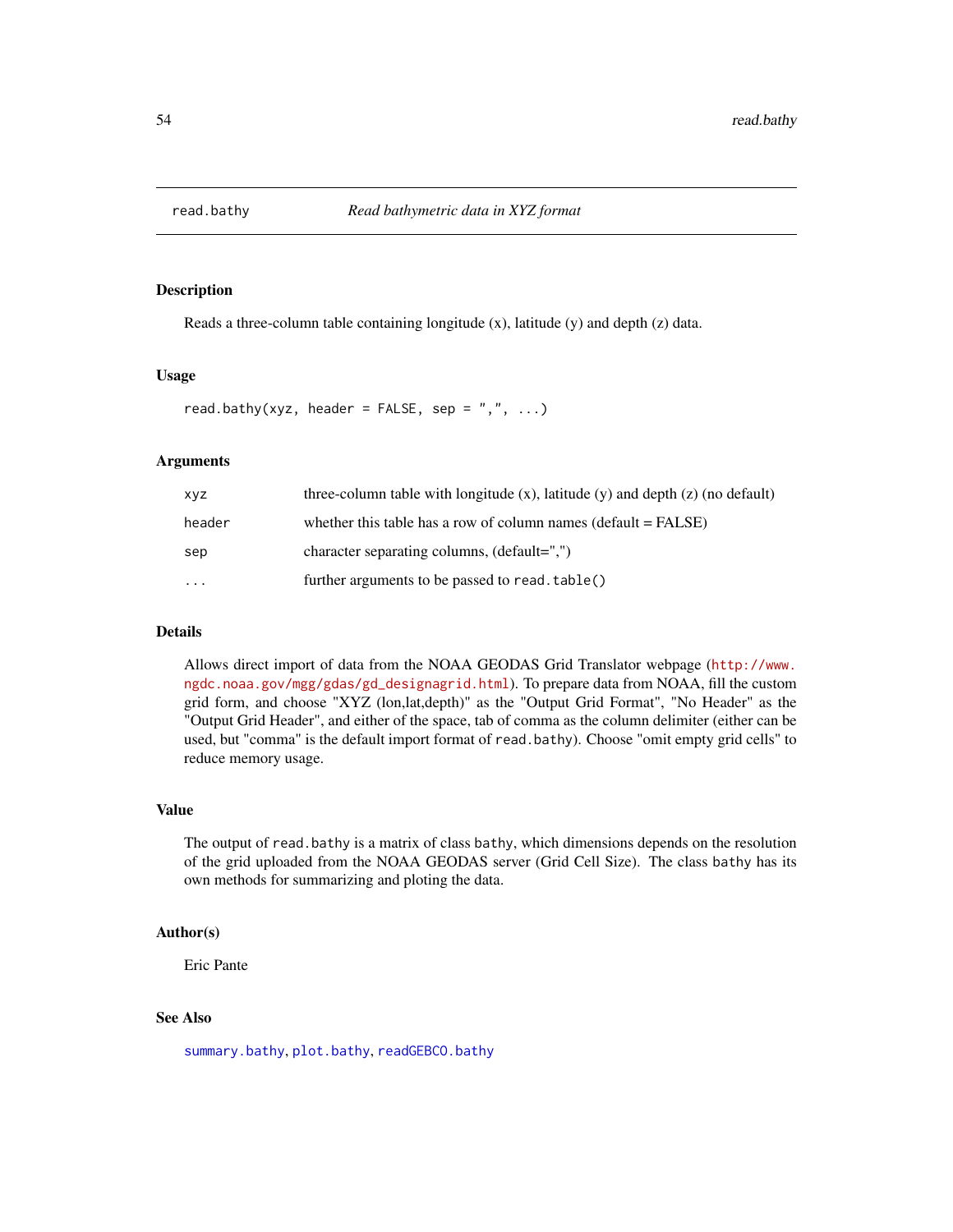# read.bathy — *Read bathymetric data in XYZ format*

## Description

Reads a three-column table containing longitude (x), latitude (y) and depth (z) data.

## Usage

```
read.bathy(xyz, header = FALSE, sep = ",", ...)
```

## Arguments

| | |
|---|---|
| `xyz` | three-column table with longitude (x), latitude (y) and depth (z) (no default) |
| `header` | whether this table has a row of column names (default = FALSE) |
| `sep` | character separating columns, (default=",") |
| `...` | further arguments to be passed to `read.table()` |

## Details

Allows direct import of data from the NOAA GEODAS Grid Translator webpage (http://www.ngdc.noaa.gov/mgg/gdas/gd_designagrid.html). To prepare data from NOAA, fill the custom grid form, and choose "XYZ (lon,lat,depth)" as the "Output Grid Format", "No Header" as the "Output Grid Header", and either of the space, tab of comma as the column delimiter (either can be used, but "comma" is the default import format of `read.bathy`). Choose "omit empty grid cells" to reduce memory usage.

## Value

The output of `read.bathy` is a matrix of class `bathy`, which dimensions depends on the resolution of the grid uploaded from the NOAA GEODAS server (Grid Cell Size). The class `bathy` has its own methods for summarizing and ploting the data.

## Author(s)

Eric Pante

## See Also

`summary.bathy`, `plot.bathy`, `readGEBCO.bathy`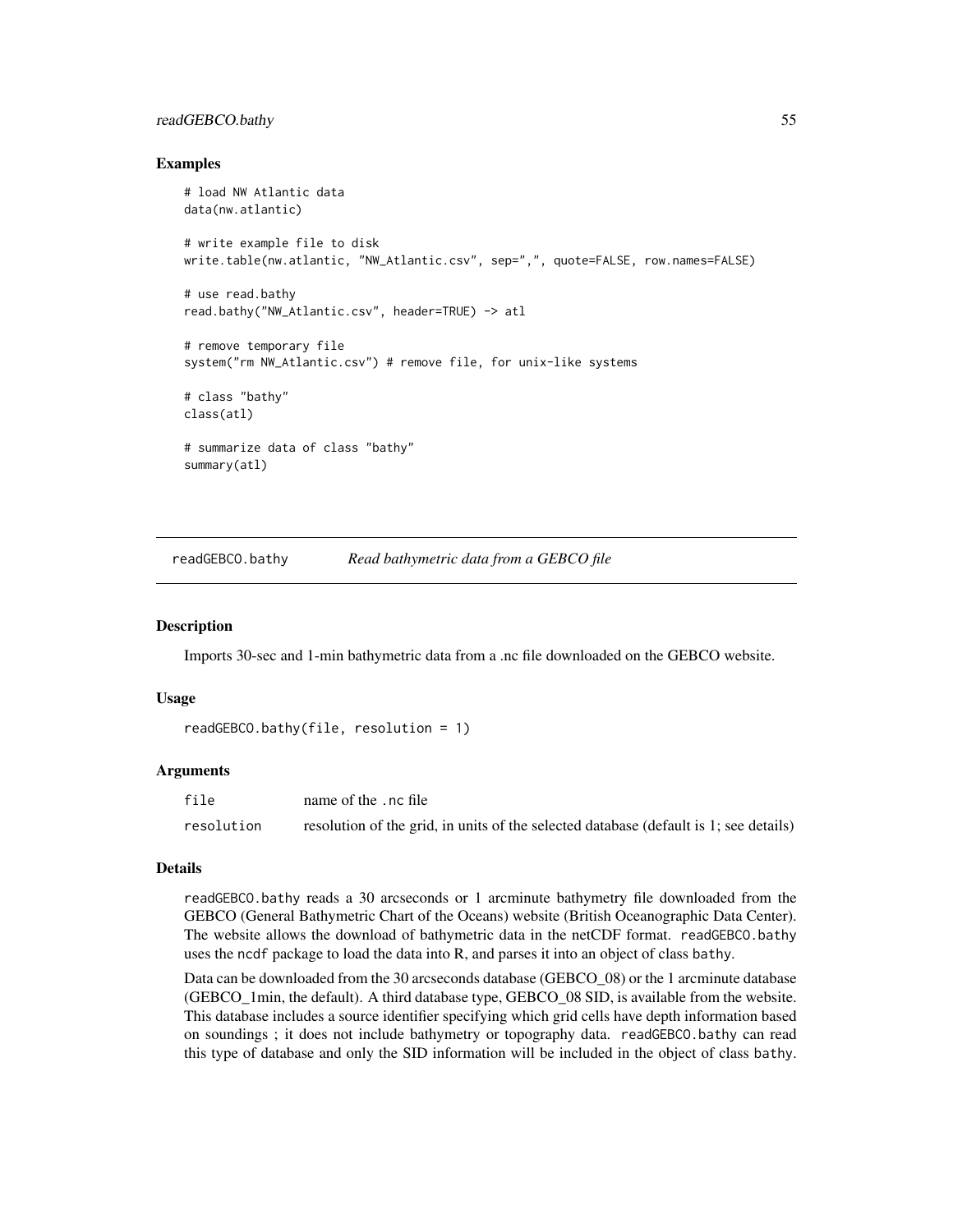### Examples

```
# load NW Atlantic data
data(nw.atlantic)

# write example file to disk
write.table(nw.atlantic, "NW_Atlantic.csv", sep=",", quote=FALSE, row.names=FALSE)

# use read.bathy
read.bathy("NW_Atlantic.csv", header=TRUE) -> atl

# remove temporary file
system("rm NW_Atlantic.csv") # remove file, for unix-like systems

# class "bathy"
class(atl)

# summarize data of class "bathy"
summary(atl)
```

---

## readGEBCO.bathy — *Read bathymetric data from a GEBCO file*

---

### Description

Imports 30-sec and 1-min bathymetric data from a .nc file downloaded on the GEBCO website.

### Usage

```
readGEBCO.bathy(file, resolution = 1)
```

### Arguments

| | |
|---|---|
| `file` | name of the `.nc` file |
| `resolution` | resolution of the grid, in units of the selected database (default is 1; see details) |

### Details

`readGEBCO.bathy` reads a 30 arcseconds or 1 arcminute bathymetry file downloaded from the GEBCO (General Bathymetric Chart of the Oceans) website (British Oceanographic Data Center). The website allows the download of bathymetric data in the netCDF format. `readGEBCO.bathy` uses the `ncdf` package to load the data into R, and parses it into an object of class `bathy`.

Data can be downloaded from the 30 arcseconds database (GEBCO_08) or the 1 arcminute database (GEBCO_1min, the default). A third database type, GEBCO_08 SID, is available from the website. This database includes a source identifier specifying which grid cells have depth information based on soundings ; it does not include bathymetry or topography data. `readGEBCO.bathy` can read this type of database and only the SID information will be included in the object of class `bathy`.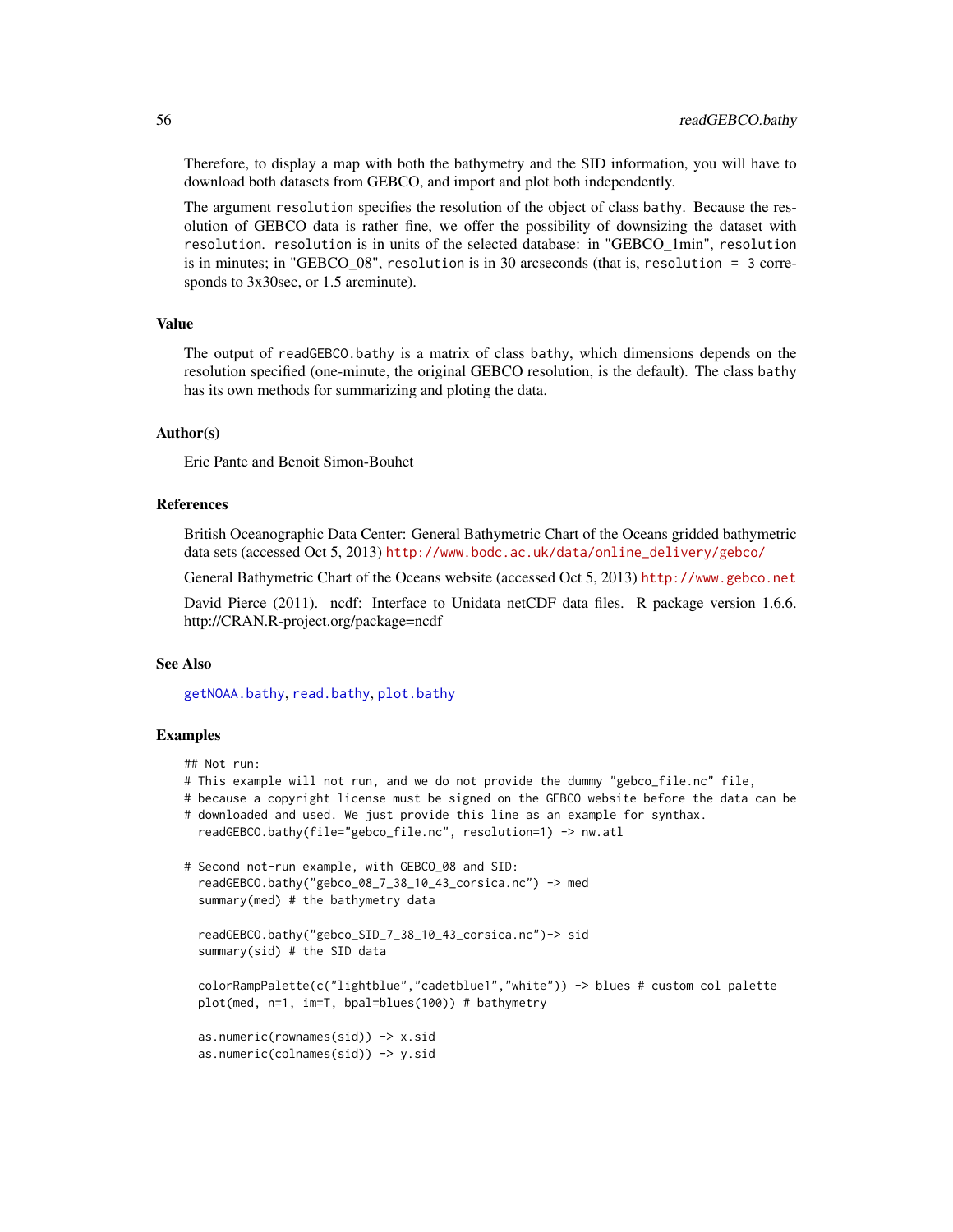Therefore, to display a map with both the bathymetry and the SID information, you will have to download both datasets from GEBCO, and import and plot both independently.

The argument `resolution` specifies the resolution of the object of class `bathy`. Because the resolution of GEBCO data is rather fine, we offer the possibility of downsizing the dataset with `resolution`. `resolution` is in units of the selected database: in "GEBCO_1min", `resolution` is in minutes; in "GEBCO_08", `resolution` is in 30 arcseconds (that is, `resolution = 3` corresponds to 3x30sec, or 1.5 arcminute).

## Value

The output of `readGEBCO.bathy` is a matrix of class `bathy`, which dimensions depends on the resolution specified (one-minute, the original GEBCO resolution, is the default). The class `bathy` has its own methods for summarizing and ploting the data.

## Author(s)

Eric Pante and Benoit Simon-Bouhet

## References

British Oceanographic Data Center: General Bathymetric Chart of the Oceans gridded bathymetric data sets (accessed Oct 5, 2013) http://www.bodc.ac.uk/data/online_delivery/gebco/

General Bathymetric Chart of the Oceans website (accessed Oct 5, 2013) http://www.gebco.net

David Pierce (2011). ncdf: Interface to Unidata netCDF data files. R package version 1.6.6. http://CRAN.R-project.org/package=ncdf

## See Also

`getNOAA.bathy`, `read.bathy`, `plot.bathy`

## Examples

```
## Not run:
# This example will not run, and we do not provide the dummy "gebco_file.nc" file,
# because a copyright license must be signed on the GEBCO website before the data can be
# downloaded and used. We just provide this line as an example for synthax.
  readGEBCO.bathy(file="gebco_file.nc", resolution=1) -> nw.atl

# Second not-run example, with GEBCO_08 and SID:
  readGEBCO.bathy("gebco_08_7_38_10_43_corsica.nc") -> med
  summary(med) # the bathymetry data

  readGEBCO.bathy("gebco_SID_7_38_10_43_corsica.nc")-> sid
  summary(sid) # the SID data

  colorRampPalette(c("lightblue","cadetblue1","white")) -> blues # custom col palette
  plot(med, n=1, im=T, bpal=blues(100)) # bathymetry

  as.numeric(rownames(sid)) -> x.sid
  as.numeric(colnames(sid)) -> y.sid
```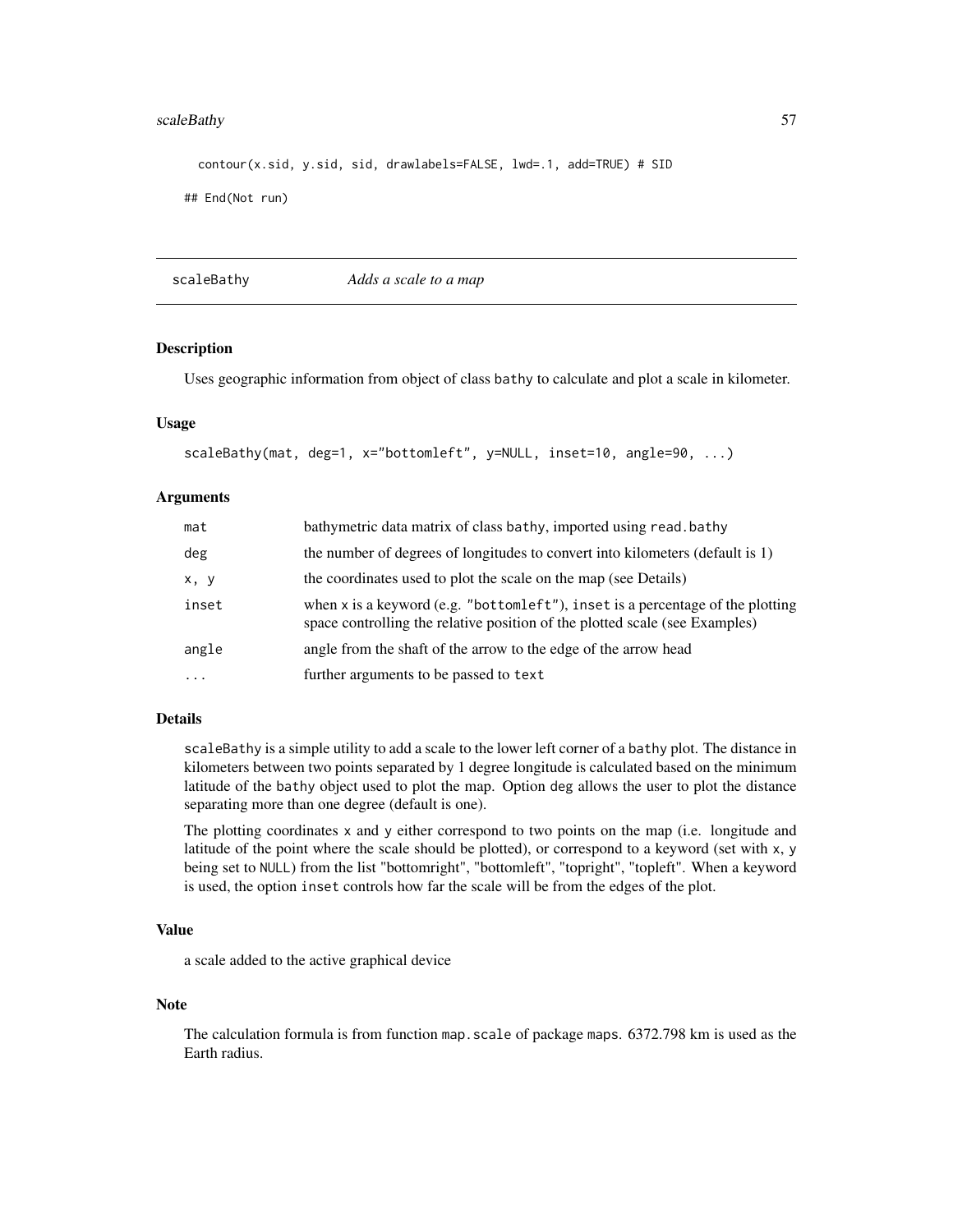```
  contour(x.sid, y.sid, sid, drawlabels=FALSE, lwd=.1, add=TRUE) # SID

## End(Not run)
```

---

## scaleBathy — *Adds a scale to a map*

### Description

Uses geographic information from object of class `bathy` to calculate and plot a scale in kilometer.

### Usage

```
scaleBathy(mat, deg=1, x="bottomleft", y=NULL, inset=10, angle=90, ...)
```

### Arguments

| | |
|---|---|
| `mat` | bathymetric data matrix of class `bathy`, imported using `read.bathy` |
| `deg` | the number of degrees of longitudes to convert into kilometers (default is 1) |
| `x, y` | the coordinates used to plot the scale on the map (see Details) |
| `inset` | when `x` is a keyword (e.g. `"bottomleft"`), `inset` is a percentage of the plotting space controlling the relative position of the plotted scale (see Examples) |
| `angle` | angle from the shaft of the arrow to the edge of the arrow head |
| `...` | further arguments to be passed to `text` |

### Details

`scaleBathy` is a simple utility to add a scale to the lower left corner of a `bathy` plot. The distance in kilometers between two points separated by 1 degree longitude is calculated based on the minimum latitude of the `bathy` object used to plot the map. Option `deg` allows the user to plot the distance separating more than one degree (default is one).

The plotting coordinates `x` and `y` either correspond to two points on the map (i.e. longitude and latitude of the point where the scale should be plotted), or correspond to a keyword (set with `x`, `y` being set to `NULL`) from the list "bottomright", "bottomleft", "topright", "topleft". When a keyword is used, the option `inset` controls how far the scale will be from the edges of the plot.

### Value

a scale added to the active graphical device

### Note

The calculation formula is from function `map.scale` of package `maps`. 6372.798 km is used as the Earth radius.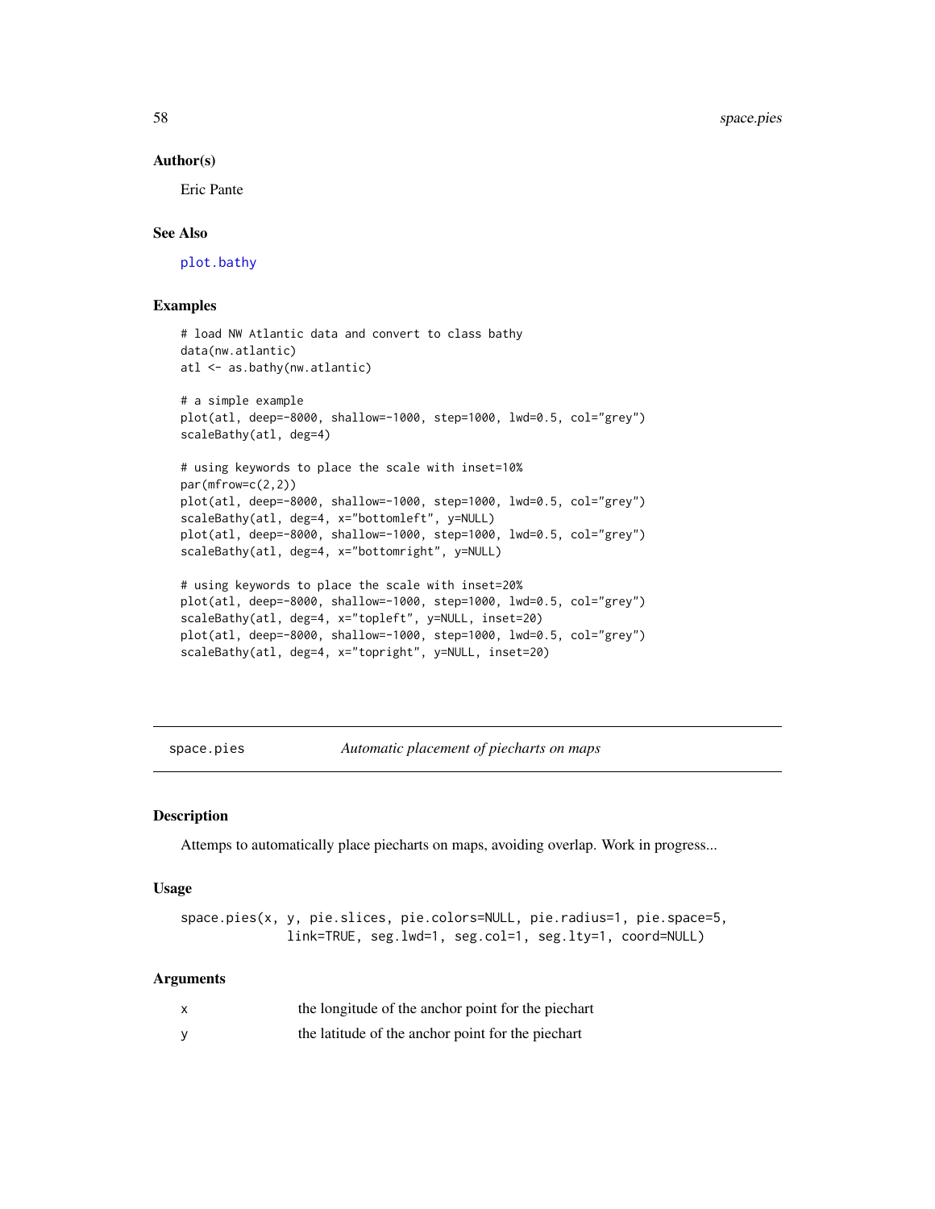### Author(s)

Eric Pante

### See Also

plot.bathy

### Examples

```
# load NW Atlantic data and convert to class bathy
data(nw.atlantic)
atl <- as.bathy(nw.atlantic)

# a simple example
plot(atl, deep=-8000, shallow=-1000, step=1000, lwd=0.5, col="grey")
scaleBathy(atl, deg=4)

# using keywords to place the scale with inset=10%
par(mfrow=c(2,2))
plot(atl, deep=-8000, shallow=-1000, step=1000, lwd=0.5, col="grey")
scaleBathy(atl, deg=4, x="bottomleft", y=NULL)
plot(atl, deep=-8000, shallow=-1000, step=1000, lwd=0.5, col="grey")
scaleBathy(atl, deg=4, x="bottomright", y=NULL)

# using keywords to place the scale with inset=20%
plot(atl, deep=-8000, shallow=-1000, step=1000, lwd=0.5, col="grey")
scaleBathy(atl, deg=4, x="topleft", y=NULL, inset=20)
plot(atl, deep=-8000, shallow=-1000, step=1000, lwd=0.5, col="grey")
scaleBathy(atl, deg=4, x="topright", y=NULL, inset=20)
```

---

## space.pies — *Automatic placement of piecharts on maps*

### Description

Attemps to automatically place piecharts on maps, avoiding overlap. Work in progress...

### Usage

```
space.pies(x, y, pie.slices, pie.colors=NULL, pie.radius=1, pie.space=5,
           link=TRUE, seg.lwd=1, seg.col=1, seg.lty=1, coord=NULL)
```

### Arguments

| | |
|---|---|
| x | the longitude of the anchor point for the piechart |
| y | the latitude of the anchor point for the piechart |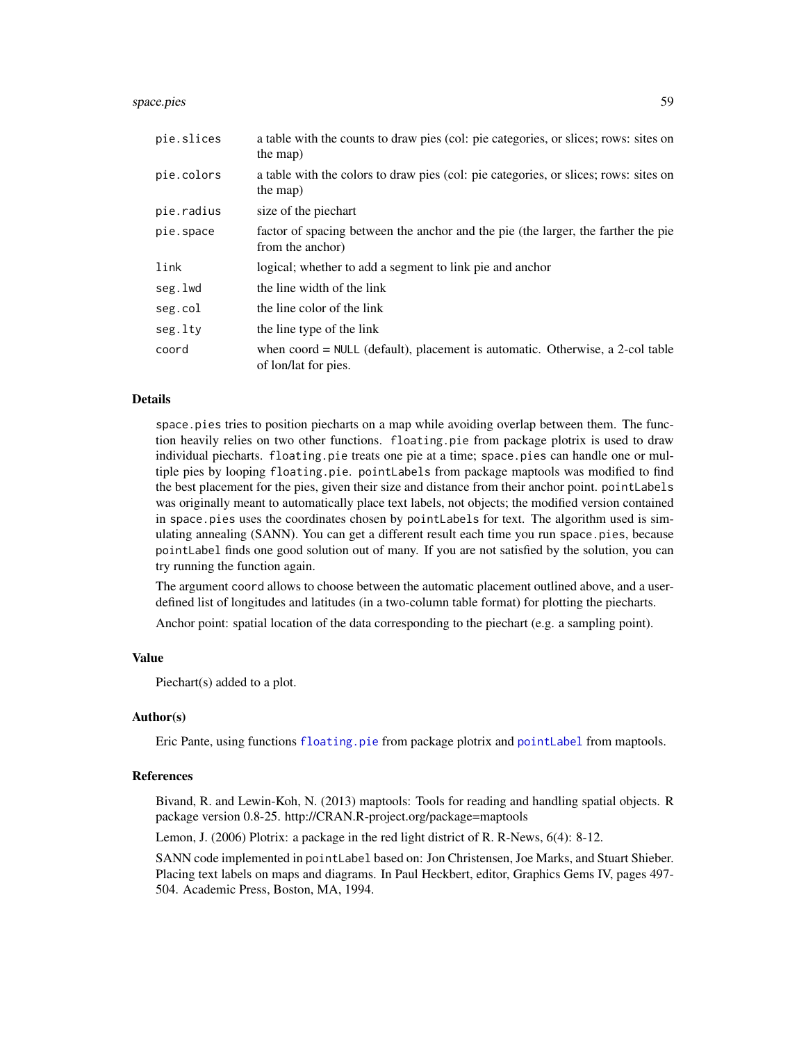| | |
|---|---|
| `pie.slices` | a table with the counts to draw pies (col: pie categories, or slices; rows: sites on the map) |
| `pie.colors` | a table with the colors to draw pies (col: pie categories, or slices; rows: sites on the map) |
| `pie.radius` | size of the piechart |
| `pie.space` | factor of spacing between the anchor and the pie (the larger, the farther the pie from the anchor) |
| `link` | logical; whether to add a segment to link pie and anchor |
| `seg.lwd` | the line width of the link |
| `seg.col` | the line color of the link |
| `seg.lty` | the line type of the link |
| `coord` | when coord = `NULL` (default), placement is automatic. Otherwise, a 2-col table of lon/lat for pies. |

## Details

`space.pies` tries to position piecharts on a map while avoiding overlap between them. The function heavily relies on two other functions. `floating.pie` from package plotrix is used to draw individual piecharts. `floating.pie` treats one pie at a time; `space.pies` can handle one or multiple pies by looping `floating.pie`. `pointLabels` from package maptools was modified to find the best placement for the pies, given their size and distance from their anchor point. `pointLabels` was originally meant to automatically place text labels, not objects; the modified version contained in `space.pies` uses the coordinates chosen by `pointLabels` for text. The algorithm used is simulating annealing (SANN). You can get a different result each time you run `space.pies`, because `pointLabel` finds one good solution out of many. If you are not satisfied by the solution, you can try running the function again.

The argument `coord` allows to choose between the automatic placement outlined above, and a user-defined list of longitudes and latitudes (in a two-column table format) for plotting the piecharts.

Anchor point: spatial location of the data corresponding to the piechart (e.g. a sampling point).

## Value

Piechart(s) added to a plot.

## Author(s)

Eric Pante, using functions `floating.pie` from package plotrix and `pointLabel` from maptools.

## References

Bivand, R. and Lewin-Koh, N. (2013) maptools: Tools for reading and handling spatial objects. R package version 0.8-25. http://CRAN.R-project.org/package=maptools

Lemon, J. (2006) Plotrix: a package in the red light district of R. R-News, 6(4): 8-12.

SANN code implemented in `pointLabel` based on: Jon Christensen, Joe Marks, and Stuart Shieber. Placing text labels on maps and diagrams. In Paul Heckbert, editor, Graphics Gems IV, pages 497-504. Academic Press, Boston, MA, 1994.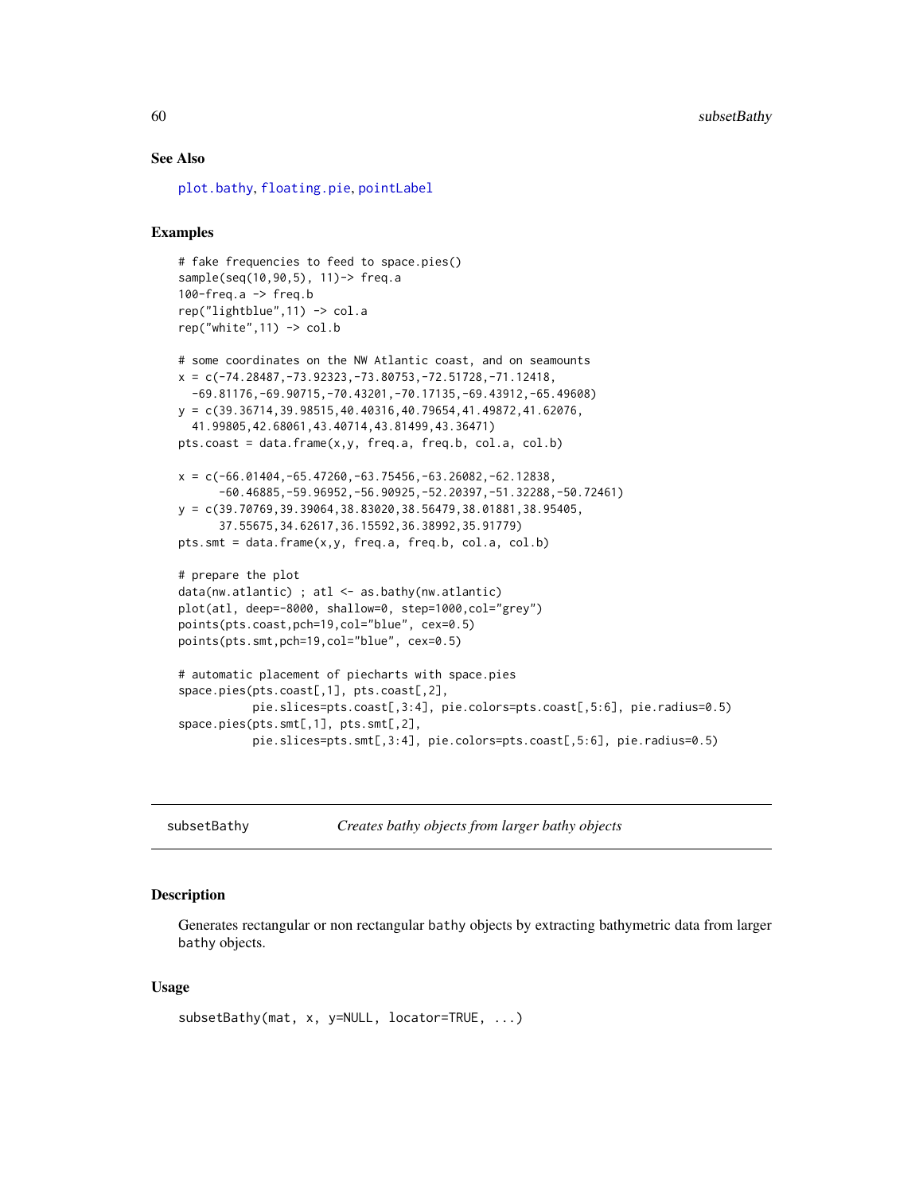## See Also

plot.bathy, floating.pie, pointLabel

## Examples

```
# fake frequencies to feed to space.pies()
sample(seq(10,90,5), 11)-> freq.a
100-freq.a -> freq.b
rep("lightblue",11) -> col.a
rep("white",11) -> col.b

# some coordinates on the NW Atlantic coast, and on seamounts
x = c(-74.28487,-73.92323,-73.80753,-72.51728,-71.12418,
  -69.81176,-69.90715,-70.43201,-70.17135,-69.43912,-65.49608)
y = c(39.36714,39.98515,40.40316,40.79654,41.49872,41.62076,
  41.99805,42.68061,43.40714,43.81499,43.36471)
pts.coast = data.frame(x,y, freq.a, freq.b, col.a, col.b)

x = c(-66.01404,-65.47260,-63.75456,-63.26082,-62.12838,
      -60.46885,-59.96952,-56.90925,-52.20397,-51.32288,-50.72461)
y = c(39.70769,39.39064,38.83020,38.56479,38.01881,38.95405,
      37.55675,34.62617,36.15592,36.38992,35.91779)
pts.smt = data.frame(x,y, freq.a, freq.b, col.a, col.b)

# prepare the plot
data(nw.atlantic) ; atl <- as.bathy(nw.atlantic)
plot(atl, deep=-8000, shallow=0, step=1000,col="grey")
points(pts.coast,pch=19,col="blue", cex=0.5)
points(pts.smt,pch=19,col="blue", cex=0.5)

# automatic placement of piecharts with space.pies
space.pies(pts.coast[,1], pts.coast[,2],
           pie.slices=pts.coast[,3:4], pie.colors=pts.coast[,5:6], pie.radius=0.5)
space.pies(pts.smt[,1], pts.smt[,2],
           pie.slices=pts.smt[,3:4], pie.colors=pts.coast[,5:6], pie.radius=0.5)
```

---

# subsetBathy — *Creates bathy objects from larger bathy objects*

---

## Description

Generates rectangular or non rectangular bathy objects by extracting bathymetric data from larger bathy objects.

## Usage

```
subsetBathy(mat, x, y=NULL, locator=TRUE, ...)
```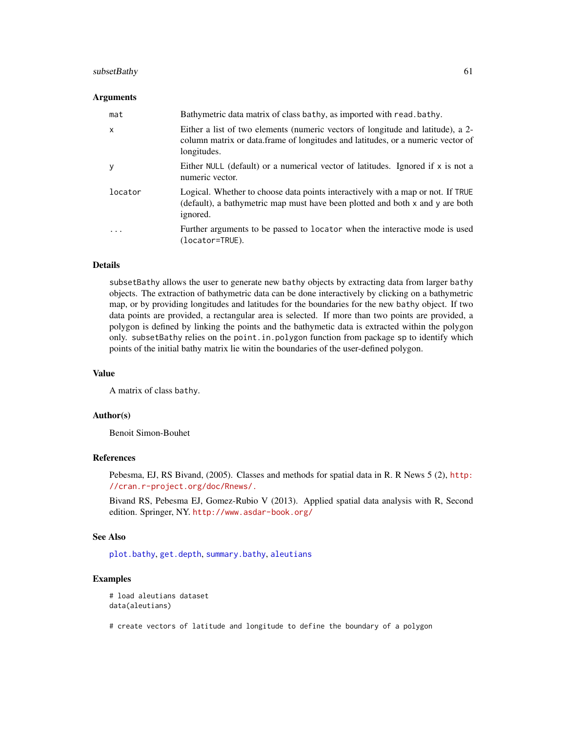## Arguments

| | |
|---|---|
| mat | Bathymetric data matrix of class bathy, as imported with read.bathy. |
| x | Either a list of two elements (numeric vectors of longitude and latitude), a 2-column matrix or data.frame of longitudes and latitudes, or a numeric vector of longitudes. |
| y | Either NULL (default) or a numerical vector of latitudes. Ignored if x is not a numeric vector. |
| locator | Logical. Whether to choose data points interactively with a map or not. If TRUE (default), a bathymetric map must have been plotted and both x and y are both ignored. |
| ... | Further arguments to be passed to locator when the interactive mode is used (locator=TRUE). |

## Details

subsetBathy allows the user to generate new bathy objects by extracting data from larger bathy objects. The extraction of bathymetric data can be done interactively by clicking on a bathymetric map, or by providing longitudes and latitudes for the boundaries for the new bathy object. If two data points are provided, a rectangular area is selected. If more than two points are provided, a polygon is defined by linking the points and the bathymetic data is extracted within the polygon only. subsetBathy relies on the point.in.polygon function from package sp to identify which points of the initial bathy matrix lie witin the boundaries of the user-defined polygon.

## Value

A matrix of class bathy.

## Author(s)

Benoit Simon-Bouhet

## References

Pebesma, EJ, RS Bivand, (2005). Classes and methods for spatial data in R. R News 5 (2), http://cran.r-project.org/doc/Rnews/.

Bivand RS, Pebesma EJ, Gomez-Rubio V (2013). Applied spatial data analysis with R, Second edition. Springer, NY. http://www.asdar-book.org/

## See Also

plot.bathy, get.depth, summary.bathy, aleutians

## Examples

```
# load aleutians dataset
data(aleutians)

# create vectors of latitude and longitude to define the boundary of a polygon
```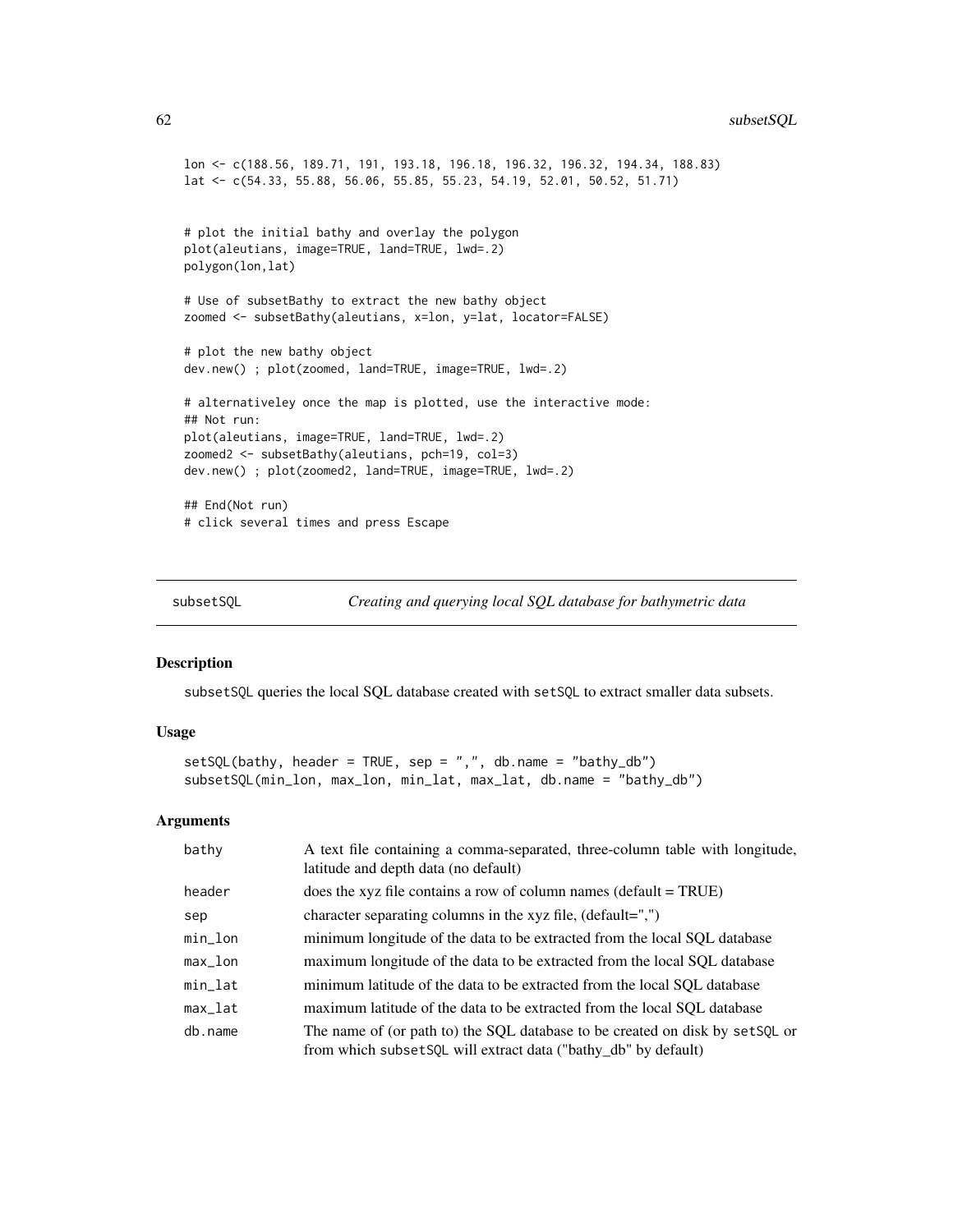```
lon <- c(188.56, 189.71, 191, 193.18, 196.18, 196.32, 196.32, 194.34, 188.83)
lat <- c(54.33, 55.88, 56.06, 55.85, 55.23, 54.19, 52.01, 50.52, 51.71)


# plot the initial bathy and overlay the polygon
plot(aleutians, image=TRUE, land=TRUE, lwd=.2)
polygon(lon,lat)

# Use of subsetBathy to extract the new bathy object
zoomed <- subsetBathy(aleutians, x=lon, y=lat, locator=FALSE)

# plot the new bathy object
dev.new() ; plot(zoomed, land=TRUE, image=TRUE, lwd=.2)

# alternativeley once the map is plotted, use the interactive mode:
## Not run:
plot(aleutians, image=TRUE, land=TRUE, lwd=.2)
zoomed2 <- subsetBathy(aleutians, pch=19, col=3)
dev.new() ; plot(zoomed2, land=TRUE, image=TRUE, lwd=.2)

## End(Not run)
# click several times and press Escape
```

---

## subsetSQL — *Creating and querying local SQL database for bathymetric data*

### Description

subsetSQL queries the local SQL database created with setSQL to extract smaller data subsets.

### Usage

```
setSQL(bathy, header = TRUE, sep = ",", db.name = "bathy_db")
subsetSQL(min_lon, max_lon, min_lat, max_lat, db.name = "bathy_db")
```

### Arguments

| | |
|---|---|
| bathy | A text file containing a comma-separated, three-column table with longitude, latitude and depth data (no default) |
| header | does the xyz file contains a row of column names (default = TRUE) |
| sep | character separating columns in the xyz file, (default=",") |
| min_lon | minimum longitude of the data to be extracted from the local SQL database |
| max_lon | maximum longitude of the data to be extracted from the local SQL database |
| min_lat | minimum latitude of the data to be extracted from the local SQL database |
| max_lat | maximum latitude of the data to be extracted from the local SQL database |
| db.name | The name of (or path to) the SQL database to be created on disk by setSQL or from which subsetSQL will extract data ("bathy_db" by default) |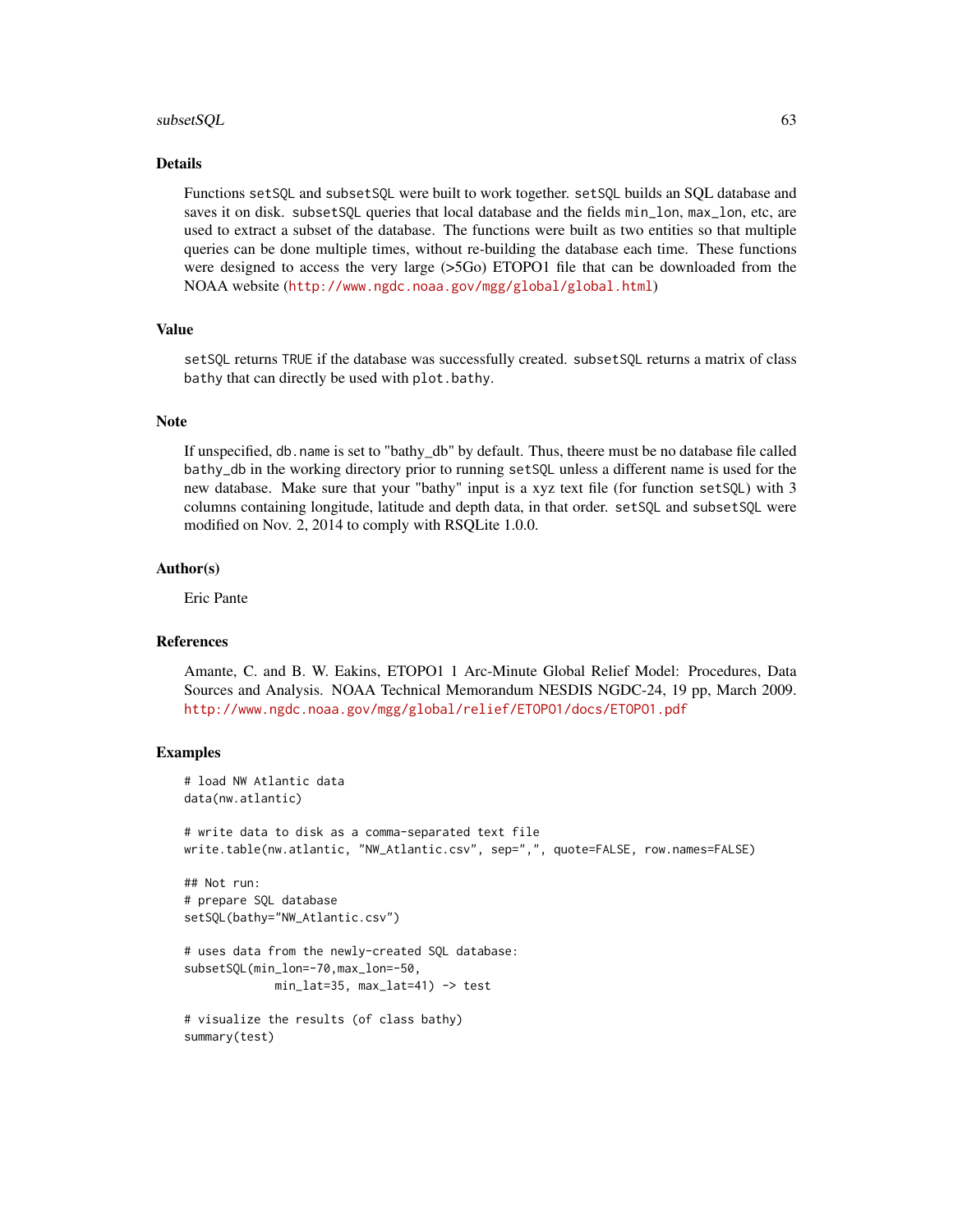## Details

Functions `setSQL` and `subsetSQL` were built to work together. `setSQL` builds an SQL database and saves it on disk. `subsetSQL` queries that local database and the fields `min_lon`, `max_lon`, etc, are used to extract a subset of the database. The functions were built as two entities so that multiple queries can be done multiple times, without re-building the database each time. These functions were designed to access the very large (>5Go) ETOPO1 file that can be downloaded from the NOAA website (http://www.ngdc.noaa.gov/mgg/global/global.html)

## Value

`setSQL` returns `TRUE` if the database was successfully created. `subsetSQL` returns a matrix of class `bathy` that can directly be used with `plot.bathy`.

## Note

If unspecified, `db.name` is set to "bathy_db" by default. Thus, theere must be no database file called `bathy_db` in the working directory prior to running `setSQL` unless a different name is used for the new database. Make sure that your "bathy" input is a xyz text file (for function `setSQL`) with 3 columns containing longitude, latitude and depth data, in that order. `setSQL` and `subsetSQL` were modified on Nov. 2, 2014 to comply with RSQLite 1.0.0.

## Author(s)

Eric Pante

## References

Amante, C. and B. W. Eakins, ETOPO1 1 Arc-Minute Global Relief Model: Procedures, Data Sources and Analysis. NOAA Technical Memorandum NESDIS NGDC-24, 19 pp, March 2009. http://www.ngdc.noaa.gov/mgg/global/relief/ETOPO1/docs/ETOPO1.pdf

## Examples

```
# load NW Atlantic data
data(nw.atlantic)

# write data to disk as a comma-separated text file
write.table(nw.atlantic, "NW_Atlantic.csv", sep=",", quote=FALSE, row.names=FALSE)

## Not run:
# prepare SQL database
setSQL(bathy="NW_Atlantic.csv")

# uses data from the newly-created SQL database:
subsetSQL(min_lon=-70,max_lon=-50,
          min_lat=35, max_lat=41) -> test

# visualize the results (of class bathy)
summary(test)
```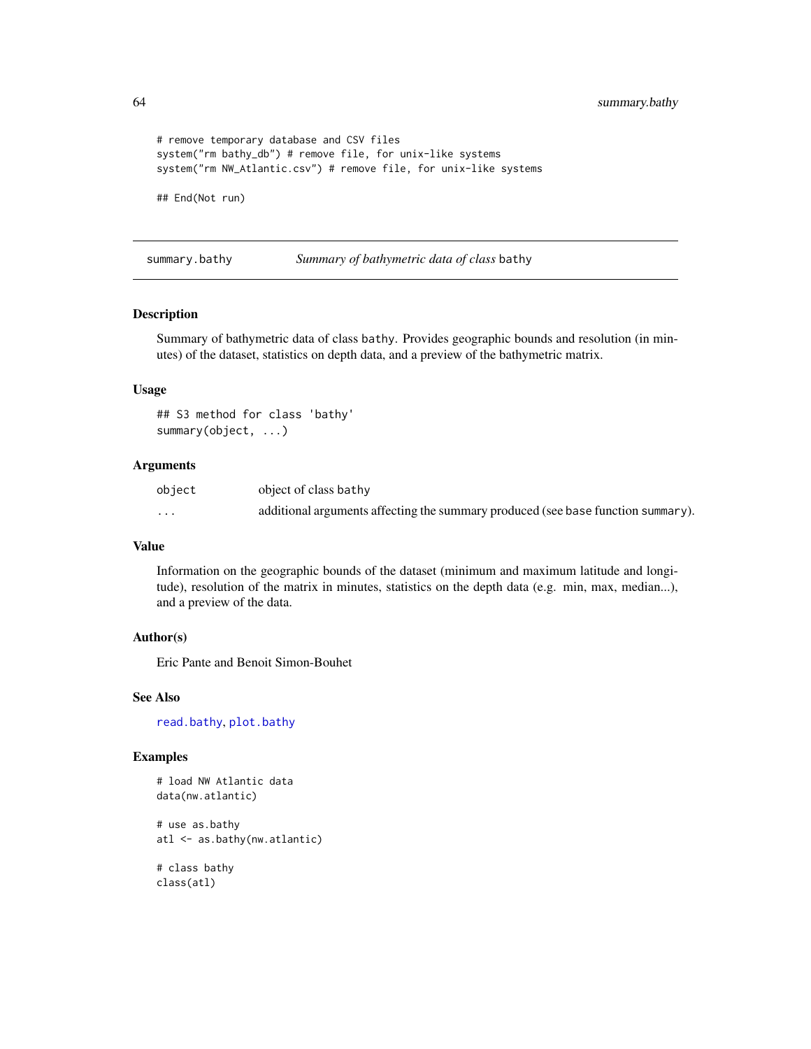```
# remove temporary database and CSV files
system("rm bathy_db") # remove file, for unix-like systems
system("rm NW_Atlantic.csv") # remove file, for unix-like systems

## End(Not run)
```

---

## summary.bathy    *Summary of bathymetric data of class* bathy

---

### Description

Summary of bathymetric data of class bathy. Provides geographic bounds and resolution (in minutes) of the dataset, statistics on depth data, and a preview of the bathymetric matrix.

### Usage

```
## S3 method for class 'bathy'
summary(object, ...)
```

### Arguments

| | |
|---|---|
| object | object of class bathy |
| ... | additional arguments affecting the summary produced (see base function summary). |

### Value

Information on the geographic bounds of the dataset (minimum and maximum latitude and longitude), resolution of the matrix in minutes, statistics on the depth data (e.g. min, max, median...), and a preview of the data.

### Author(s)

Eric Pante and Benoit Simon-Bouhet

### See Also

read.bathy, plot.bathy

### Examples

```
# load NW Atlantic data
data(nw.atlantic)

# use as.bathy
atl <- as.bathy(nw.atlantic)

# class bathy
class(atl)
```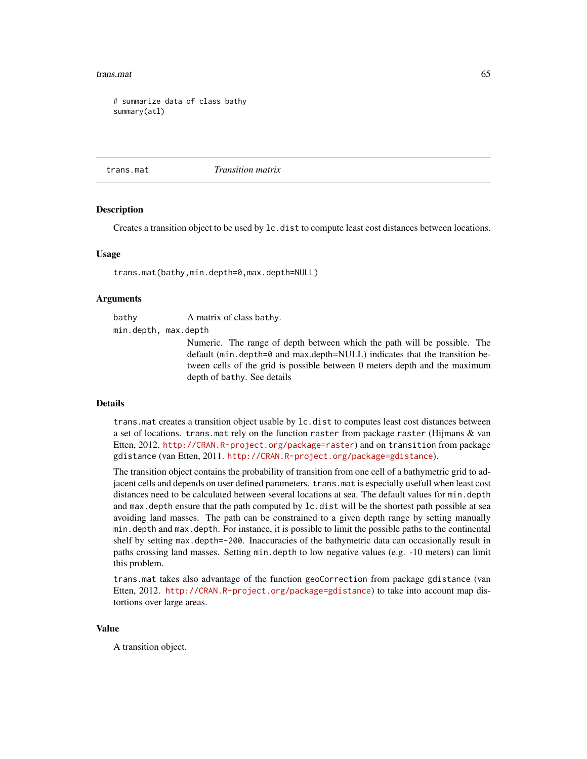```
# summarize data of class bathy
summary(atl)
```

## trans.mat *Transition matrix*

### Description

Creates a transition object to be used by lc.dist to compute least cost distances between locations.

### Usage

```
trans.mat(bathy,min.depth=0,max.depth=NULL)
```

### Arguments

| | |
|---|---|
| bathy | A matrix of class bathy. |
| min.depth, max.depth | Numeric. The range of depth between which the path will be possible. The default (min.depth=0 and max.depth=NULL) indicates that the transition between cells of the grid is possible between 0 meters depth and the maximum depth of bathy. See details |

### Details

trans.mat creates a transition object usable by lc.dist to computes least cost distances between a set of locations. trans.mat rely on the function raster from package raster (Hijmans & van Etten, 2012. http://CRAN.R-project.org/package=raster) and on transition from package gdistance (van Etten, 2011. http://CRAN.R-project.org/package=gdistance).

The transition object contains the probability of transition from one cell of a bathymetric grid to adjacent cells and depends on user defined parameters. trans.mat is especially usefull when least cost distances need to be calculated between several locations at sea. The default values for min.depth and max.depth ensure that the path computed by lc.dist will be the shortest path possible at sea avoiding land masses. The path can be constrained to a given depth range by setting manually min.depth and max.depth. For instance, it is possible to limit the possible paths to the continental shelf by setting max.depth=-200. Inaccuracies of the bathymetric data can occasionally result in paths crossing land masses. Setting min.depth to low negative values (e.g. -10 meters) can limit this problem.

trans.mat takes also advantage of the function geoCorrection from package gdistance (van Etten, 2012. http://CRAN.R-project.org/package=gdistance) to take into account map distortions over large areas.

### Value

A transition object.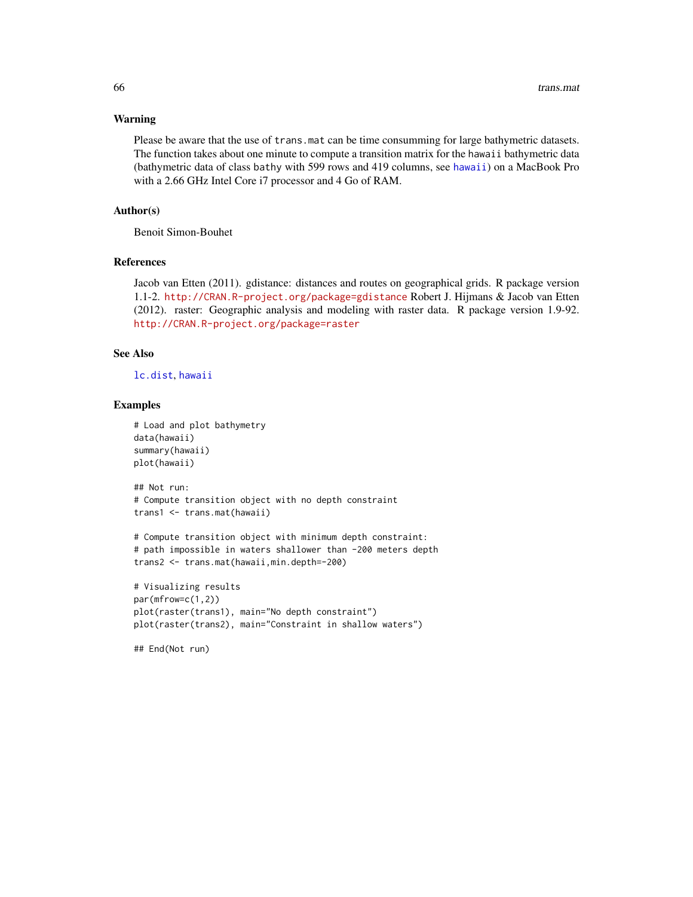### Warning

Please be aware that the use of `trans.mat` can be time consumming for large bathymetric datasets. The function takes about one minute to compute a transition matrix for the `hawaii` bathymetric data (bathymetric data of class `bathy` with 599 rows and 419 columns, see `hawaii`) on a MacBook Pro with a 2.66 GHz Intel Core i7 processor and 4 Go of RAM.

### Author(s)

Benoit Simon-Bouhet

### References

Jacob van Etten (2011). gdistance: distances and routes on geographical grids. R package version 1.1-2. http://CRAN.R-project.org/package=gdistance Robert J. Hijmans & Jacob van Etten (2012). raster: Geographic analysis and modeling with raster data. R package version 1.9-92. http://CRAN.R-project.org/package=raster

### See Also

`lc.dist`, `hawaii`

### Examples

```
# Load and plot bathymetry
data(hawaii)
summary(hawaii)
plot(hawaii)

## Not run:
# Compute transition object with no depth constraint
trans1 <- trans.mat(hawaii)

# Compute transition object with minimum depth constraint:
# path impossible in waters shallower than -200 meters depth
trans2 <- trans.mat(hawaii,min.depth=-200)

# Visualizing results
par(mfrow=c(1,2))
plot(raster(trans1), main="No depth constraint")
plot(raster(trans2), main="Constraint in shallow waters")

## End(Not run)
```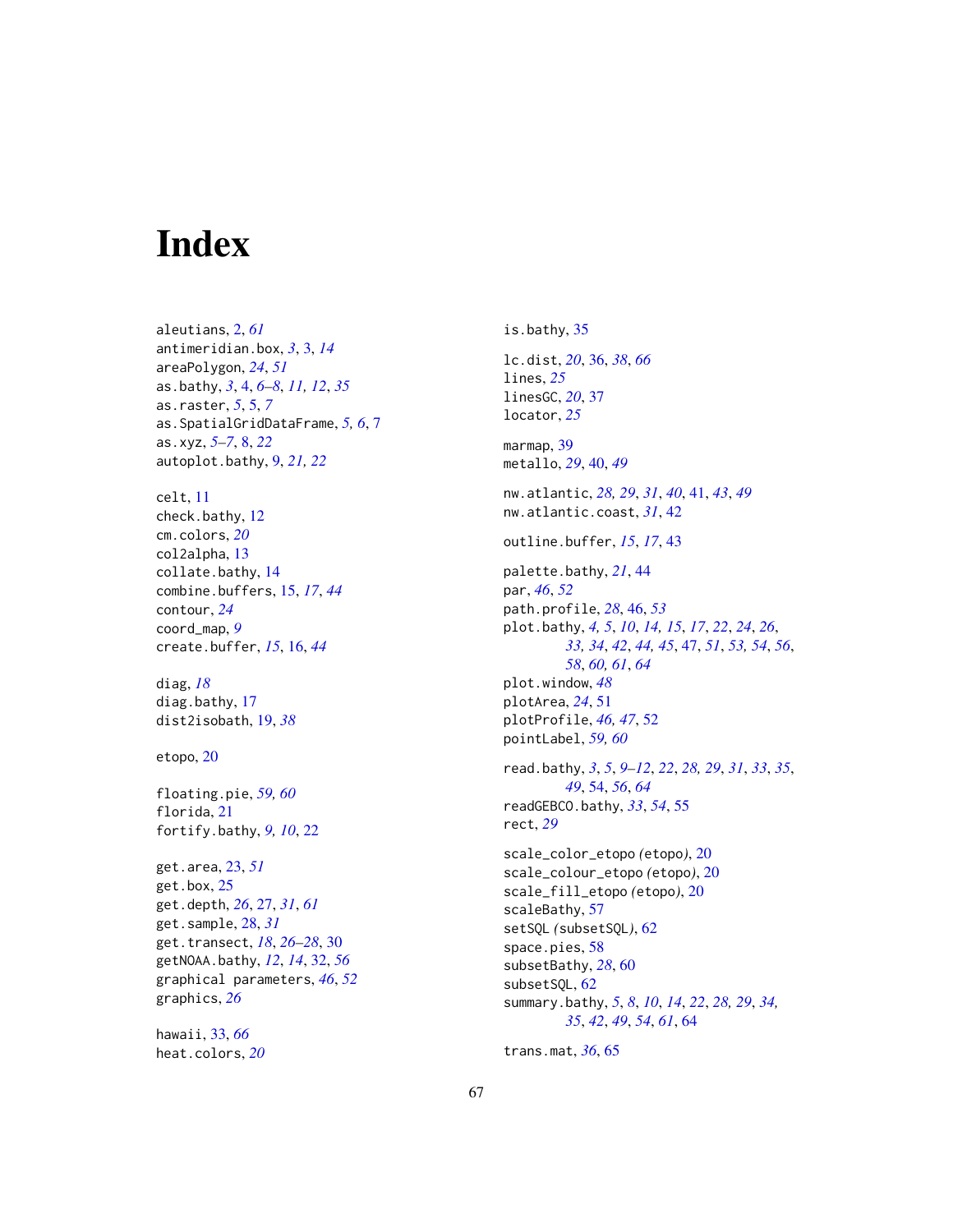# Index

aleutians, 2, *61*
antimeridian.box, *3*, 3, *14*
areaPolygon, *24*, *51*
as.bathy, *3*, 4, *6–8*, *11, 12*, *35*
as.raster, *5*, 5, *7*
as.SpatialGridDataFrame, *5, 6*, 7
as.xyz, *5–7*, 8, *22*
autoplot.bathy, 9, *21, 22*

celt, 11
check.bathy, 12
cm.colors, *20*
col2alpha, 13
collate.bathy, 14
combine.buffers, 15, *17*, *44*
contour, *24*
coord_map, *9*
create.buffer, *15*, 16, *44*

diag, *18*
diag.bathy, 17
dist2isobath, 19, *38*

etopo, 20

floating.pie, *59, 60*
florida, 21
fortify.bathy, *9, 10*, 22

get.area, 23, *51*
get.box, 25
get.depth, *26*, 27, *31*, *61*
get.sample, 28, *31*
get.transect, *18*, *26–28*, 30
getNOAA.bathy, *12*, *14*, 32, *56*
graphical parameters, *46*, *52*
graphics, *26*

hawaii, 33, *66*
heat.colors, *20*

is.bathy, 35

lc.dist, *20*, 36, *38*, *66*
lines, *25*
linesGC, *20*, 37
locator, *25*

marmap, 39
metallo, *29*, 40, *49*

nw.atlantic, *28, 29*, *31*, *40*, 41, *43*, *49*
nw.atlantic.coast, *31*, 42

outline.buffer, *15*, *17*, 43

palette.bathy, *21*, 44
par, *46*, *52*
path.profile, *28*, 46, *53*
plot.bathy, *4, 5*, *10*, *14, 15*, *17*, *22*, *24*, *26*, *33*, *34*, *42*, *44, 45*, 47, *51*, *53, 54*, *56*, *58*, *60*, *61*, *64*
plot.window, *48*
plotArea, *24*, 51
plotProfile, *46, 47*, 52
pointLabel, *59, 60*

read.bathy, *3*, *5*, *9–12*, *22*, *28, 29*, *31*, *33*, *35*, *49*, 54, *56*, *64*
readGEBCO.bathy, *33*, *54*, 55
rect, *29*

scale_color_etopo *(etopo)*, 20
scale_colour_etopo *(etopo)*, 20
scale_fill_etopo *(etopo)*, 20
scaleBathy, 57
setSQL *(subsetSQL)*, 62
space.pies, 58
subsetBathy, *28*, 60
subsetSQL, 62
summary.bathy, *5*, *8*, *10*, *14*, *22*, *28, 29*, *34*, *35*, *42*, *49*, *54*, *61*, 64

trans.mat, *36*, 65